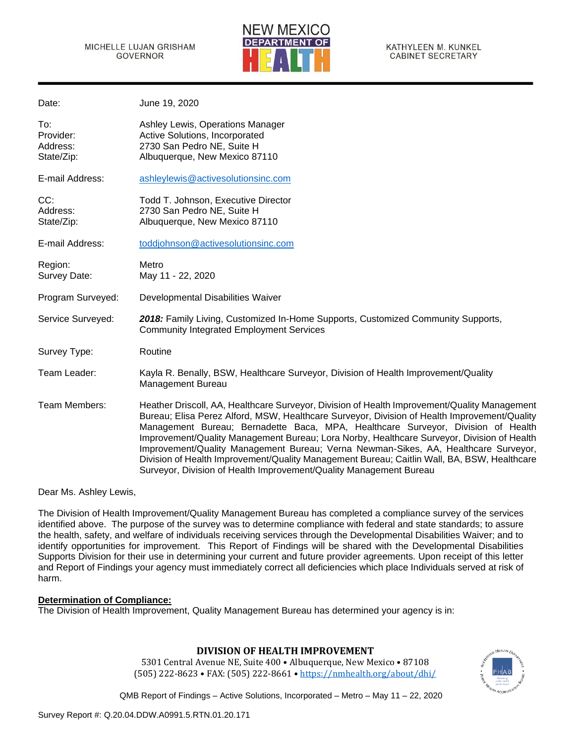MICHELLE LUJAN GRISHAM
GOVERNOR

NEW MEXICO DEPARTMENT OF HEALTH

KATHYLEEN M. KUNKEL
CABINET SECRETARY

---

| | |
|---|---|
| Date: | June 19, 2020 |
| To: | Ashley Lewis, Operations Manager |
| Provider: | Active Solutions, Incorporated |
| Address: | 2730 San Pedro NE, Suite H |
| State/Zip: | Albuquerque, New Mexico 87110 |
| E-mail Address: | ashleylewis@activesolutionsinc.com |
| CC: | Todd T. Johnson, Executive Director |
| Address: | 2730 San Pedro NE, Suite H |
| State/Zip: | Albuquerque, New Mexico 87110 |
| E-mail Address: | toddjohnson@activesolutionsinc.com |
| Region: | Metro |
| Survey Date: | May 11 - 22, 2020 |
| Program Surveyed: | Developmental Disabilities Waiver |
| Service Surveyed: | ***2018:*** Family Living, Customized In-Home Supports, Customized Community Supports, Community Integrated Employment Services |
| Survey Type: | Routine |
| Team Leader: | Kayla R. Benally, BSW, Healthcare Surveyor, Division of Health Improvement/Quality Management Bureau |
| Team Members: | Heather Driscoll, AA, Healthcare Surveyor, Division of Health Improvement/Quality Management Bureau; Elisa Perez Alford, MSW, Healthcare Surveyor, Division of Health Improvement/Quality Management Bureau; Bernadette Baca, MPA, Healthcare Surveyor, Division of Health Improvement/Quality Management Bureau; Lora Norby, Healthcare Surveyor, Division of Health Improvement/Quality Management Bureau; Verna Newman-Sikes, AA, Healthcare Surveyor, Division of Health Improvement/Quality Management Bureau; Caitlin Wall, BA, BSW, Healthcare Surveyor, Division of Health Improvement/Quality Management Bureau |

Dear Ms. Ashley Lewis,

The Division of Health Improvement/Quality Management Bureau has completed a compliance survey of the services identified above. The purpose of the survey was to determine compliance with federal and state standards; to assure the health, safety, and welfare of individuals receiving services through the Developmental Disabilities Waiver; and to identify opportunities for improvement. This Report of Findings will be shared with the Developmental Disabilities Supports Division for their use in determining your current and future provider agreements. Upon receipt of this letter and Report of Findings your agency must immediately correct all deficiencies which place Individuals served at risk of harm.

**Determination of Compliance:**
The Division of Health Improvement, Quality Management Bureau has determined your agency is in:

**DIVISION OF HEALTH IMPROVEMENT**
5301 Central Avenue NE, Suite 400 • Albuquerque, New Mexico • 87108
(505) 222-8623 • FAX: (505) 222-8661 • https://nmhealth.org/about/dhi/

Survey Report #: Q.20.04.DDW.A0991.5.RTN.01.20.171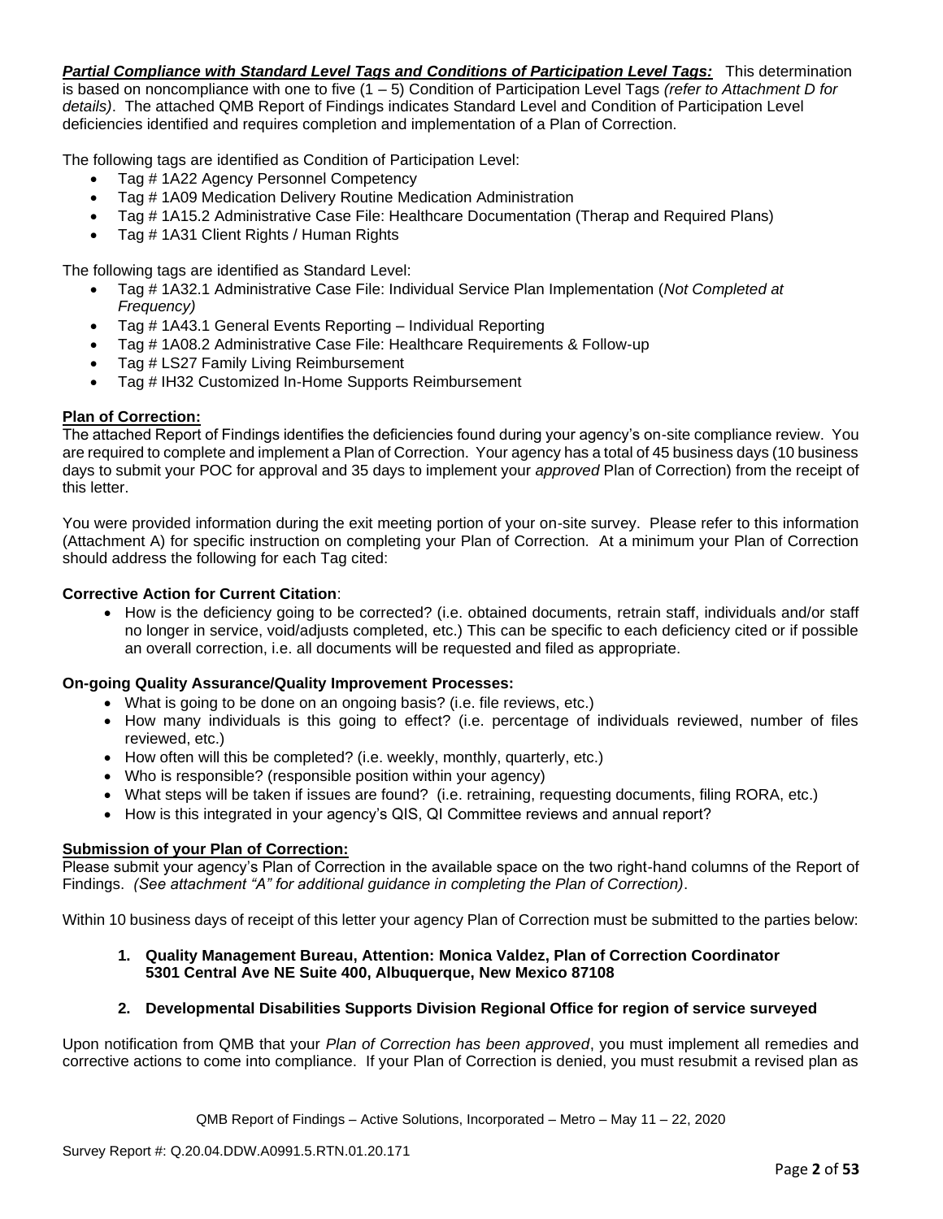***Partial Compliance with Standard Level Tags and Conditions of Participation Level Tags:*** This determination is based on noncompliance with one to five (1 – 5) Condition of Participation Level Tags *(refer to Attachment D for details)*. The attached QMB Report of Findings indicates Standard Level and Condition of Participation Level deficiencies identified and requires completion and implementation of a Plan of Correction.

The following tags are identified as Condition of Participation Level:

- Tag # 1A22 Agency Personnel Competency
- Tag # 1A09 Medication Delivery Routine Medication Administration
- Tag # 1A15.2 Administrative Case File: Healthcare Documentation (Therap and Required Plans)
- Tag # 1A31 Client Rights / Human Rights

The following tags are identified as Standard Level:

- Tag # 1A32.1 Administrative Case File: Individual Service Plan Implementation (*Not Completed at Frequency)*
- Tag # 1A43.1 General Events Reporting – Individual Reporting
- Tag # 1A08.2 Administrative Case File: Healthcare Requirements & Follow-up
- Tag # LS27 Family Living Reimbursement
- Tag # IH32 Customized In-Home Supports Reimbursement

**Plan of Correction:**

The attached Report of Findings identifies the deficiencies found during your agency's on-site compliance review. You are required to complete and implement a Plan of Correction. Your agency has a total of 45 business days (10 business days to submit your POC for approval and 35 days to implement your *approved* Plan of Correction) from the receipt of this letter.

You were provided information during the exit meeting portion of your on-site survey. Please refer to this information (Attachment A) for specific instruction on completing your Plan of Correction. At a minimum your Plan of Correction should address the following for each Tag cited:

**Corrective Action for Current Citation**:

- How is the deficiency going to be corrected? (i.e. obtained documents, retrain staff, individuals and/or staff no longer in service, void/adjusts completed, etc.) This can be specific to each deficiency cited or if possible an overall correction, i.e. all documents will be requested and filed as appropriate.

**On-going Quality Assurance/Quality Improvement Processes:**

- What is going to be done on an ongoing basis? (i.e. file reviews, etc.)
- How many individuals is this going to effect? (i.e. percentage of individuals reviewed, number of files reviewed, etc.)
- How often will this be completed? (i.e. weekly, monthly, quarterly, etc.)
- Who is responsible? (responsible position within your agency)
- What steps will be taken if issues are found? (i.e. retraining, requesting documents, filing RORA, etc.)
- How is this integrated in your agency's QIS, QI Committee reviews and annual report?

**Submission of your Plan of Correction:**

Please submit your agency's Plan of Correction in the available space on the two right-hand columns of the Report of Findings. *(See attachment "A" for additional guidance in completing the Plan of Correction)*.

Within 10 business days of receipt of this letter your agency Plan of Correction must be submitted to the parties below:

1. **Quality Management Bureau, Attention: Monica Valdez, Plan of Correction Coordinator 5301 Central Ave NE Suite 400, Albuquerque, New Mexico 87108**

2. **Developmental Disabilities Supports Division Regional Office for region of service surveyed**

Upon notification from QMB that your *Plan of Correction has been approved*, you must implement all remedies and corrective actions to come into compliance. If your Plan of Correction is denied, you must resubmit a revised plan as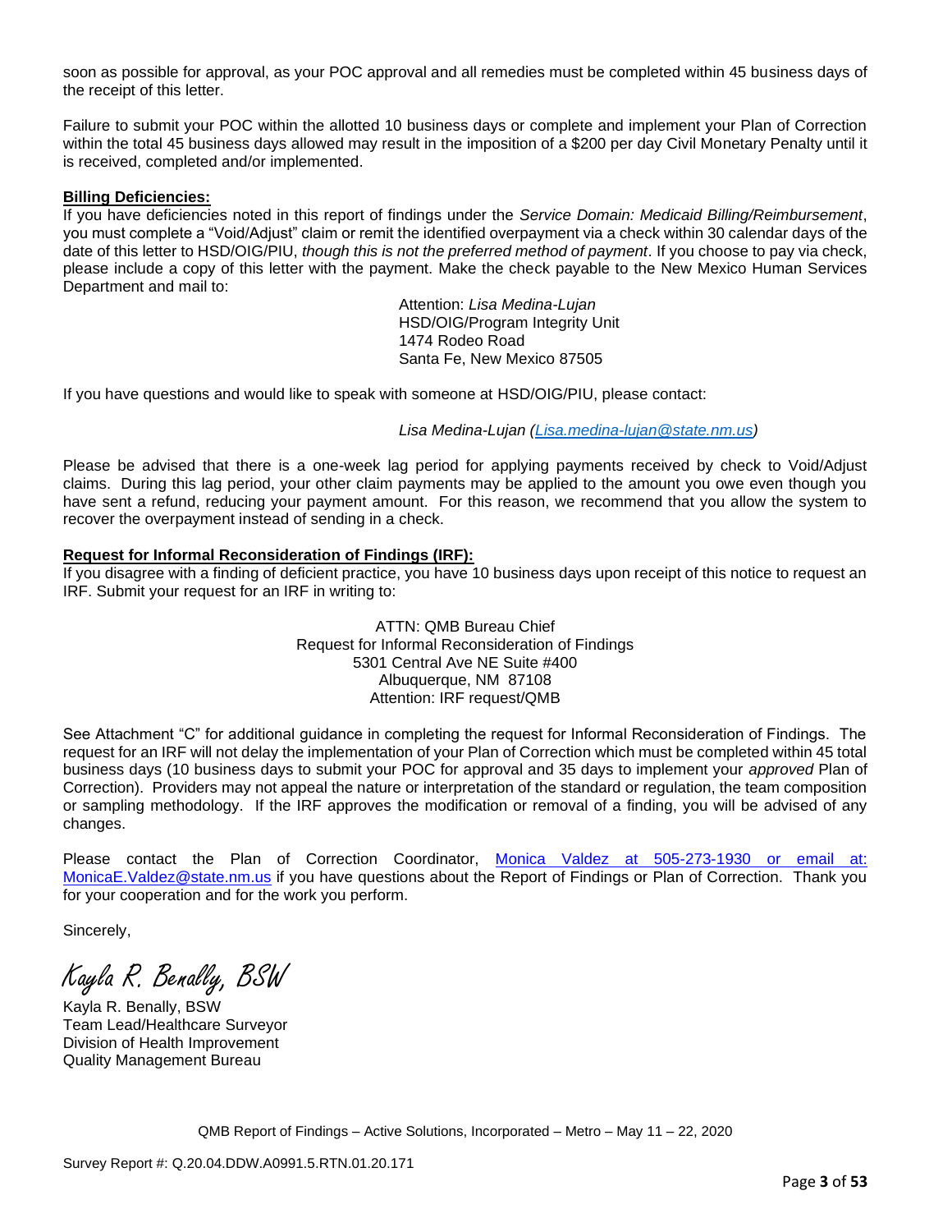soon as possible for approval, as your POC approval and all remedies must be completed within 45 business days of the receipt of this letter.

Failure to submit your POC within the allotted 10 business days or complete and implement your Plan of Correction within the total 45 business days allowed may result in the imposition of a $200 per day Civil Monetary Penalty until it is received, completed and/or implemented.

**Billing Deficiencies:**
If you have deficiencies noted in this report of findings under the *Service Domain: Medicaid Billing/Reimbursement*, you must complete a "Void/Adjust" claim or remit the identified overpayment via a check within 30 calendar days of the date of this letter to HSD/OIG/PIU, *though this is not the preferred method of payment*. If you choose to pay via check, please include a copy of this letter with the payment. Make the check payable to the New Mexico Human Services Department and mail to:

Attention: *Lisa Medina-Lujan*
HSD/OIG/Program Integrity Unit
1474 Rodeo Road
Santa Fe, New Mexico 87505

If you have questions and would like to speak with someone at HSD/OIG/PIU, please contact:

*Lisa Medina-Lujan (Lisa.medina-lujan@state.nm.us)*

Please be advised that there is a one-week lag period for applying payments received by check to Void/Adjust claims. During this lag period, your other claim payments may be applied to the amount you owe even though you have sent a refund, reducing your payment amount. For this reason, we recommend that you allow the system to recover the overpayment instead of sending in a check.

**Request for Informal Reconsideration of Findings (IRF):**
If you disagree with a finding of deficient practice, you have 10 business days upon receipt of this notice to request an IRF. Submit your request for an IRF in writing to:

ATTN: QMB Bureau Chief
Request for Informal Reconsideration of Findings
5301 Central Ave NE Suite #400
Albuquerque, NM 87108
Attention: IRF request/QMB

See Attachment "C" for additional guidance in completing the request for Informal Reconsideration of Findings. The request for an IRF will not delay the implementation of your Plan of Correction which must be completed within 45 total business days (10 business days to submit your POC for approval and 35 days to implement your *approved* Plan of Correction). Providers may not appeal the nature or interpretation of the standard or regulation, the team composition or sampling methodology. If the IRF approves the modification or removal of a finding, you will be advised of any changes.

Please contact the Plan of Correction Coordinator, Monica Valdez at 505-273-1930 or email at: MonicaE.Valdez@state.nm.us if you have questions about the Report of Findings or Plan of Correction. Thank you for your cooperation and for the work you perform.

Sincerely,

*Kayla R. Benally, BSW*

Kayla R. Benally, BSW
Team Lead/Healthcare Surveyor
Division of Health Improvement
Quality Management Bureau

QMB Report of Findings – Active Solutions, Incorporated – Metro – May 11 – 22, 2020

Survey Report #: Q.20.04.DDW.A0991.5.RTN.01.20.171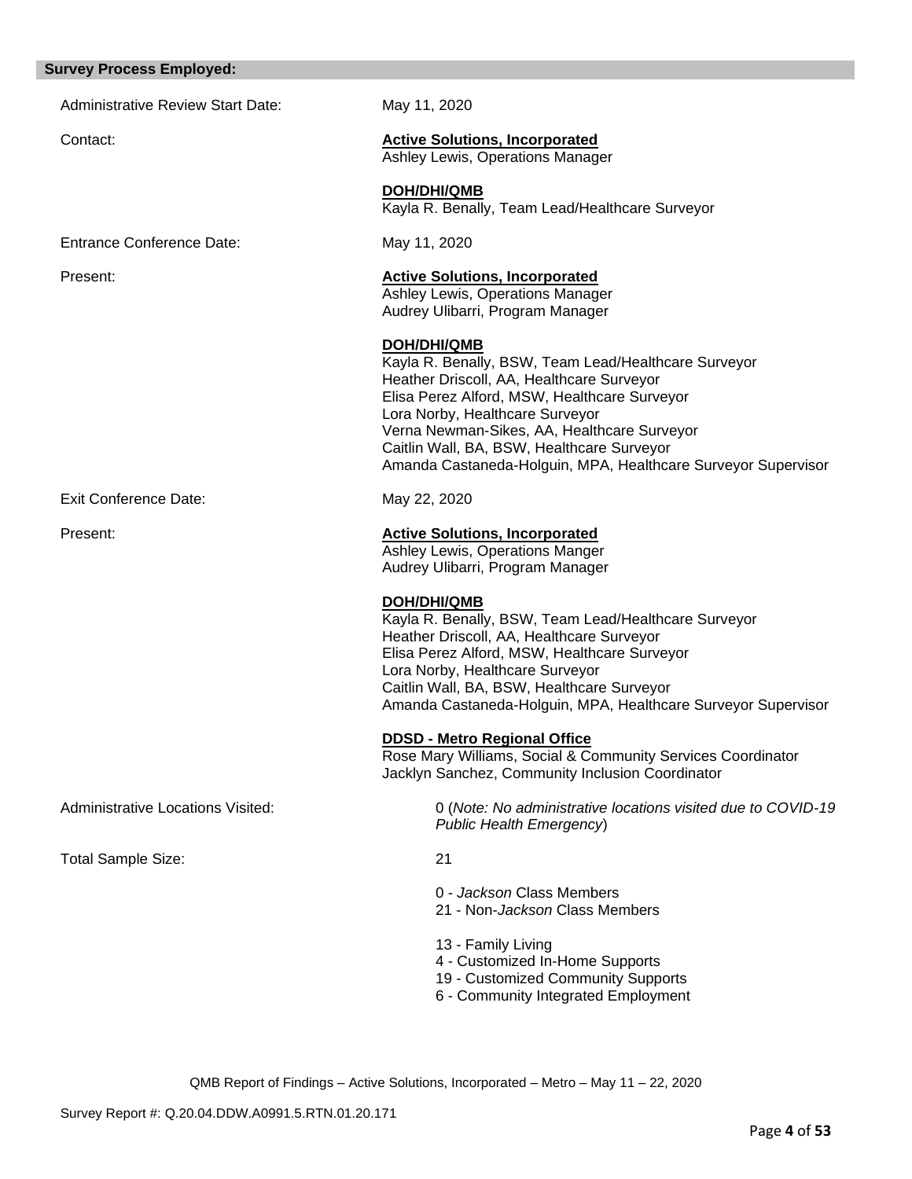## Survey Process Employed:

Administrative Review Start Date: May 11, 2020

Contact:

**Active Solutions, Incorporated**
Ashley Lewis, Operations Manager

**DOH/DHI/QMB**
Kayla R. Benally, Team Lead/Healthcare Surveyor

Entrance Conference Date: May 11, 2020

Present:

**Active Solutions, Incorporated**
Ashley Lewis, Operations Manager
Audrey Ulibarri, Program Manager

**DOH/DHI/QMB**
Kayla R. Benally, BSW, Team Lead/Healthcare Surveyor
Heather Driscoll, AA, Healthcare Surveyor
Elisa Perez Alford, MSW, Healthcare Surveyor
Lora Norby, Healthcare Surveyor
Verna Newman-Sikes, AA, Healthcare Surveyor
Caitlin Wall, BA, BSW, Healthcare Surveyor
Amanda Castaneda-Holguin, MPA, Healthcare Surveyor Supervisor

Exit Conference Date: May 22, 2020

Present:

**Active Solutions, Incorporated**
Ashley Lewis, Operations Manger
Audrey Ulibarri, Program Manager

**DOH/DHI/QMB**
Kayla R. Benally, BSW, Team Lead/Healthcare Surveyor
Heather Driscoll, AA, Healthcare Surveyor
Elisa Perez Alford, MSW, Healthcare Surveyor
Lora Norby, Healthcare Surveyor
Caitlin Wall, BA, BSW, Healthcare Surveyor
Amanda Castaneda-Holguin, MPA, Healthcare Surveyor Supervisor

**DDSD - Metro Regional Office**
Rose Mary Williams, Social & Community Services Coordinator
Jacklyn Sanchez, Community Inclusion Coordinator

Administrative Locations Visited: 0 (*Note: No administrative locations visited due to COVID-19 Public Health Emergency*)

Total Sample Size: 21

0 - *Jackson* Class Members
21 - Non-*Jackson* Class Members

13 - Family Living
4 - Customized In-Home Supports
19 - Customized Community Supports
6 - Community Integrated Employment

QMB Report of Findings – Active Solutions, Incorporated – Metro – May 11 – 22, 2020

Survey Report #: Q.20.04.DDW.A0991.5.RTN.01.20.171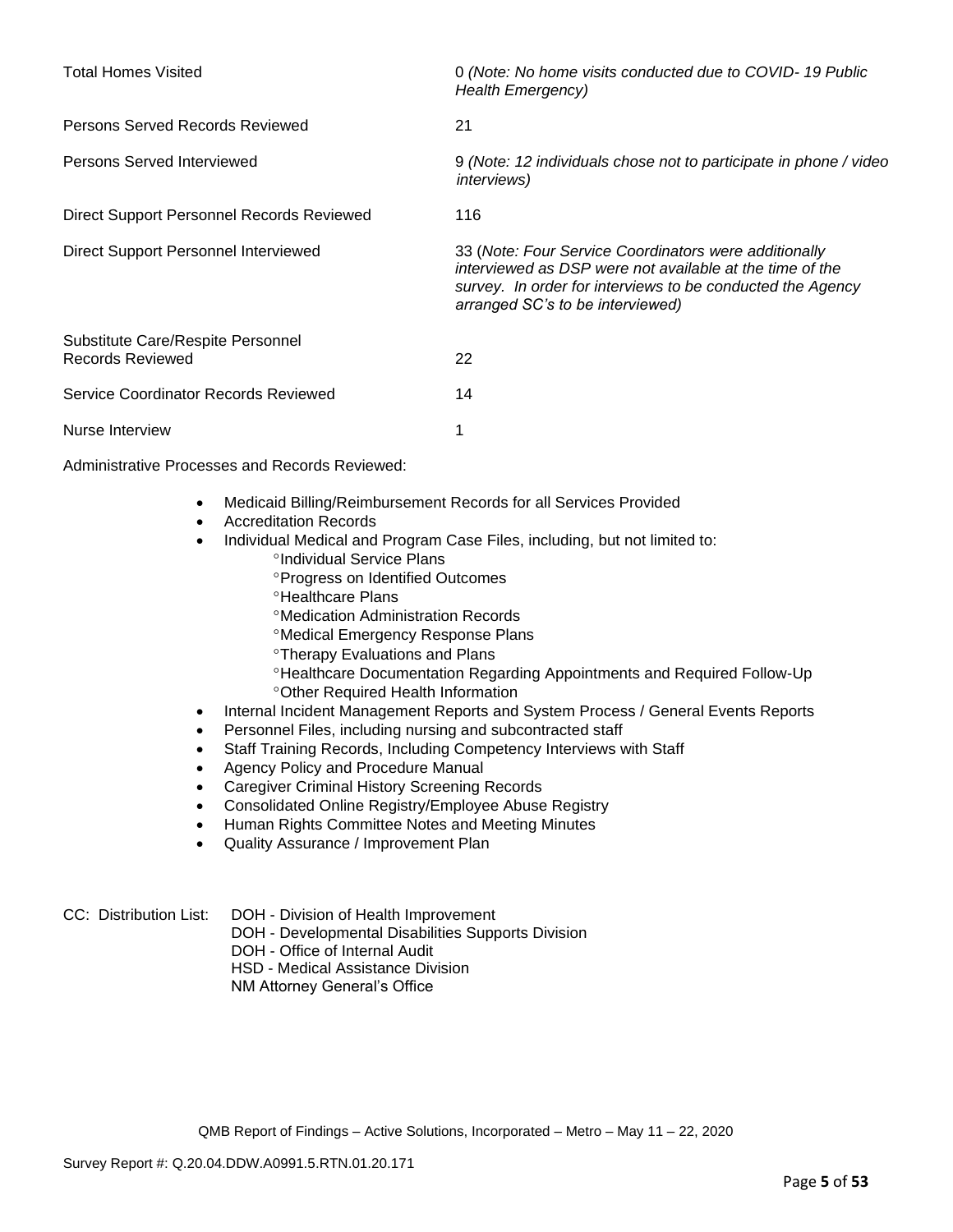| | |
|---|---|
| Total Homes Visited | 0 *(Note: No home visits conducted due to COVID- 19 Public Health Emergency)* |
| Persons Served Records Reviewed | 21 |
| Persons Served Interviewed | 9 *(Note: 12 individuals chose not to participate in phone / video interviews)* |
| Direct Support Personnel Records Reviewed | 116 |
| Direct Support Personnel Interviewed | 33 (*Note: Four Service Coordinators were additionally interviewed as DSP were not available at the time of the survey. In order for interviews to be conducted the Agency arranged SC's to be interviewed)* |
| Substitute Care/Respite Personnel Records Reviewed | 22 |
| Service Coordinator Records Reviewed | 14 |
| Nurse Interview | 1 |

Administrative Processes and Records Reviewed:

- Medicaid Billing/Reimbursement Records for all Services Provided
- Accreditation Records
- Individual Medical and Program Case Files, including, but not limited to:
    - °Individual Service Plans
    - °Progress on Identified Outcomes
    - °Healthcare Plans
    - °Medication Administration Records
    - °Medical Emergency Response Plans
    - °Therapy Evaluations and Plans
    - °Healthcare Documentation Regarding Appointments and Required Follow-Up
    - °Other Required Health Information
- Internal Incident Management Reports and System Process / General Events Reports
- Personnel Files, including nursing and subcontracted staff
- Staff Training Records, Including Competency Interviews with Staff
- Agency Policy and Procedure Manual
- Caregiver Criminal History Screening Records
- Consolidated Online Registry/Employee Abuse Registry
- Human Rights Committee Notes and Meeting Minutes
- Quality Assurance / Improvement Plan

CC: Distribution List: DOH - Division of Health Improvement
DOH - Developmental Disabilities Supports Division
DOH - Office of Internal Audit
HSD - Medical Assistance Division
NM Attorney General's Office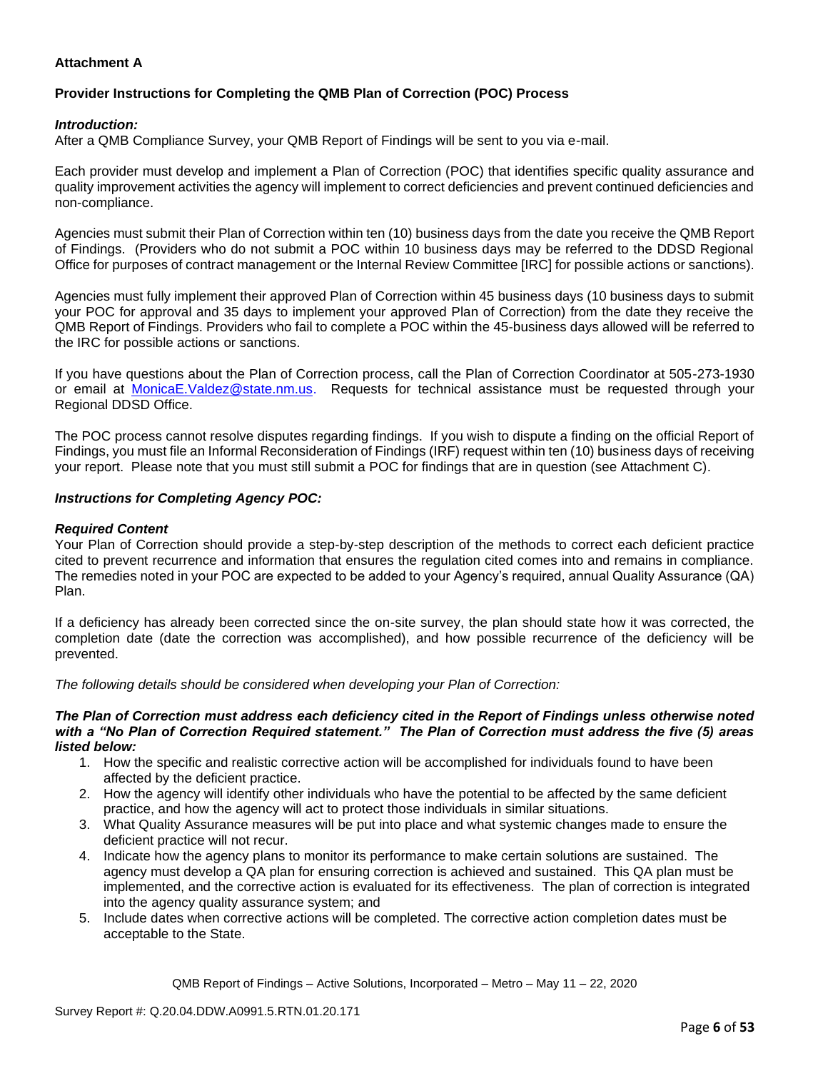**Attachment A**

**Provider Instructions for Completing the QMB Plan of Correction (POC) Process**

***Introduction:***
After a QMB Compliance Survey, your QMB Report of Findings will be sent to you via e-mail.

Each provider must develop and implement a Plan of Correction (POC) that identifies specific quality assurance and quality improvement activities the agency will implement to correct deficiencies and prevent continued deficiencies and non-compliance.

Agencies must submit their Plan of Correction within ten (10) business days from the date you receive the QMB Report of Findings. (Providers who do not submit a POC within 10 business days may be referred to the DDSD Regional Office for purposes of contract management or the Internal Review Committee [IRC] for possible actions or sanctions).

Agencies must fully implement their approved Plan of Correction within 45 business days (10 business days to submit your POC for approval and 35 days to implement your approved Plan of Correction) from the date they receive the QMB Report of Findings. Providers who fail to complete a POC within the 45-business days allowed will be referred to the IRC for possible actions or sanctions.

If you have questions about the Plan of Correction process, call the Plan of Correction Coordinator at 505-273-1930 or email at MonicaE.Valdez@state.nm.us. Requests for technical assistance must be requested through your Regional DDSD Office.

The POC process cannot resolve disputes regarding findings. If you wish to dispute a finding on the official Report of Findings, you must file an Informal Reconsideration of Findings (IRF) request within ten (10) business days of receiving your report. Please note that you must still submit a POC for findings that are in question (see Attachment C).

***Instructions for Completing Agency POC:***

***Required Content***
Your Plan of Correction should provide a step-by-step description of the methods to correct each deficient practice cited to prevent recurrence and information that ensures the regulation cited comes into and remains in compliance. The remedies noted in your POC are expected to be added to your Agency's required, annual Quality Assurance (QA) Plan.

If a deficiency has already been corrected since the on-site survey, the plan should state how it was corrected, the completion date (date the correction was accomplished), and how possible recurrence of the deficiency will be prevented.

*The following details should be considered when developing your Plan of Correction:*

***The Plan of Correction must address each deficiency cited in the Report of Findings unless otherwise noted with a "No Plan of Correction Required statement." The Plan of Correction must address the five (5) areas listed below:***

1. How the specific and realistic corrective action will be accomplished for individuals found to have been affected by the deficient practice.
2. How the agency will identify other individuals who have the potential to be affected by the same deficient practice, and how the agency will act to protect those individuals in similar situations.
3. What Quality Assurance measures will be put into place and what systemic changes made to ensure the deficient practice will not recur.
4. Indicate how the agency plans to monitor its performance to make certain solutions are sustained. The agency must develop a QA plan for ensuring correction is achieved and sustained. This QA plan must be implemented, and the corrective action is evaluated for its effectiveness. The plan of correction is integrated into the agency quality assurance system; and
5. Include dates when corrective actions will be completed. The corrective action completion dates must be acceptable to the State.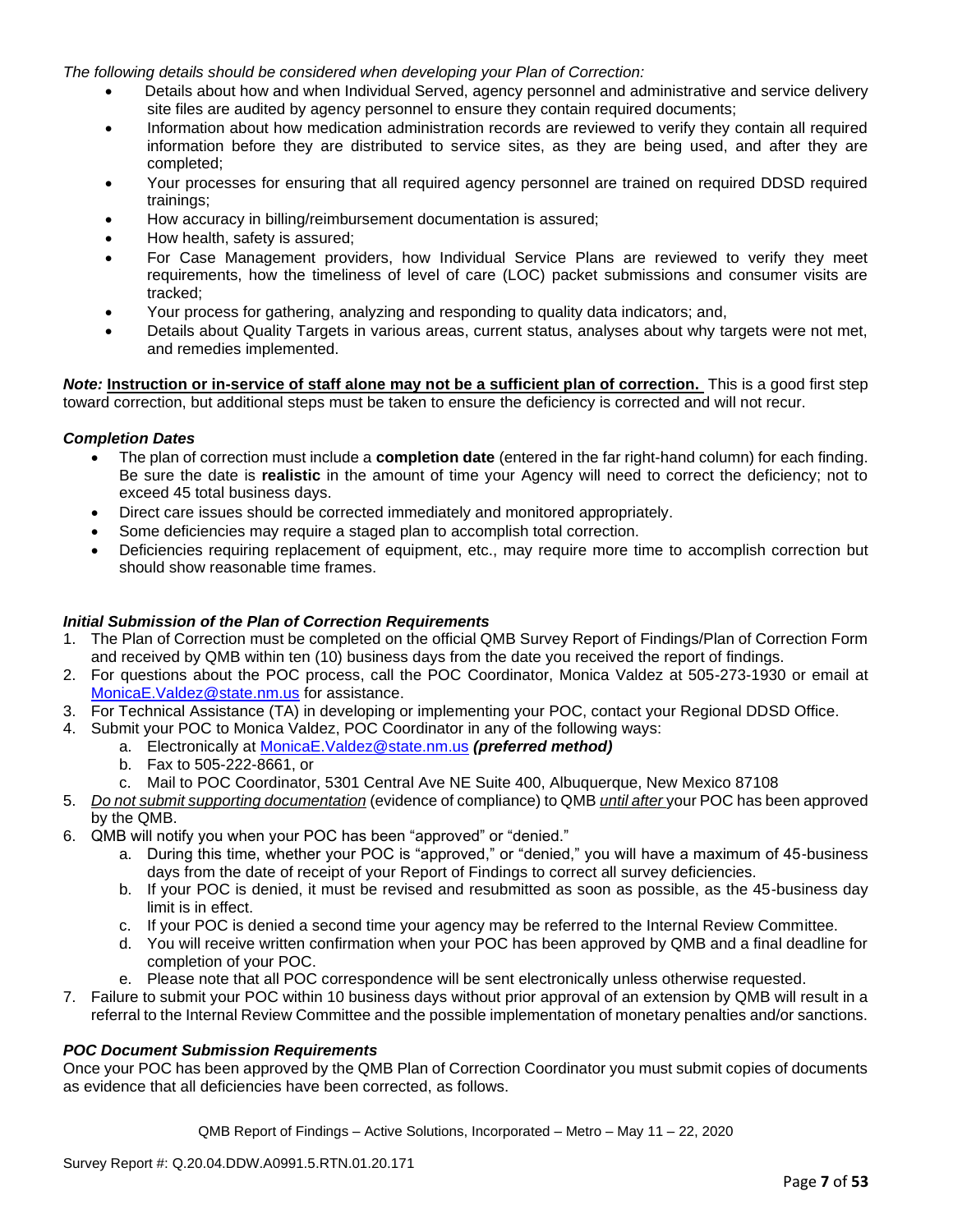*The following details should be considered when developing your Plan of Correction:*

- Details about how and when Individual Served, agency personnel and administrative and service delivery site files are audited by agency personnel to ensure they contain required documents;
- Information about how medication administration records are reviewed to verify they contain all required information before they are distributed to service sites, as they are being used, and after they are completed;
- Your processes for ensuring that all required agency personnel are trained on required DDSD required trainings;
- How accuracy in billing/reimbursement documentation is assured;
- How health, safety is assured;
- For Case Management providers, how Individual Service Plans are reviewed to verify they meet requirements, how the timeliness of level of care (LOC) packet submissions and consumer visits are tracked;
- Your process for gathering, analyzing and responding to quality data indicators; and,
- Details about Quality Targets in various areas, current status, analyses about why targets were not met, and remedies implemented.

***Note:*** **<u>Instruction or in-service of staff alone may not be a sufficient plan of correction.</u>** This is a good first step toward correction, but additional steps must be taken to ensure the deficiency is corrected and will not recur.

***Completion Dates***

- The plan of correction must include a **completion date** (entered in the far right-hand column) for each finding. Be sure the date is **realistic** in the amount of time your Agency will need to correct the deficiency; not to exceed 45 total business days.
- Direct care issues should be corrected immediately and monitored appropriately.
- Some deficiencies may require a staged plan to accomplish total correction.
- Deficiencies requiring replacement of equipment, etc., may require more time to accomplish correction but should show reasonable time frames.

***Initial Submission of the Plan of Correction Requirements***

1. The Plan of Correction must be completed on the official QMB Survey Report of Findings/Plan of Correction Form and received by QMB within ten (10) business days from the date you received the report of findings.
2. For questions about the POC process, call the POC Coordinator, Monica Valdez at 505-273-1930 or email at MonicaE.Valdez@state.nm.us for assistance.
3. For Technical Assistance (TA) in developing or implementing your POC, contact your Regional DDSD Office.
4. Submit your POC to Monica Valdez, POC Coordinator in any of the following ways:
   a. Electronically at MonicaE.Valdez@state.nm.us ***(preferred method)***
   b. Fax to 505-222-8661, or
   c. Mail to POC Coordinator, 5301 Central Ave NE Suite 400, Albuquerque, New Mexico 87108
5. *<u>Do not submit supporting documentation</u>* (evidence of compliance) to QMB *<u>until after</u>* your POC has been approved by the QMB.
6. QMB will notify you when your POC has been "approved" or "denied."
   a. During this time, whether your POC is "approved," or "denied," you will have a maximum of 45-business days from the date of receipt of your Report of Findings to correct all survey deficiencies.
   b. If your POC is denied, it must be revised and resubmitted as soon as possible, as the 45-business day limit is in effect.
   c. If your POC is denied a second time your agency may be referred to the Internal Review Committee.
   d. You will receive written confirmation when your POC has been approved by QMB and a final deadline for completion of your POC.
   e. Please note that all POC correspondence will be sent electronically unless otherwise requested.
7. Failure to submit your POC within 10 business days without prior approval of an extension by QMB will result in a referral to the Internal Review Committee and the possible implementation of monetary penalties and/or sanctions.

***POC Document Submission Requirements***

Once your POC has been approved by the QMB Plan of Correction Coordinator you must submit copies of documents as evidence that all deficiencies have been corrected, as follows.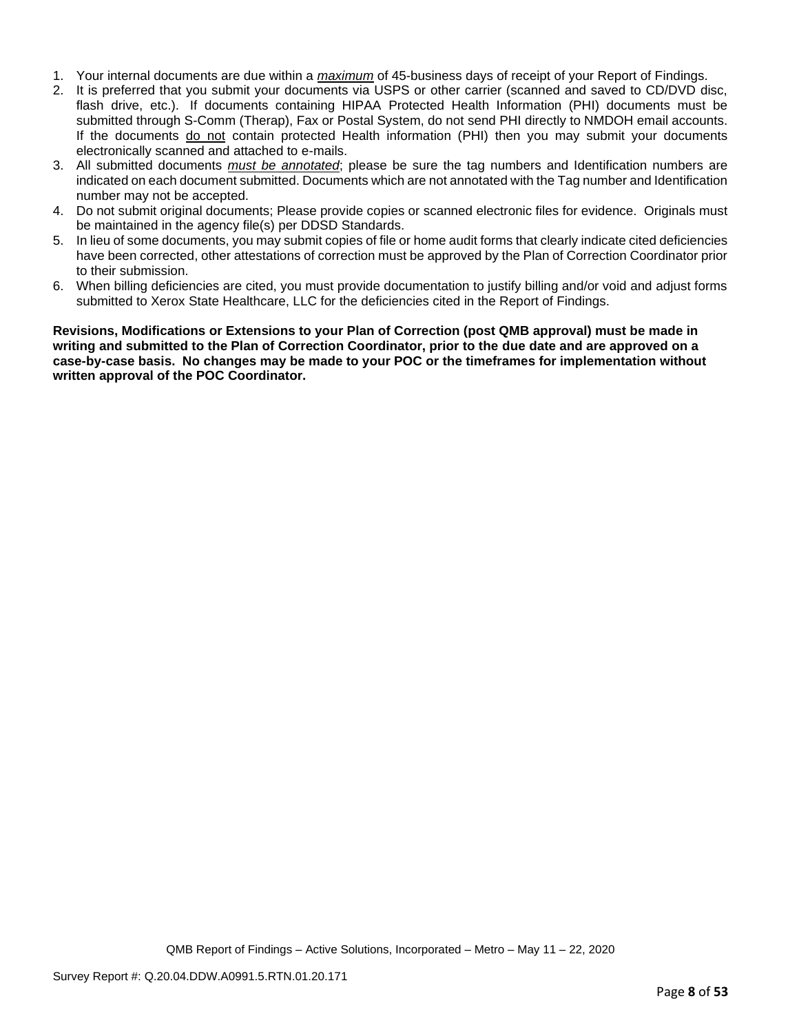1. Your internal documents are due within a *__maximum__* of 45-business days of receipt of your Report of Findings.
2. It is preferred that you submit your documents via USPS or other carrier (scanned and saved to CD/DVD disc, flash drive, etc.). If documents containing HIPAA Protected Health Information (PHI) documents must be submitted through S-Comm (Therap), Fax or Postal System, do not send PHI directly to NMDOH email accounts. If the documents __do not__ contain protected Health information (PHI) then you may submit your documents electronically scanned and attached to e-mails.
3. All submitted documents *__must be annotated__*; please be sure the tag numbers and Identification numbers are indicated on each document submitted. Documents which are not annotated with the Tag number and Identification number may not be accepted.
4. Do not submit original documents; Please provide copies or scanned electronic files for evidence. Originals must be maintained in the agency file(s) per DDSD Standards.
5. In lieu of some documents, you may submit copies of file or home audit forms that clearly indicate cited deficiencies have been corrected, other attestations of correction must be approved by the Plan of Correction Coordinator prior to their submission.
6. When billing deficiencies are cited, you must provide documentation to justify billing and/or void and adjust forms submitted to Xerox State Healthcare, LLC for the deficiencies cited in the Report of Findings.

**Revisions, Modifications or Extensions to your Plan of Correction (post QMB approval) must be made in writing and submitted to the Plan of Correction Coordinator, prior to the due date and are approved on a case-by-case basis. No changes may be made to your POC or the timeframes for implementation without written approval of the POC Coordinator.**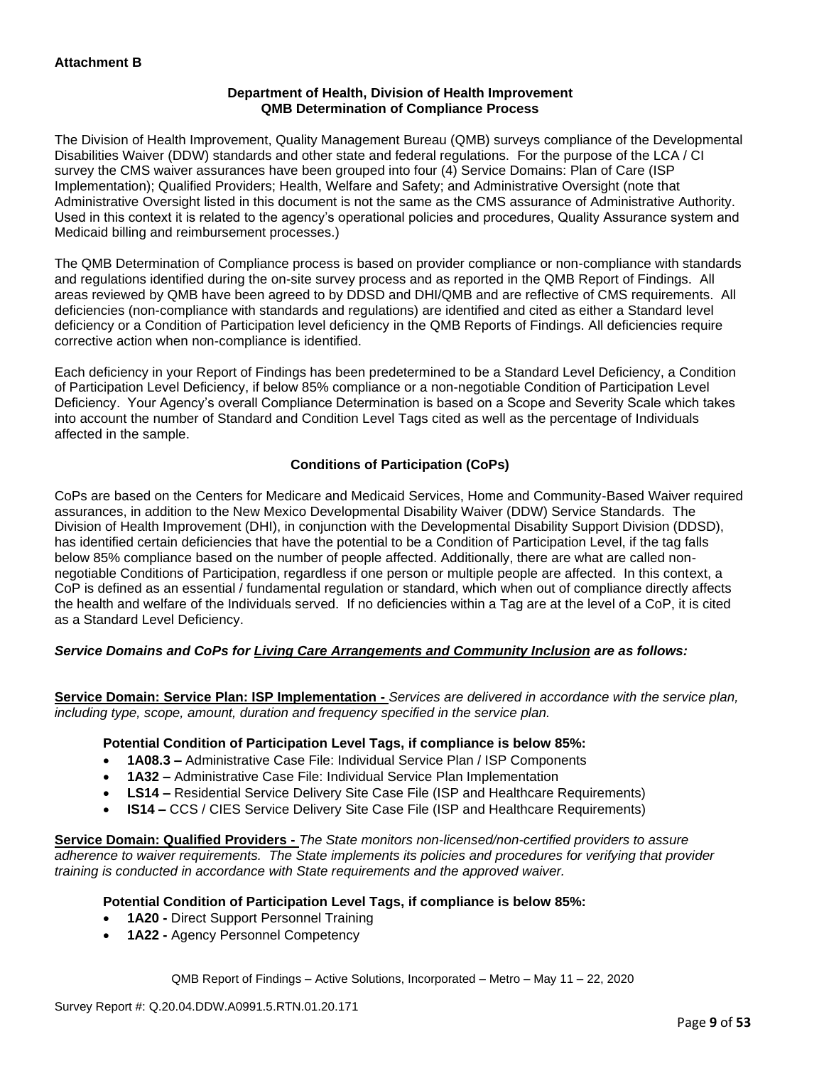**Attachment B**

**Department of Health, Division of Health Improvement**
**QMB Determination of Compliance Process**

The Division of Health Improvement, Quality Management Bureau (QMB) surveys compliance of the Developmental Disabilities Waiver (DDW) standards and other state and federal regulations. For the purpose of the LCA / CI survey the CMS waiver assurances have been grouped into four (4) Service Domains: Plan of Care (ISP Implementation); Qualified Providers; Health, Welfare and Safety; and Administrative Oversight (note that Administrative Oversight listed in this document is not the same as the CMS assurance of Administrative Authority. Used in this context it is related to the agency's operational policies and procedures, Quality Assurance system and Medicaid billing and reimbursement processes.)

The QMB Determination of Compliance process is based on provider compliance or non-compliance with standards and regulations identified during the on-site survey process and as reported in the QMB Report of Findings. All areas reviewed by QMB have been agreed to by DDSD and DHI/QMB and are reflective of CMS requirements. All deficiencies (non-compliance with standards and regulations) are identified and cited as either a Standard level deficiency or a Condition of Participation level deficiency in the QMB Reports of Findings. All deficiencies require corrective action when non-compliance is identified.

Each deficiency in your Report of Findings has been predetermined to be a Standard Level Deficiency, a Condition of Participation Level Deficiency, if below 85% compliance or a non-negotiable Condition of Participation Level Deficiency. Your Agency's overall Compliance Determination is based on a Scope and Severity Scale which takes into account the number of Standard and Condition Level Tags cited as well as the percentage of Individuals affected in the sample.

**Conditions of Participation (CoPs)**

CoPs are based on the Centers for Medicare and Medicaid Services, Home and Community-Based Waiver required assurances, in addition to the New Mexico Developmental Disability Waiver (DDW) Service Standards. The Division of Health Improvement (DHI), in conjunction with the Developmental Disability Support Division (DDSD), has identified certain deficiencies that have the potential to be a Condition of Participation Level, if the tag falls below 85% compliance based on the number of people affected. Additionally, there are what are called non-negotiable Conditions of Participation, regardless if one person or multiple people are affected. In this context, a CoP is defined as an essential / fundamental regulation or standard, which when out of compliance directly affects the health and welfare of the Individuals served. If no deficiencies within a Tag are at the level of a CoP, it is cited as a Standard Level Deficiency.

***Service Domains and CoPs for Living Care Arrangements and Community Inclusion are as follows:***

**Service Domain: Service Plan: ISP Implementation -** *Services are delivered in accordance with the service plan, including type, scope, amount, duration and frequency specified in the service plan.*

**Potential Condition of Participation Level Tags, if compliance is below 85%:**

- **1A08.3 –** Administrative Case File: Individual Service Plan / ISP Components
- **1A32 –** Administrative Case File: Individual Service Plan Implementation
- **LS14 –** Residential Service Delivery Site Case File (ISP and Healthcare Requirements)
- **IS14 –** CCS / CIES Service Delivery Site Case File (ISP and Healthcare Requirements)

**Service Domain: Qualified Providers -** *The State monitors non-licensed/non-certified providers to assure adherence to waiver requirements. The State implements its policies and procedures for verifying that provider training is conducted in accordance with State requirements and the approved waiver.*

**Potential Condition of Participation Level Tags, if compliance is below 85%:**

- **1A20 -** Direct Support Personnel Training
- **1A22 -** Agency Personnel Competency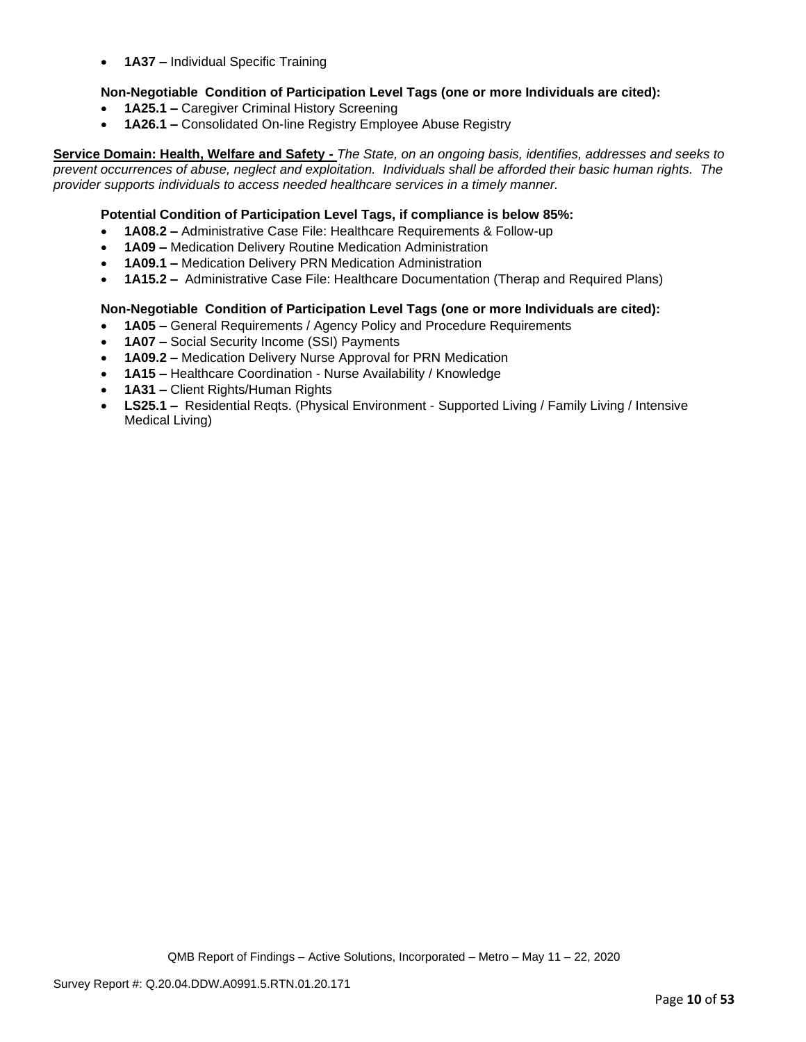- **1A37 –** Individual Specific Training

**Non-Negotiable Condition of Participation Level Tags (one or more Individuals are cited):**

- **1A25.1 –** Caregiver Criminal History Screening
- **1A26.1 –** Consolidated On-line Registry Employee Abuse Registry

**Service Domain: Health, Welfare and Safety -** *The State, on an ongoing basis, identifies, addresses and seeks to prevent occurrences of abuse, neglect and exploitation. Individuals shall be afforded their basic human rights. The provider supports individuals to access needed healthcare services in a timely manner.*

**Potential Condition of Participation Level Tags, if compliance is below 85%:**

- **1A08.2 –** Administrative Case File: Healthcare Requirements & Follow-up
- **1A09 –** Medication Delivery Routine Medication Administration
- **1A09.1 –** Medication Delivery PRN Medication Administration
- **1A15.2 –** Administrative Case File: Healthcare Documentation (Therap and Required Plans)

**Non-Negotiable Condition of Participation Level Tags (one or more Individuals are cited):**

- **1A05 –** General Requirements / Agency Policy and Procedure Requirements
- **1A07 –** Social Security Income (SSI) Payments
- **1A09.2 –** Medication Delivery Nurse Approval for PRN Medication
- **1A15 –** Healthcare Coordination - Nurse Availability / Knowledge
- **1A31 –** Client Rights/Human Rights
- **LS25.1 –** Residential Reqts. (Physical Environment - Supported Living / Family Living / Intensive Medical Living)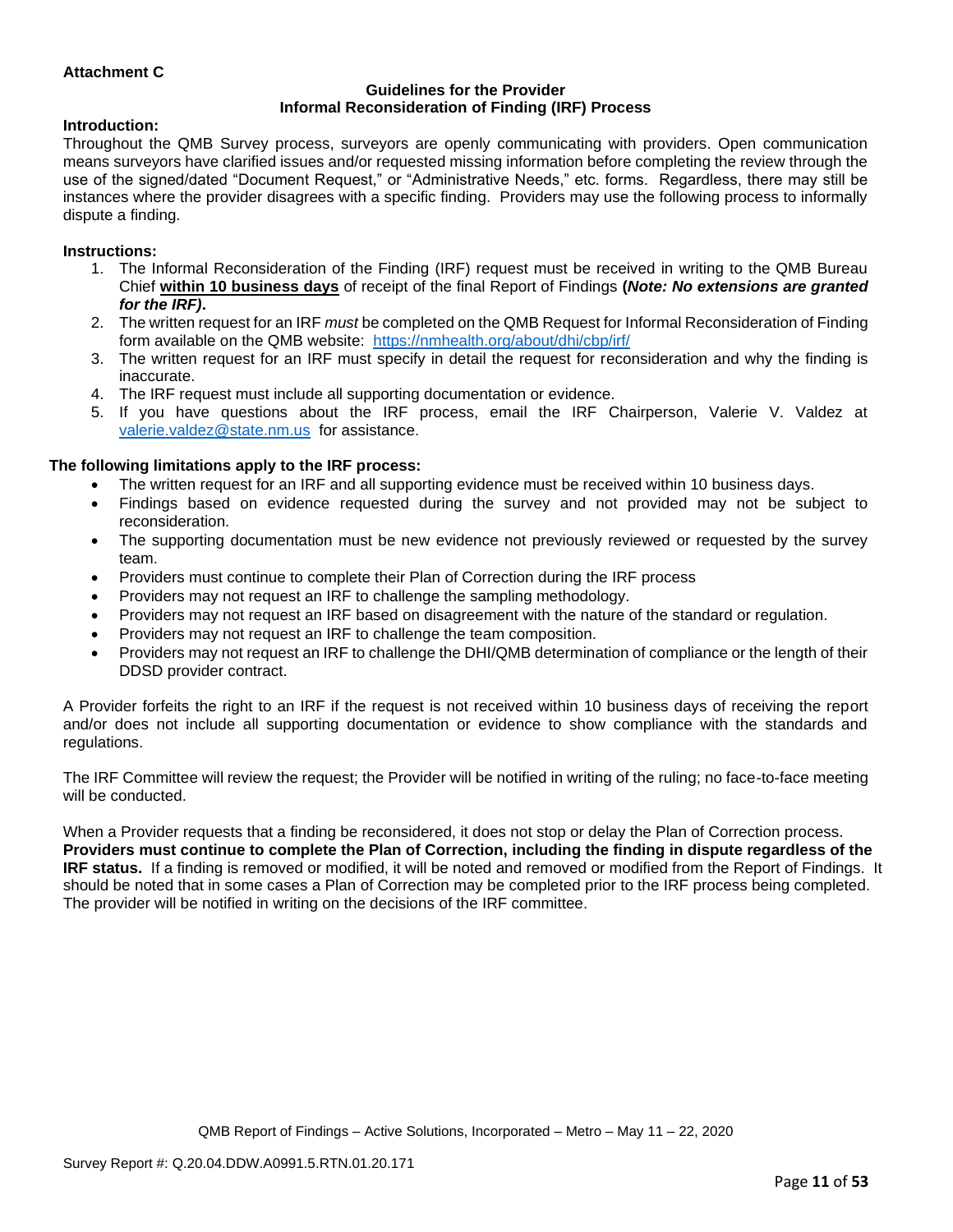**Attachment C**

**Guidelines for the Provider**
**Informal Reconsideration of Finding (IRF) Process**

**Introduction:**

Throughout the QMB Survey process, surveyors are openly communicating with providers. Open communication means surveyors have clarified issues and/or requested missing information before completing the review through the use of the signed/dated "Document Request," or "Administrative Needs," etc. forms. Regardless, there may still be instances where the provider disagrees with a specific finding. Providers may use the following process to informally dispute a finding.

**Instructions:**

1. The Informal Reconsideration of the Finding (IRF) request must be received in writing to the QMB Bureau Chief **within 10 business days** of receipt of the final Report of Findings **(*Note: No extensions are granted for the IRF)*.**
2. The written request for an IRF *must* be completed on the QMB Request for Informal Reconsideration of Finding form available on the QMB website: https://nmhealth.org/about/dhi/cbp/irf/
3. The written request for an IRF must specify in detail the request for reconsideration and why the finding is inaccurate.
4. The IRF request must include all supporting documentation or evidence.
5. If you have questions about the IRF process, email the IRF Chairperson, Valerie V. Valdez at valerie.valdez@state.nm.us for assistance.

**The following limitations apply to the IRF process:**

- The written request for an IRF and all supporting evidence must be received within 10 business days.
- Findings based on evidence requested during the survey and not provided may not be subject to reconsideration.
- The supporting documentation must be new evidence not previously reviewed or requested by the survey team.
- Providers must continue to complete their Plan of Correction during the IRF process
- Providers may not request an IRF to challenge the sampling methodology.
- Providers may not request an IRF based on disagreement with the nature of the standard or regulation.
- Providers may not request an IRF to challenge the team composition.
- Providers may not request an IRF to challenge the DHI/QMB determination of compliance or the length of their DDSD provider contract.

A Provider forfeits the right to an IRF if the request is not received within 10 business days of receiving the report and/or does not include all supporting documentation or evidence to show compliance with the standards and regulations.

The IRF Committee will review the request; the Provider will be notified in writing of the ruling; no face-to-face meeting will be conducted.

When a Provider requests that a finding be reconsidered, it does not stop or delay the Plan of Correction process. **Providers must continue to complete the Plan of Correction, including the finding in dispute regardless of the IRF status.** If a finding is removed or modified, it will be noted and removed or modified from the Report of Findings. It should be noted that in some cases a Plan of Correction may be completed prior to the IRF process being completed. The provider will be notified in writing on the decisions of the IRF committee.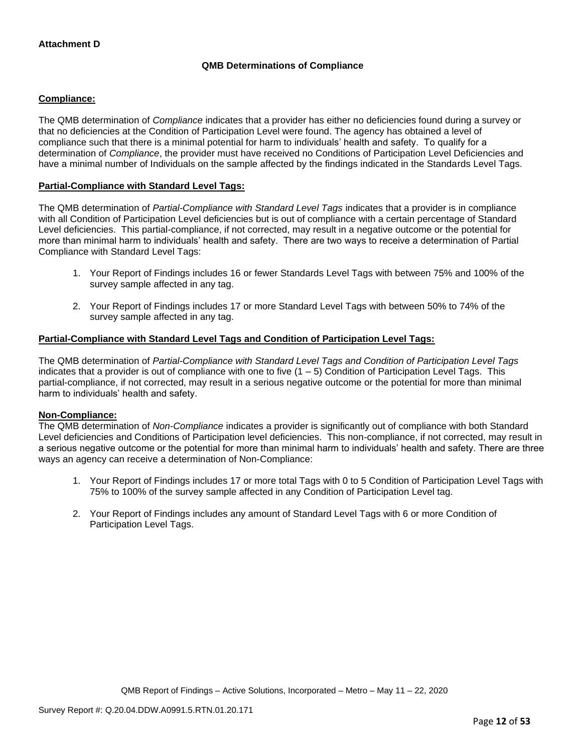**Attachment D**

## QMB Determinations of Compliance

**Compliance:**

The QMB determination of *Compliance* indicates that a provider has either no deficiencies found during a survey or that no deficiencies at the Condition of Participation Level were found. The agency has obtained a level of compliance such that there is a minimal potential for harm to individuals' health and safety. To qualify for a determination of *Compliance*, the provider must have received no Conditions of Participation Level Deficiencies and have a minimal number of Individuals on the sample affected by the findings indicated in the Standards Level Tags.

**Partial-Compliance with Standard Level Tags:**

The QMB determination of *Partial-Compliance with Standard Level Tags* indicates that a provider is in compliance with all Condition of Participation Level deficiencies but is out of compliance with a certain percentage of Standard Level deficiencies. This partial-compliance, if not corrected, may result in a negative outcome or the potential for more than minimal harm to individuals' health and safety. There are two ways to receive a determination of Partial Compliance with Standard Level Tags:

1. Your Report of Findings includes 16 or fewer Standards Level Tags with between 75% and 100% of the survey sample affected in any tag.
2. Your Report of Findings includes 17 or more Standard Level Tags with between 50% to 74% of the survey sample affected in any tag.

**Partial-Compliance with Standard Level Tags and Condition of Participation Level Tags:**

The QMB determination of *Partial-Compliance with Standard Level Tags and Condition of Participation Level Tags* indicates that a provider is out of compliance with one to five (1 – 5) Condition of Participation Level Tags. This partial-compliance, if not corrected, may result in a serious negative outcome or the potential for more than minimal harm to individuals' health and safety.

**Non-Compliance:**

The QMB determination of *Non-Compliance* indicates a provider is significantly out of compliance with both Standard Level deficiencies and Conditions of Participation level deficiencies. This non-compliance, if not corrected, may result in a serious negative outcome or the potential for more than minimal harm to individuals' health and safety. There are three ways an agency can receive a determination of Non-Compliance:

1. Your Report of Findings includes 17 or more total Tags with 0 to 5 Condition of Participation Level Tags with 75% to 100% of the survey sample affected in any Condition of Participation Level tag.
2. Your Report of Findings includes any amount of Standard Level Tags with 6 or more Condition of Participation Level Tags.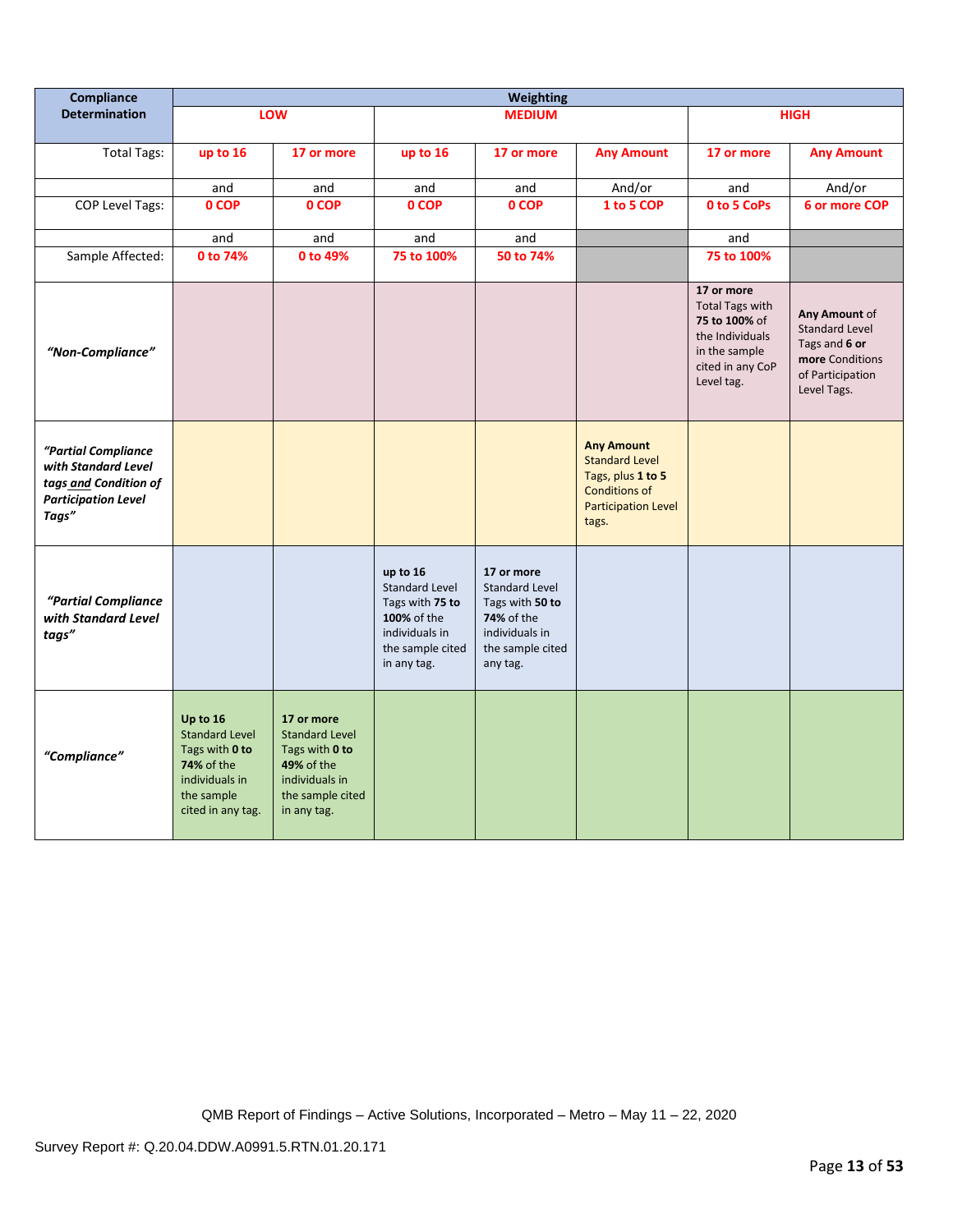| Compliance Determination | Weighting | | | | | | |
|---|---|---|---|---|---|---|---|
| | LOW | | MEDIUM | | | HIGH | |
| Total Tags: | up to 16 | 17 or more | up to 16 | 17 or more | Any Amount | 17 or more | Any Amount |
| | and | and | and | and | And/or | and | And/or |
| COP Level Tags: | 0 COP | 0 COP | 0 COP | 0 COP | 1 to 5 COP | 0 to 5 CoPs | 6 or more COP |
| | and | and | and | and | | and | |
| Sample Affected: | 0 to 74% | 0 to 49% | 75 to 100% | 50 to 74% | | 75 to 100% | |
| *"Non-Compliance"* | | | | | | **17 or more** Total Tags with **75 to 100%** of the Individuals in the sample cited in any CoP Level tag. | **Any Amount** of Standard Level Tags and **6 or more** Conditions of Participation Level Tags. |
| *"Partial Compliance with Standard Level tags and Condition of Participation Level Tags"* | | | | | **Any Amount** Standard Level Tags, plus **1 to 5** Conditions of Participation Level tags. | | |
| *"Partial Compliance with Standard Level tags"* | | | **up to 16** Standard Level Tags with **75 to 100%** of the individuals in the sample cited in any tag. | **17 or more** Standard Level Tags with **50 to 74%** of the individuals in the sample cited any tag. | | | |
| *"Compliance"* | **Up to 16** Standard Level Tags with **0 to 74%** of the individuals in the sample cited in any tag. | **17 or more** Standard Level Tags with **0 to 49%** of the individuals in the sample cited in any tag. | | | | | |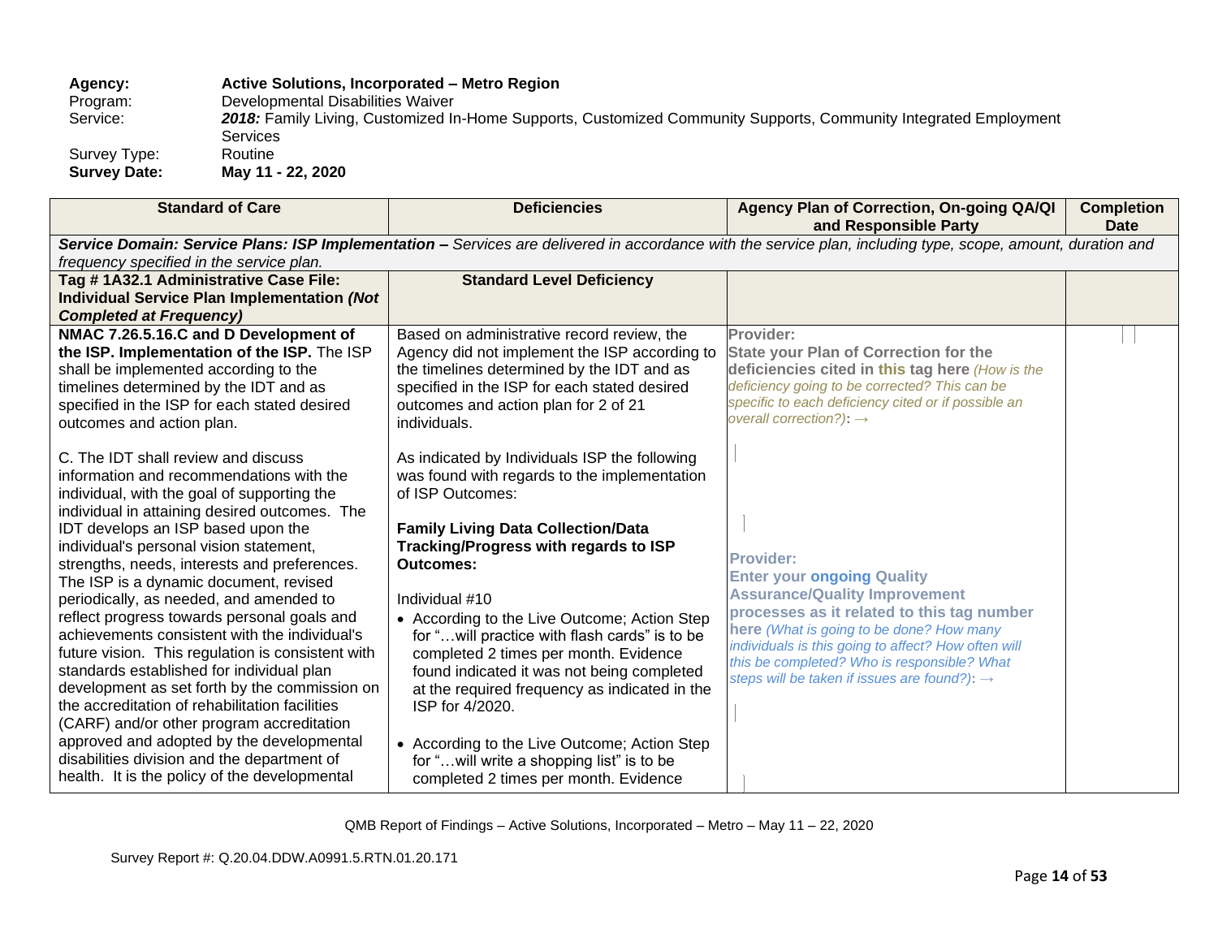**Agency:** **Active Solutions, Incorporated – Metro Region**
Program: Developmental Disabilities Waiver
Service: ***2018:*** Family Living, Customized In-Home Supports, Customized Community Supports, Community Integrated Employment Services
Survey Type: Routine
**Survey Date:** **May 11 - 22, 2020**

| Standard of Care | Deficiencies | Agency Plan of Correction, On-going QA/QI and Responsible Party | Completion Date |
|---|---|---|---|
| ***Service Domain: Service Plans: ISP Implementation –*** *Services are delivered in accordance with the service plan, including type, scope, amount, duration and frequency specified in the service plan.* | | | |
| **Tag # 1A32.1 Administrative Case File: Individual Service Plan Implementation *(Not Completed at Frequency)*** | **Standard Level Deficiency** | | |
| **NMAC 7.26.5.16.C and D Development of the ISP. Implementation of the ISP.** The ISP shall be implemented according to the timelines determined by the IDT and as specified in the ISP for each stated desired outcomes and action plan.<br><br>C. The IDT shall review and discuss information and recommendations with the individual, with the goal of supporting the individual in attaining desired outcomes. The IDT develops an ISP based upon the individual's personal vision statement, strengths, needs, interests and preferences. The ISP is a dynamic document, revised periodically, as needed, and amended to reflect progress towards personal goals and achievements consistent with the individual's future vision. This regulation is consistent with standards established for individual plan development as set forth by the commission on the accreditation of rehabilitation facilities (CARF) and/or other program accreditation approved and adopted by the developmental disabilities division and the department of health. It is the policy of the developmental | Based on administrative record review, the Agency did not implement the ISP according to the timelines determined by the IDT and as specified in the ISP for each stated desired outcomes and action plan for 2 of 21 individuals.<br><br>As indicated by Individuals ISP the following was found with regards to the implementation of ISP Outcomes:<br><br>**Family Living Data Collection/Data Tracking/Progress with regards to ISP Outcomes:**<br><br>Individual #10<br>• According to the Live Outcome; Action Step for "…will practice with flash cards" is to be completed 2 times per month. Evidence found indicated it was not being completed at the required frequency as indicated in the ISP for 4/2020.<br><br>• According to the Live Outcome; Action Step for "…will write a shopping list" is to be completed 2 times per month. Evidence | **Provider:**<br>**State your Plan of Correction for the deficiencies cited in this tag here** *(How is the deficiency going to be corrected? This can be specific to each deficiency cited or if possible an overall correction?)*: →<br><br>**Provider:**<br>**Enter your ongoing Quality Assurance/Quality Improvement processes as it related to this tag number here** *(What is going to be done? How many individuals is this going to affect? How often will this be completed? Who is responsible? What steps will be taken if issues are found?)*: → | |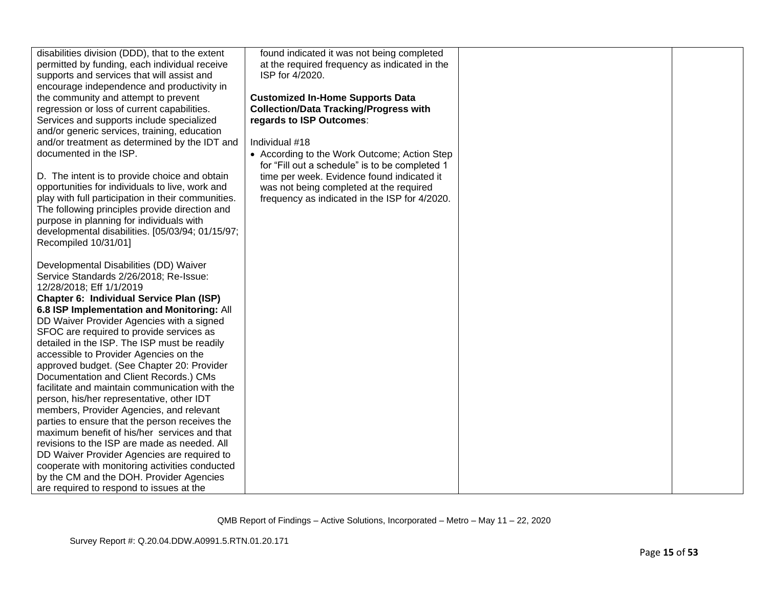| | | | |
|---|---|---|---|
| disabilities division (DDD), that to the extent permitted by funding, each individual receive supports and services that will assist and encourage independence and productivity in the community and attempt to prevent regression or loss of current capabilities. Services and supports include specialized and/or generic services, training, education and/or treatment as determined by the IDT and documented in the ISP.<br><br>D. The intent is to provide choice and obtain opportunities for individuals to live, work and play with full participation in their communities. The following principles provide direction and purpose in planning for individuals with developmental disabilities. [05/03/94; 01/15/97; Recompiled 10/31/01]<br><br>Developmental Disabilities (DD) Waiver Service Standards 2/26/2018; Re-Issue: 12/28/2018; Eff 1/1/2019<br>**Chapter 6: Individual Service Plan (ISP)**<br>**6.8 ISP Implementation and Monitoring:** All DD Waiver Provider Agencies with a signed SFOC are required to provide services as detailed in the ISP. The ISP must be readily accessible to Provider Agencies on the approved budget. (See Chapter 20: Provider Documentation and Client Records.) CMs facilitate and maintain communication with the person, his/her representative, other IDT members, Provider Agencies, and relevant parties to ensure that the person receives the maximum benefit of his/her services and that revisions to the ISP are made as needed. All DD Waiver Provider Agencies are required to cooperate with monitoring activities conducted by the CM and the DOH. Provider Agencies are required to respond to issues at the | found indicated it was not being completed at the required frequency as indicated in the ISP for 4/2020.<br><br>**Customized In-Home Supports Data Collection/Data Tracking/Progress with regards to ISP Outcomes**:<br><br>Individual #18<br>• According to the Work Outcome; Action Step for "Fill out a schedule" is to be completed 1 time per week. Evidence found indicated it was not being completed at the required frequency as indicated in the ISP for 4/2020. | | |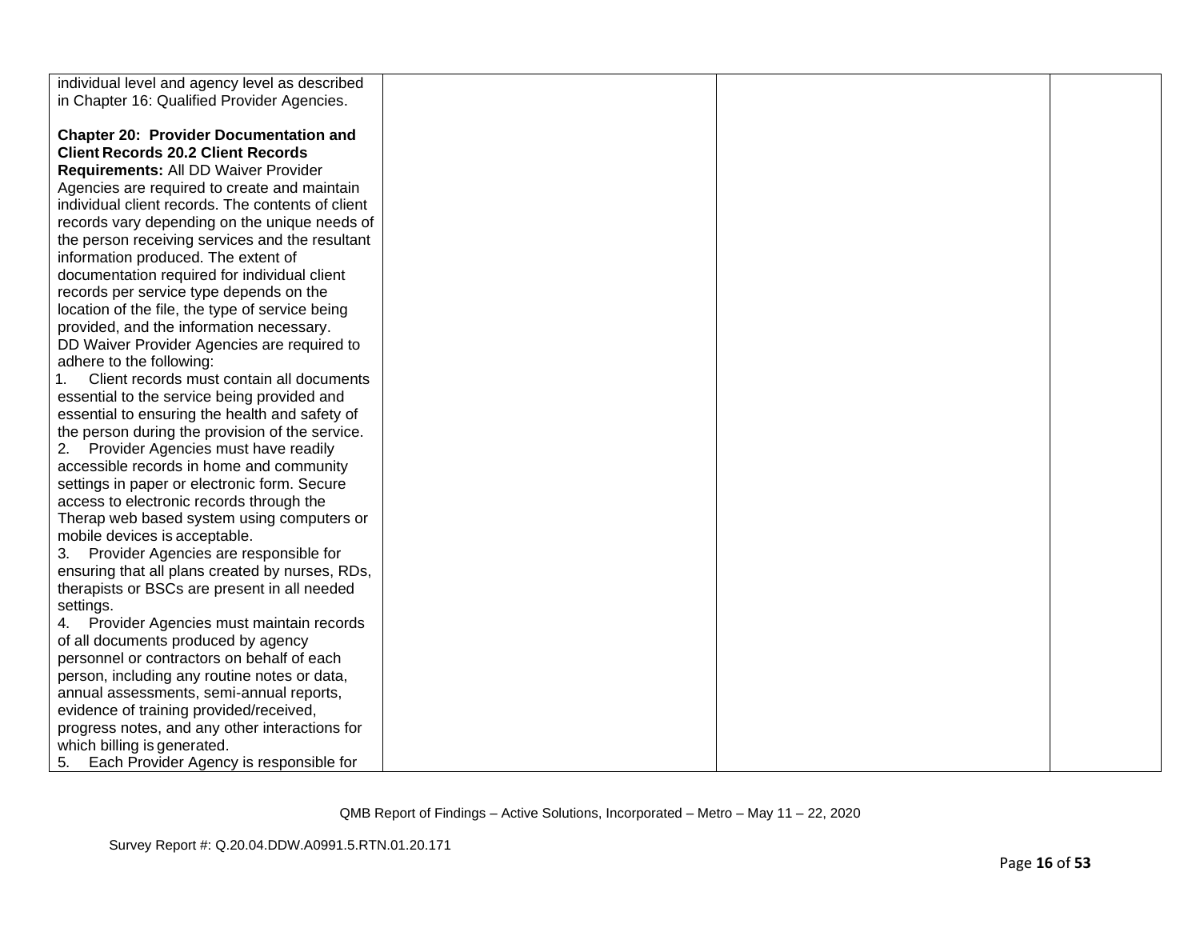| | | | |
|---|---|---|---|
| individual level and agency level as described in Chapter 16: Qualified Provider Agencies.<br><br>**Chapter 20: Provider Documentation and Client Records 20.2 Client Records Requirements:** All DD Waiver Provider Agencies are required to create and maintain individual client records. The contents of client records vary depending on the unique needs of the person receiving services and the resultant information produced. The extent of documentation required for individual client records per service type depends on the location of the file, the type of service being provided, and the information necessary.<br>DD Waiver Provider Agencies are required to adhere to the following:<br>1. Client records must contain all documents essential to the service being provided and essential to ensuring the health and safety of the person during the provision of the service.<br>2. Provider Agencies must have readily accessible records in home and community settings in paper or electronic form. Secure access to electronic records through the Therap web based system using computers or mobile devices is acceptable.<br>3. Provider Agencies are responsible for ensuring that all plans created by nurses, RDs, therapists or BSCs are present in all needed settings.<br>4. Provider Agencies must maintain records of all documents produced by agency personnel or contractors on behalf of each person, including any routine notes or data, annual assessments, semi-annual reports, evidence of training provided/received, progress notes, and any other interactions for which billing is generated.<br>5. Each Provider Agency is responsible for | | | |

QMB Report of Findings – Active Solutions, Incorporated – Metro – May 11 – 22, 2020

Survey Report #: Q.20.04.DDW.A0991.5.RTN.01.20.171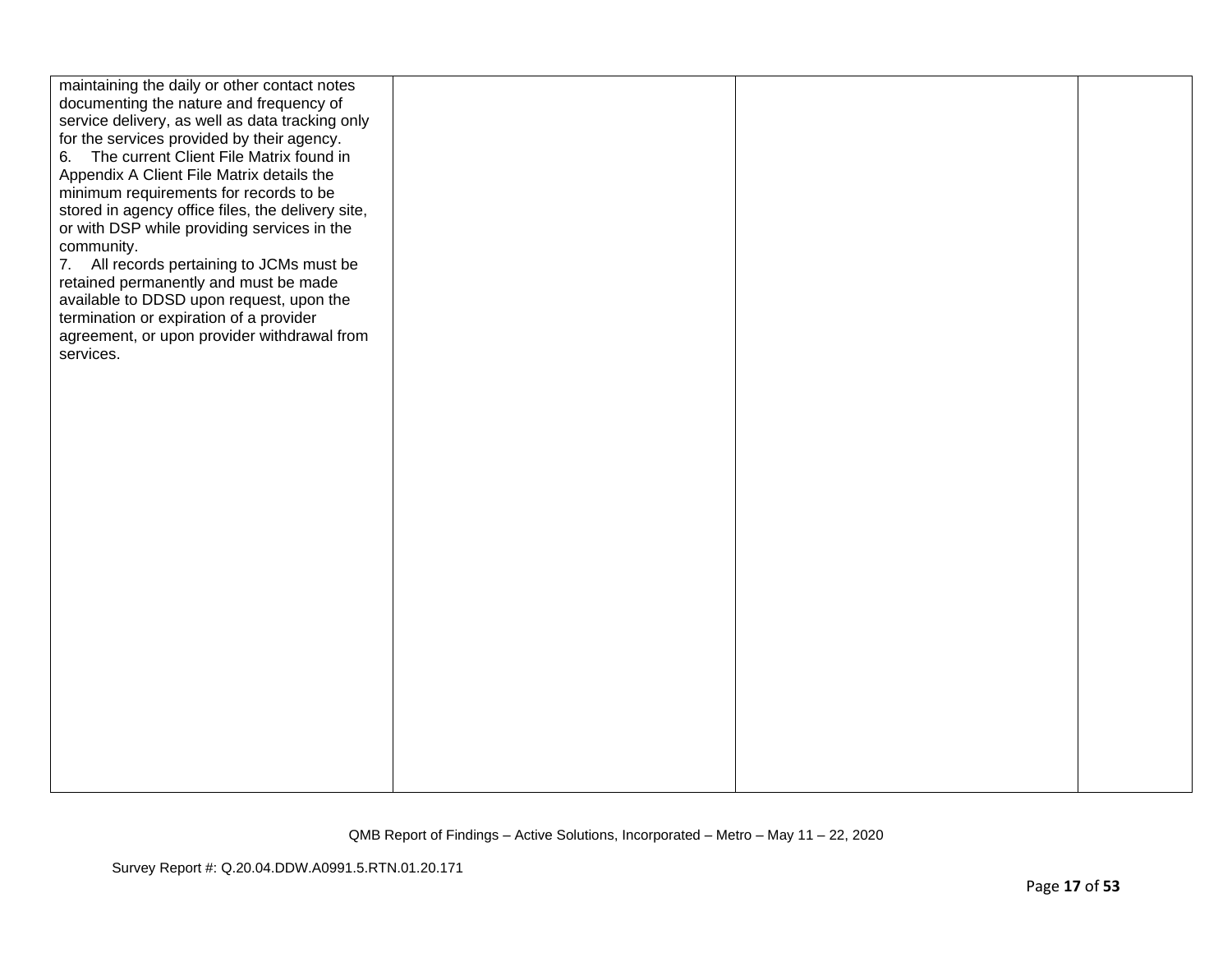| | | | |
|---|---|---|---|
| maintaining the daily or other contact notes documenting the nature and frequency of service delivery, as well as data tracking only for the services provided by their agency.<br>6. The current Client File Matrix found in Appendix A Client File Matrix details the minimum requirements for records to be stored in agency office files, the delivery site, or with DSP while providing services in the community.<br>7. All records pertaining to JCMs must be retained permanently and must be made available to DDSD upon request, upon the termination or expiration of a provider agreement, or upon provider withdrawal from services. | | | |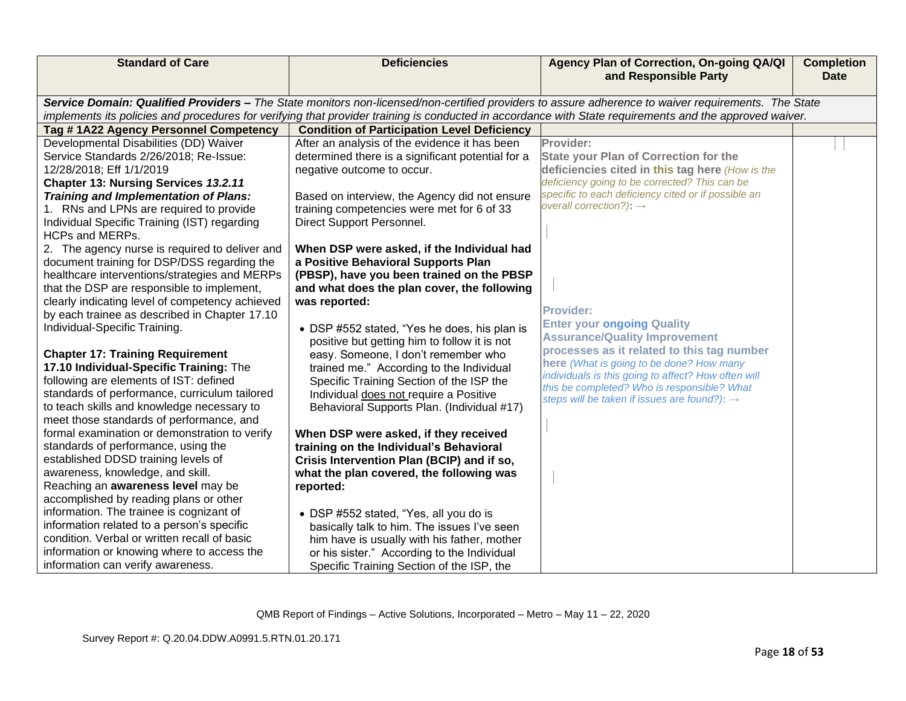| Standard of Care | Deficiencies | Agency Plan of Correction, On-going QA/QI and Responsible Party | Completion Date |
|---|---|---|---|
| ***Service Domain: Qualified Providers –*** *The State monitors non-licensed/non-certified providers to assure adherence to waiver requirements. The State implements its policies and procedures for verifying that provider training is conducted in accordance with State requirements and the approved waiver.* | | | |
| **Tag # 1A22 Agency Personnel Competency** | **Condition of Participation Level Deficiency** | | |
| Developmental Disabilities (DD) Waiver Service Standards 2/26/2018; Re-Issue: 12/28/2018; Eff 1/1/2019<br>**Chapter 13: Nursing Services *13.2.11 Training and Implementation of Plans:***<br>1. RNs and LPNs are required to provide Individual Specific Training (IST) regarding HCPs and MERPs.<br>2. The agency nurse is required to deliver and document training for DSP/DSS regarding the healthcare interventions/strategies and MERPs that the DSP are responsible to implement, clearly indicating level of competency achieved by each trainee as described in Chapter 17.10 Individual-Specific Training.<br><br>**Chapter 17: Training Requirement**<br>**17.10 Individual-Specific Training:** The following are elements of IST: defined standards of performance, curriculum tailored to teach skills and knowledge necessary to meet those standards of performance, and formal examination or demonstration to verify standards of performance, using the established DDSD training levels of awareness, knowledge, and skill.<br>Reaching an **awareness level** may be accomplished by reading plans or other information. The trainee is cognizant of information related to a person's specific condition. Verbal or written recall of basic information or knowing where to access the information can verify awareness. | After an analysis of the evidence it has been determined there is a significant potential for a negative outcome to occur.<br><br>Based on interview, the Agency did not ensure training competencies were met for 6 of 33 Direct Support Personnel.<br><br>**When DSP were asked, if the Individual had a Positive Behavioral Supports Plan (PBSP), have you been trained on the PBSP and what does the plan cover, the following was reported:**<br><br>• DSP #552 stated, "Yes he does, his plan is positive but getting him to follow it is not easy. Someone, I don't remember who trained me." According to the Individual Specific Training Section of the ISP the Individual does not require a Positive Behavioral Supports Plan. (Individual #17)<br><br>**When DSP were asked, if they received training on the Individual's Behavioral Crisis Intervention Plan (BCIP) and if so, what the plan covered, the following was reported:**<br><br>• DSP #552 stated, "Yes, all you do is basically talk to him. The issues I've seen him have is usually with his father, mother or his sister." According to the Individual Specific Training Section of the ISP, the | **Provider:**<br>**State your Plan of Correction for the deficiencies cited in this tag here** *(How is the deficiency going to be corrected? This can be specific to each deficiency cited or if possible an overall correction?)*: →<br><br><br><br>**Provider:**<br>**Enter your ongoing Quality Assurance/Quality Improvement processes as it related to this tag number here** *(What is going to be done? How many individuals is this going to affect? How often will this be completed? Who is responsible? What steps will be taken if issues are found?)*: → | |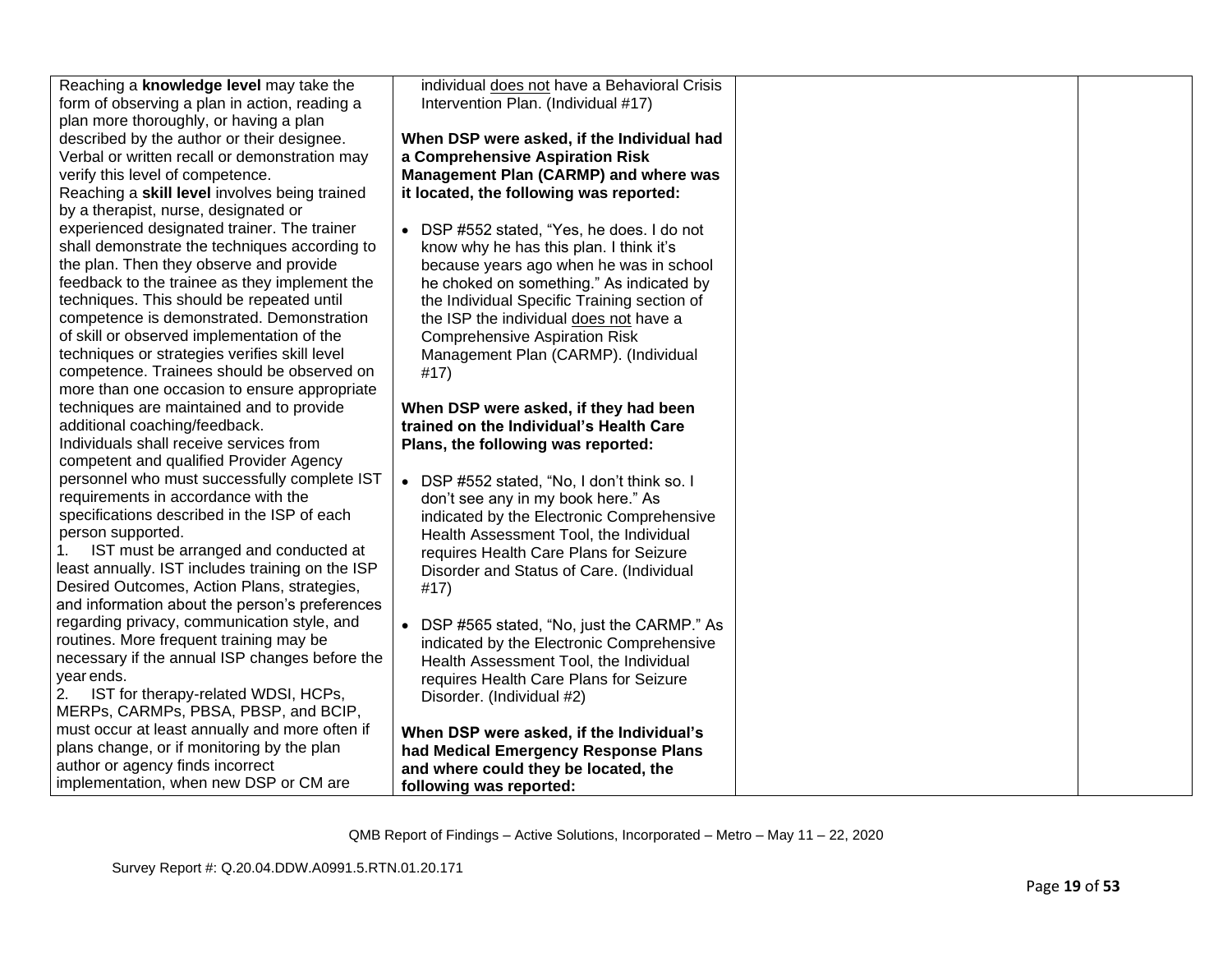| | | | |
|---|---|---|---|
| Reaching a **knowledge level** may take the form of observing a plan in action, reading a plan more thoroughly, or having a plan described by the author or their designee. Verbal or written recall or demonstration may verify this level of competence.<br>Reaching a **skill level** involves being trained by a therapist, nurse, designated or experienced designated trainer. The trainer shall demonstrate the techniques according to the plan. Then they observe and provide feedback to the trainee as they implement the techniques. This should be repeated until competence is demonstrated. Demonstration of skill or observed implementation of the techniques or strategies verifies skill level competence. Trainees should be observed on more than one occasion to ensure appropriate techniques are maintained and to provide additional coaching/feedback.<br>Individuals shall receive services from competent and qualified Provider Agency personnel who must successfully complete IST requirements in accordance with the specifications described in the ISP of each person supported.<br>1. IST must be arranged and conducted at least annually. IST includes training on the ISP Desired Outcomes, Action Plans, strategies, and information about the person's preferences regarding privacy, communication style, and routines. More frequent training may be necessary if the annual ISP changes before the year ends.<br>2. IST for therapy-related WDSI, HCPs, MERPs, CARMPs, PBSA, PBSP, and BCIP, must occur at least annually and more often if plans change, or if monitoring by the plan author or agency finds incorrect implementation, when new DSP or CM are | individual does not have a Behavioral Crisis Intervention Plan. (Individual #17)<br><br>**When DSP were asked, if the Individual had a Comprehensive Aspiration Risk Management Plan (CARMP) and where was it located, the following was reported:**<br><br>• DSP #552 stated, "Yes, he does. I do not know why he has this plan. I think it's because years ago when he was in school he choked on something." As indicated by the Individual Specific Training section of the ISP the individual does not have a Comprehensive Aspiration Risk Management Plan (CARMP). (Individual #17)<br><br>**When DSP were asked, if they had been trained on the Individual's Health Care Plans, the following was reported:**<br><br>• DSP #552 stated, "No, I don't think so. I don't see any in my book here." As indicated by the Electronic Comprehensive Health Assessment Tool, the Individual requires Health Care Plans for Seizure Disorder and Status of Care. (Individual #17)<br><br>• DSP #565 stated, "No, just the CARMP." As indicated by the Electronic Comprehensive Health Assessment Tool, the Individual requires Health Care Plans for Seizure Disorder. (Individual #2)<br><br>**When DSP were asked, if the Individual's had Medical Emergency Response Plans and where could they be located, the following was reported:** | | |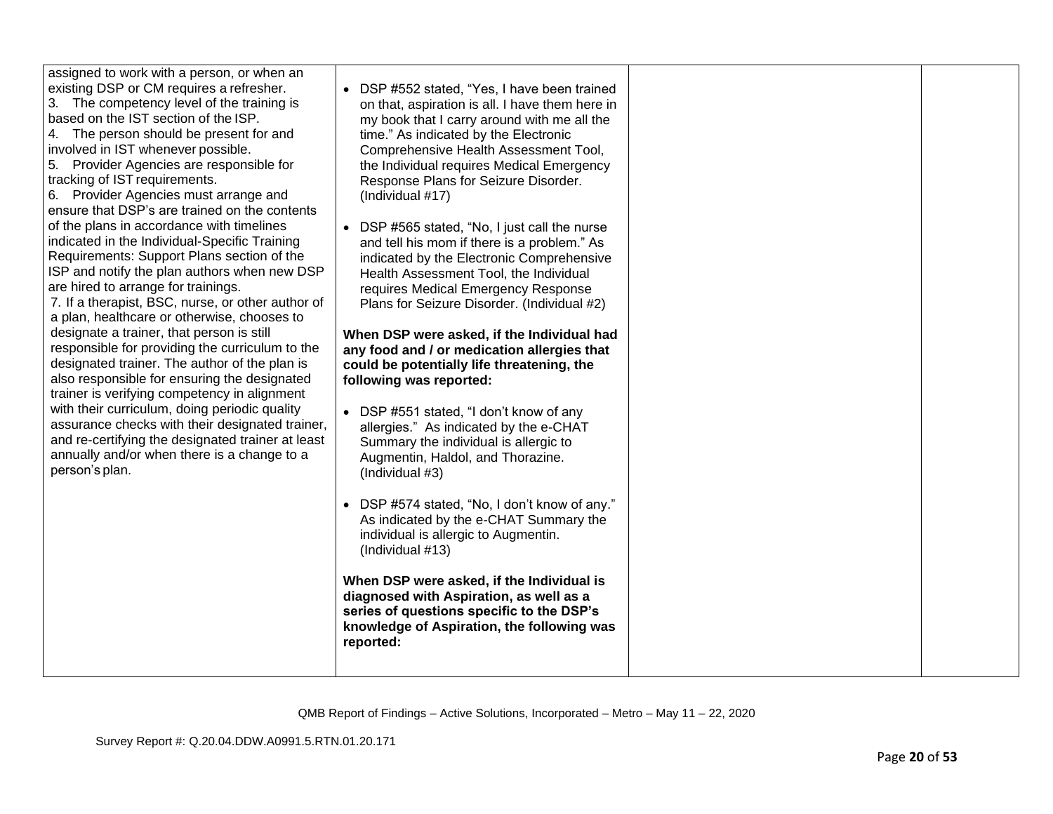| | | | |
|---|---|---|---|
| assigned to work with a person, or when an existing DSP or CM requires a refresher.<br>3. The competency level of the training is based on the IST section of the ISP.<br>4. The person should be present for and involved in IST whenever possible.<br>5. Provider Agencies are responsible for tracking of IST requirements.<br>6. Provider Agencies must arrange and ensure that DSP's are trained on the contents of the plans in accordance with timelines indicated in the Individual-Specific Training Requirements: Support Plans section of the ISP and notify the plan authors when new DSP are hired to arrange for trainings.<br>7. If a therapist, BSC, nurse, or other author of a plan, healthcare or otherwise, chooses to designate a trainer, that person is still responsible for providing the curriculum to the designated trainer. The author of the plan is also responsible for ensuring the designated trainer is verifying competency in alignment with their curriculum, doing periodic quality assurance checks with their designated trainer, and re-certifying the designated trainer at least annually and/or when there is a change to a person's plan. | • DSP #552 stated, "Yes, I have been trained on that, aspiration is all. I have them here in my book that I carry around with me all the time." As indicated by the Electronic Comprehensive Health Assessment Tool, the Individual requires Medical Emergency Response Plans for Seizure Disorder. (Individual #17)<br><br>• DSP #565 stated, "No, I just call the nurse and tell his mom if there is a problem." As indicated by the Electronic Comprehensive Health Assessment Tool, the Individual requires Medical Emergency Response Plans for Seizure Disorder. (Individual #2)<br><br>**When DSP were asked, if the Individual had any food and / or medication allergies that could be potentially life threatening, the following was reported:**<br><br>• DSP #551 stated, "I don't know of any allergies." As indicated by the e-CHAT Summary the individual is allergic to Augmentin, Haldol, and Thorazine. (Individual #3)<br><br>• DSP #574 stated, "No, I don't know of any." As indicated by the e-CHAT Summary the individual is allergic to Augmentin. (Individual #13)<br><br>**When DSP were asked, if the Individual is diagnosed with Aspiration, as well as a series of questions specific to the DSP's knowledge of Aspiration, the following was reported:** | | |

QMB Report of Findings – Active Solutions, Incorporated – Metro – May 11 – 22, 2020

Survey Report #: Q.20.04.DDW.A0991.5.RTN.01.20.171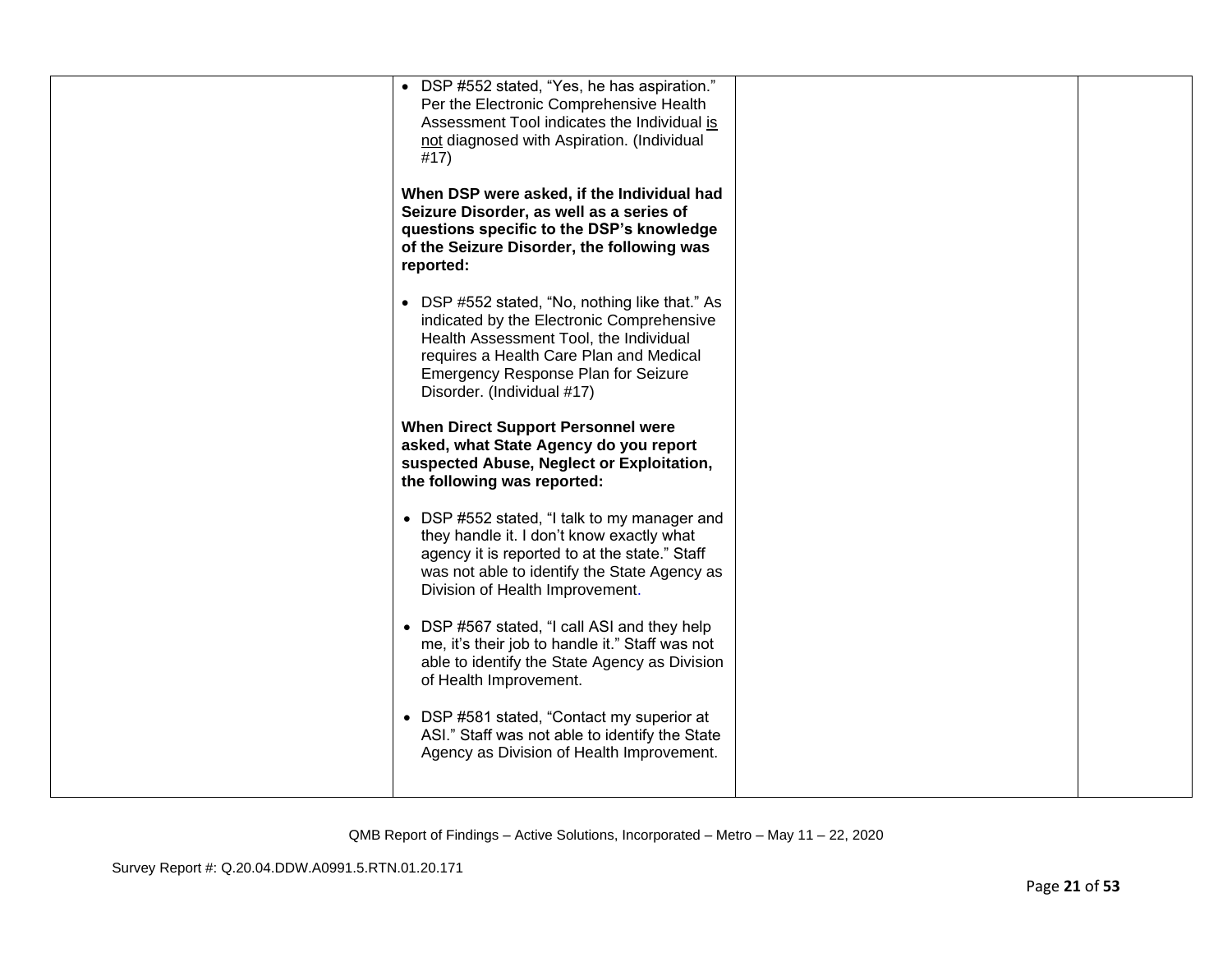| | | | |
|---|---|---|---|
| | • DSP #552 stated, "Yes, he has aspiration." Per the Electronic Comprehensive Health Assessment Tool indicates the Individual is not diagnosed with Aspiration. (Individual #17)<br><br>**When DSP were asked, if the Individual had Seizure Disorder, as well as a series of questions specific to the DSP's knowledge of the Seizure Disorder, the following was reported:**<br><br>• DSP #552 stated, "No, nothing like that." As indicated by the Electronic Comprehensive Health Assessment Tool, the Individual requires a Health Care Plan and Medical Emergency Response Plan for Seizure Disorder. (Individual #17)<br><br>**When Direct Support Personnel were asked, what State Agency do you report suspected Abuse, Neglect or Exploitation, the following was reported:**<br><br>• DSP #552 stated, "I talk to my manager and they handle it. I don't know exactly what agency it is reported to at the state." Staff was not able to identify the State Agency as Division of Health Improvement.<br><br>• DSP #567 stated, "I call ASI and they help me, it's their job to handle it." Staff was not able to identify the State Agency as Division of Health Improvement.<br><br>• DSP #581 stated, "Contact my superior at ASI." Staff was not able to identify the State Agency as Division of Health Improvement. | | |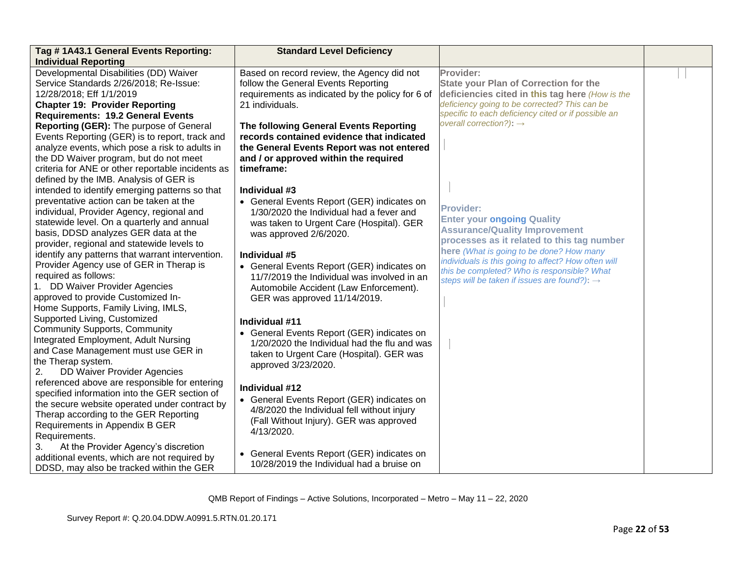| Tag # 1A43.1 General Events Reporting: Individual Reporting | Standard Level Deficiency | | |
|---|---|---|---|
| Developmental Disabilities (DD) Waiver Service Standards 2/26/2018; Re-Issue: 12/28/2018; Eff 1/1/2019<br>**Chapter 19: Provider Reporting Requirements: 19.2 General Events Reporting (GER):** The purpose of General Events Reporting (GER) is to report, track and analyze events, which pose a risk to adults in the DD Waiver program, but do not meet criteria for ANE or other reportable incidents as defined by the IMB. Analysis of GER is intended to identify emerging patterns so that preventative action can be taken at the individual, Provider Agency, regional and statewide level. On a quarterly and annual basis, DDSD analyzes GER data at the provider, regional and statewide levels to identify any patterns that warrant intervention. Provider Agency use of GER in Therap is required as follows:<br>1. DD Waiver Provider Agencies approved to provide Customized In-Home Supports, Family Living, IMLS, Supported Living, Customized Community Supports, Community Integrated Employment, Adult Nursing and Case Management must use GER in the Therap system.<br>2. DD Waiver Provider Agencies referenced above are responsible for entering specified information into the GER section of the secure website operated under contract by Therap according to the GER Reporting Requirements in Appendix B GER Requirements.<br>3. At the Provider Agency's discretion additional events, which are not required by DDSD, may also be tracked within the GER | Based on record review, the Agency did not follow the General Events Reporting requirements as indicated by the policy for 6 of 21 individuals.<br><br>**The following General Events Reporting records contained evidence that indicated the General Events Report was not entered and / or approved within the required timeframe:**<br><br>**Individual #3**<br>• General Events Report (GER) indicates on 1/30/2020 the Individual had a fever and was taken to Urgent Care (Hospital). GER was approved 2/6/2020.<br><br>**Individual #5**<br>• General Events Report (GER) indicates on 11/7/2019 the Individual was involved in an Automobile Accident (Law Enforcement). GER was approved 11/14/2019.<br><br>**Individual #11**<br>• General Events Report (GER) indicates on 1/20/2020 the Individual had the flu and was taken to Urgent Care (Hospital). GER was approved 3/23/2020.<br><br>**Individual #12**<br>• General Events Report (GER) indicates on 4/8/2020 the Individual fell without injury (Fall Without Injury). GER was approved 4/13/2020.<br><br>• General Events Report (GER) indicates on 10/28/2019 the Individual had a bruise on | **Provider:**<br>**State your Plan of Correction for the deficiencies cited in this tag here** *(How is the deficiency going to be corrected? This can be specific to each deficiency cited or if possible an overall correction?):* →<br><br>**Provider:**<br>**Enter your ongoing Quality Assurance/Quality Improvement processes as it related to this tag number here** *(What is going to be done? How many individuals is this going to affect? How often will this be completed? Who is responsible? What steps will be taken if issues are found?):* → | |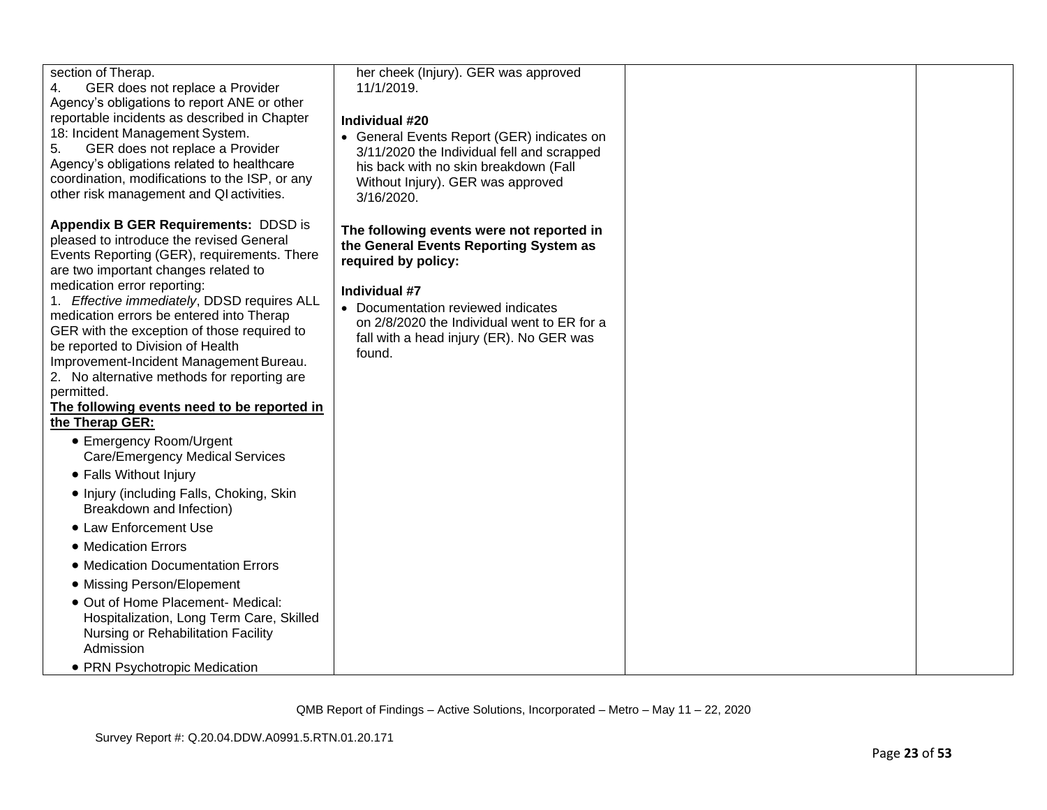| | | | |
|---|---|---|---|
| section of Therap.<br>4. GER does not replace a Provider Agency's obligations to report ANE or other reportable incidents as described in Chapter 18: Incident Management System.<br>5. GER does not replace a Provider Agency's obligations related to healthcare coordination, modifications to the ISP, or any other risk management and QI activities.<br><br>**Appendix B GER Requirements:** DDSD is pleased to introduce the revised General Events Reporting (GER), requirements. There are two important changes related to medication error reporting:<br>1. *Effective immediately*, DDSD requires ALL medication errors be entered into Therap GER with the exception of those required to be reported to Division of Health Improvement-Incident Management Bureau.<br>2. No alternative methods for reporting are permitted.<br>**<u>The following events need to be reported in the Therap GER:</u>**<br>• Emergency Room/Urgent Care/Emergency Medical Services<br>• Falls Without Injury<br>• Injury (including Falls, Choking, Skin Breakdown and Infection)<br>• Law Enforcement Use<br>• Medication Errors<br>• Medication Documentation Errors<br>• Missing Person/Elopement<br>• Out of Home Placement- Medical: Hospitalization, Long Term Care, Skilled Nursing or Rehabilitation Facility Admission<br>• PRN Psychotropic Medication | her cheek (Injury). GER was approved 11/1/2019.<br><br>**Individual #20**<br>• General Events Report (GER) indicates on 3/11/2020 the Individual fell and scrapped his back with no skin breakdown (Fall Without Injury). GER was approved 3/16/2020.<br><br>**The following events were not reported in the General Events Reporting System as required by policy:**<br><br>**Individual #7**<br>• Documentation reviewed indicates on 2/8/2020 the Individual went to ER for a fall with a head injury (ER). No GER was found. | | |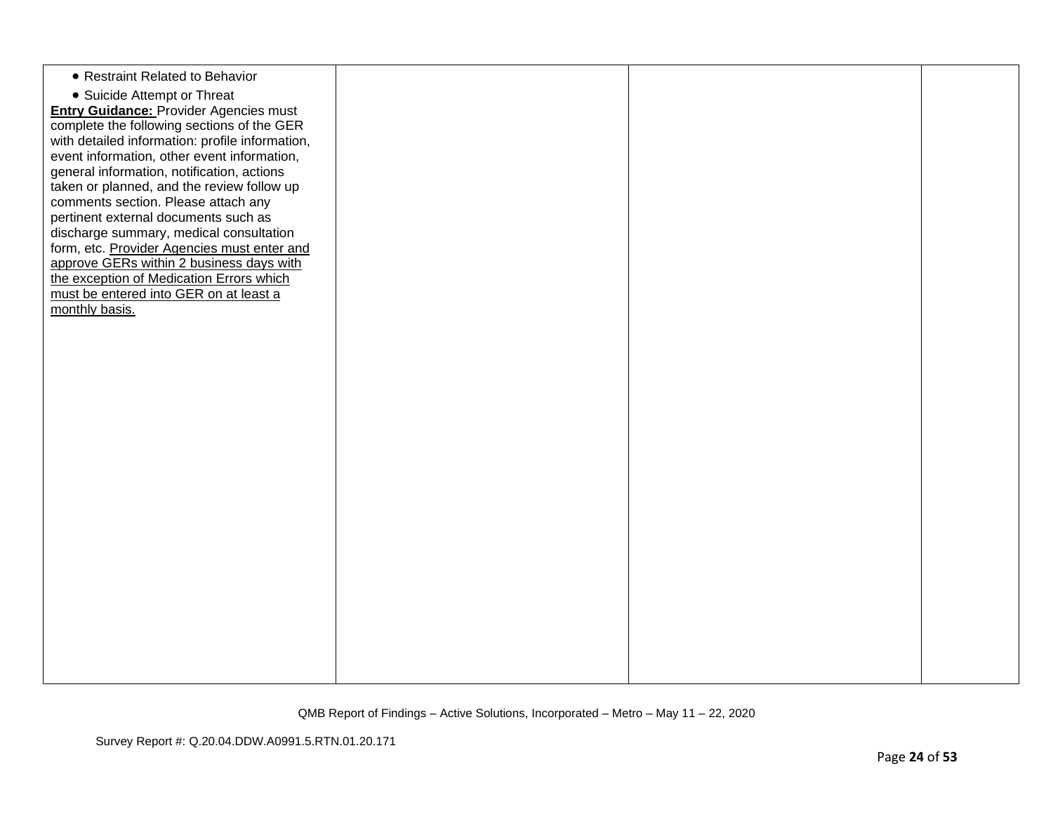| | | | |
|---|---|---|---|
| • Restraint Related to Behavior<br>• Suicide Attempt or Threat<br>**Entry Guidance:** Provider Agencies must complete the following sections of the GER with detailed information: profile information, event information, other event information, general information, notification, actions taken or planned, and the review follow up comments section. Please attach any pertinent external documents such as discharge summary, medical consultation form, etc. <u>Provider Agencies must enter and approve GERs within 2 business days with the exception of Medication Errors which must be entered into GER on at least a monthly basis.</u> | | | |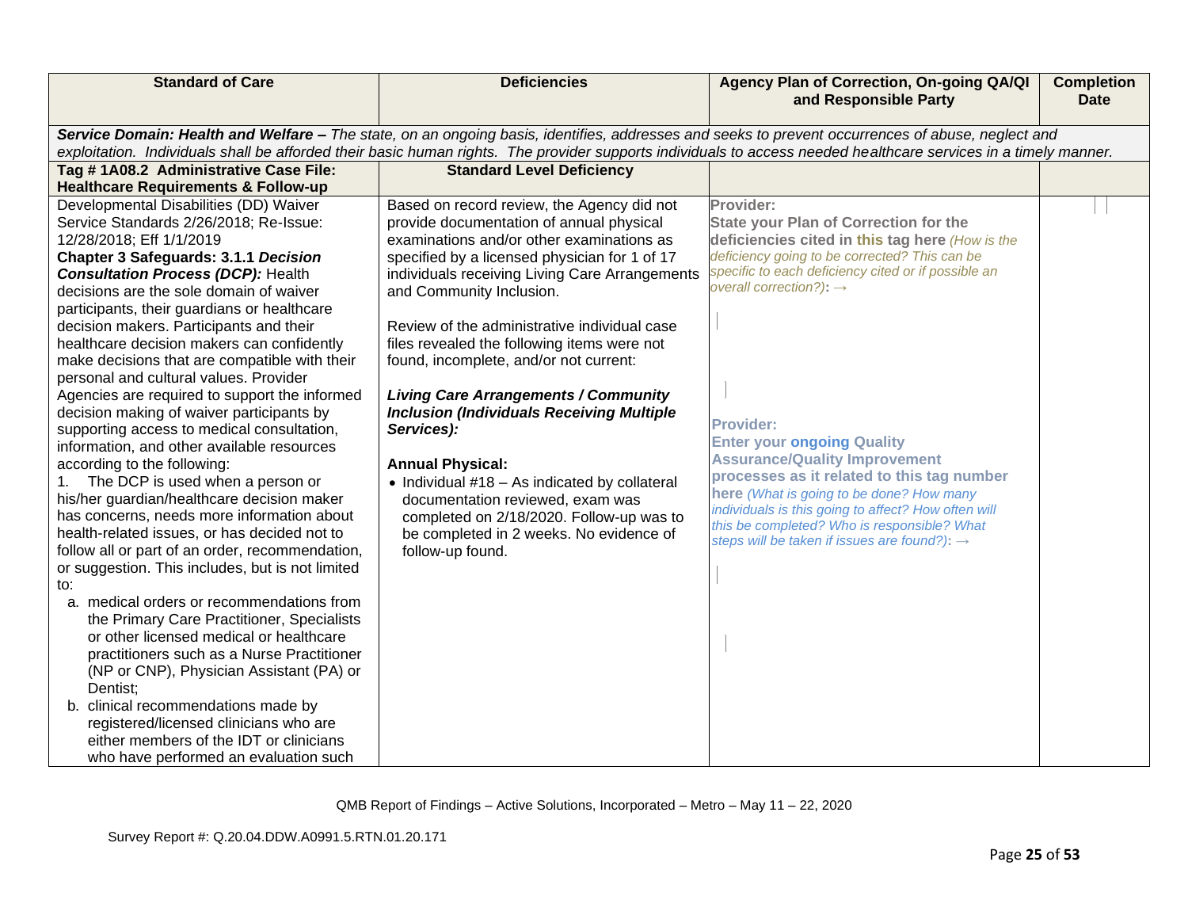| Standard of Care | Deficiencies | Agency Plan of Correction, On-going QA/QI and Responsible Party | Completion Date |
|---|---|---|---|
| ***Service Domain: Health and Welfare –*** *The state, on an ongoing basis, identifies, addresses and seeks to prevent occurrences of abuse, neglect and exploitation. Individuals shall be afforded their basic human rights. The provider supports individuals to access needed healthcare services in a timely manner.* | | | |
| **Tag # 1A08.2 Administrative Case File: Healthcare Requirements & Follow-up** | **Standard Level Deficiency** | | |
| Developmental Disabilities (DD) Waiver Service Standards 2/26/2018; Re-Issue: 12/28/2018; Eff 1/1/2019<br>**Chapter 3 Safeguards: 3.1.1 *Decision Consultation Process (DCP):*** Health decisions are the sole domain of waiver participants, their guardians or healthcare decision makers. Participants and their healthcare decision makers can confidently make decisions that are compatible with their personal and cultural values. Provider Agencies are required to support the informed decision making of waiver participants by supporting access to medical consultation, information, and other available resources according to the following:<br>1. The DCP is used when a person or his/her guardian/healthcare decision maker has concerns, needs more information about health-related issues, or has decided not to follow all or part of an order, recommendation, or suggestion. This includes, but is not limited to:<br>a. medical orders or recommendations from the Primary Care Practitioner, Specialists or other licensed medical or healthcare practitioners such as a Nurse Practitioner (NP or CNP), Physician Assistant (PA) or Dentist;<br>b. clinical recommendations made by registered/licensed clinicians who are either members of the IDT or clinicians who have performed an evaluation such | Based on record review, the Agency did not provide documentation of annual physical examinations and/or other examinations as specified by a licensed physician for 1 of 17 individuals receiving Living Care Arrangements and Community Inclusion.<br><br>Review of the administrative individual case files revealed the following items were not found, incomplete, and/or not current:<br><br>***Living Care Arrangements / Community Inclusion (Individuals Receiving Multiple Services):***<br><br>**Annual Physical:**<br>• Individual #18 – As indicated by collateral documentation reviewed, exam was completed on 2/18/2020. Follow-up was to be completed in 2 weeks. No evidence of follow-up found. | **Provider:**<br>**State your Plan of Correction for the deficiencies cited in this tag here** *(How is the deficiency going to be corrected? This can be specific to each deficiency cited or if possible an overall correction?):* →<br><br>**Provider:**<br>**Enter your ongoing Quality Assurance/Quality Improvement processes as it related to this tag number here** *(What is going to be done? How many individuals is this going to affect? How often will this be completed? Who is responsible? What steps will be taken if issues are found?):* → | |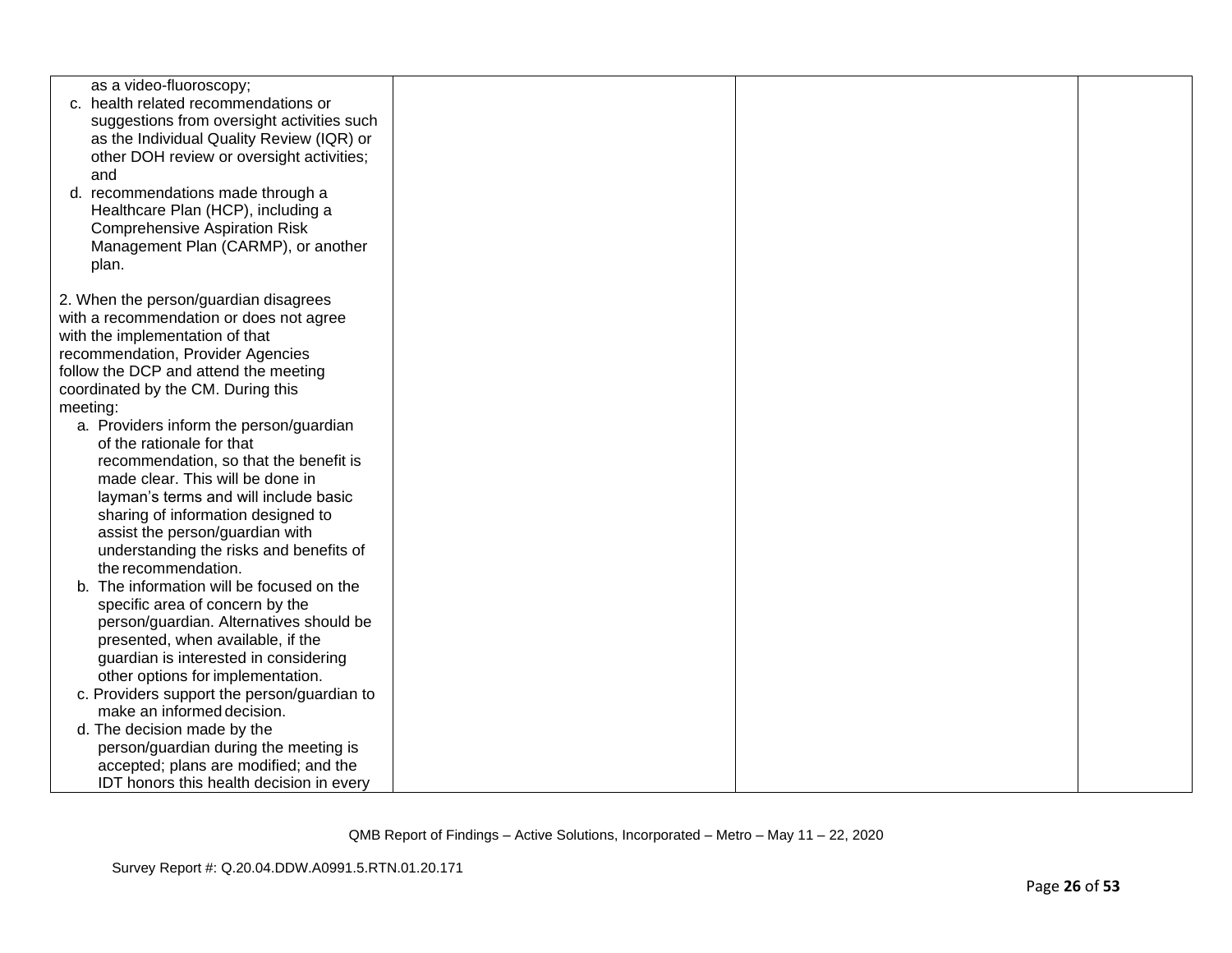| | | | |
|---|---|---|---|
| as a video-fluoroscopy;<br>c. health related recommendations or suggestions from oversight activities such as the Individual Quality Review (IQR) or other DOH review or oversight activities; and<br>d. recommendations made through a Healthcare Plan (HCP), including a Comprehensive Aspiration Risk Management Plan (CARMP), or another plan.<br><br>2. When the person/guardian disagrees with a recommendation or does not agree with the implementation of that recommendation, Provider Agencies follow the DCP and attend the meeting coordinated by the CM. During this meeting:<br>a. Providers inform the person/guardian of the rationale for that recommendation, so that the benefit is made clear. This will be done in layman's terms and will include basic sharing of information designed to assist the person/guardian with understanding the risks and benefits of the recommendation.<br>b. The information will be focused on the specific area of concern by the person/guardian. Alternatives should be presented, when available, if the guardian is interested in considering other options for implementation.<br>c. Providers support the person/guardian to make an informed decision.<br>d. The decision made by the person/guardian during the meeting is accepted; plans are modified; and the IDT honors this health decision in every | | | |

QMB Report of Findings – Active Solutions, Incorporated – Metro – May 11 – 22, 2020

Survey Report #: Q.20.04.DDW.A0991.5.RTN.01.20.171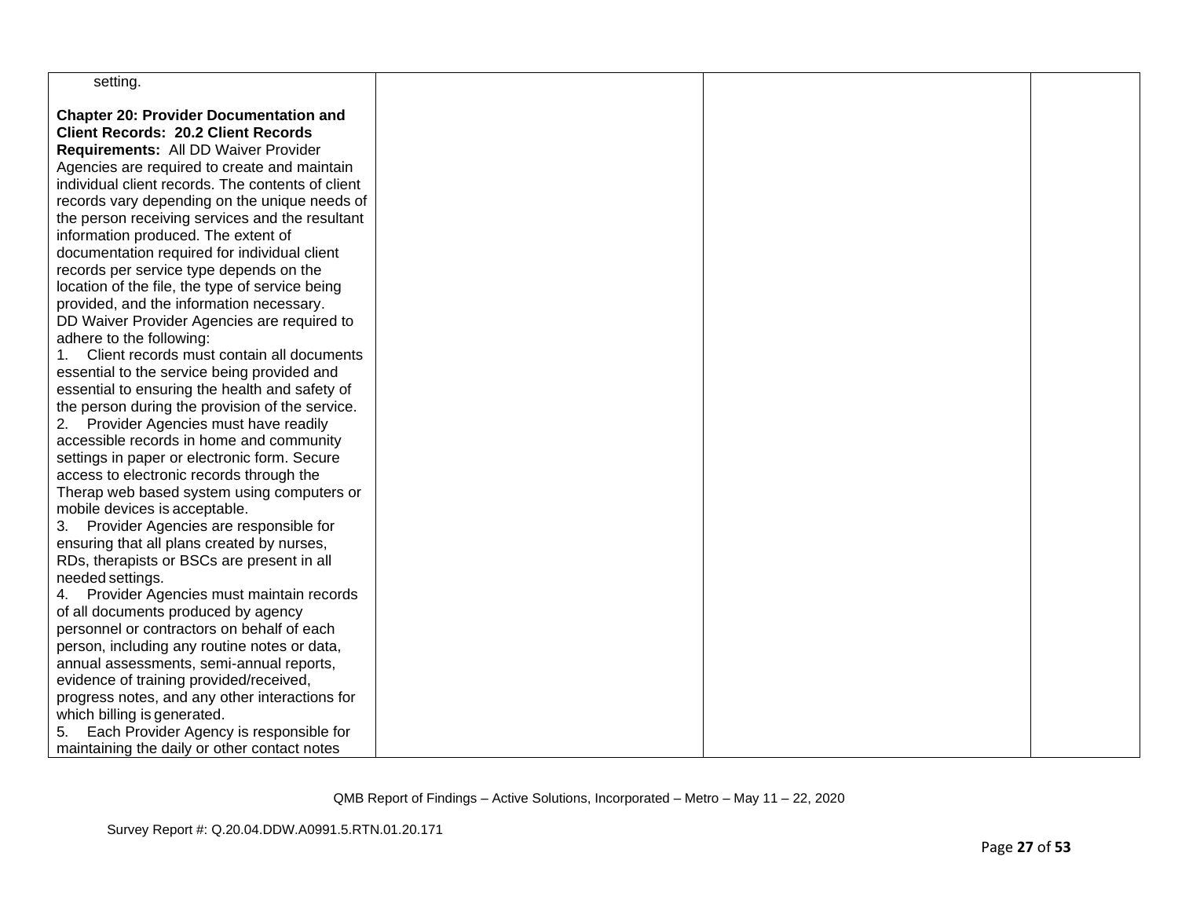| | | | |
|---|---|---|---|
| setting.<br><br>**Chapter 20: Provider Documentation and Client Records: 20.2 Client Records Requirements:** All DD Waiver Provider Agencies are required to create and maintain individual client records. The contents of client records vary depending on the unique needs of the person receiving services and the resultant information produced. The extent of documentation required for individual client records per service type depends on the location of the file, the type of service being provided, and the information necessary.<br>DD Waiver Provider Agencies are required to adhere to the following:<br>1. Client records must contain all documents essential to the service being provided and essential to ensuring the health and safety of the person during the provision of the service.<br>2. Provider Agencies must have readily accessible records in home and community settings in paper or electronic form. Secure access to electronic records through the Therap web based system using computers or mobile devices is acceptable.<br>3. Provider Agencies are responsible for ensuring that all plans created by nurses, RDs, therapists or BSCs are present in all needed settings.<br>4. Provider Agencies must maintain records of all documents produced by agency personnel or contractors on behalf of each person, including any routine notes or data, annual assessments, semi-annual reports, evidence of training provided/received, progress notes, and any other interactions for which billing is generated.<br>5. Each Provider Agency is responsible for maintaining the daily or other contact notes | | | |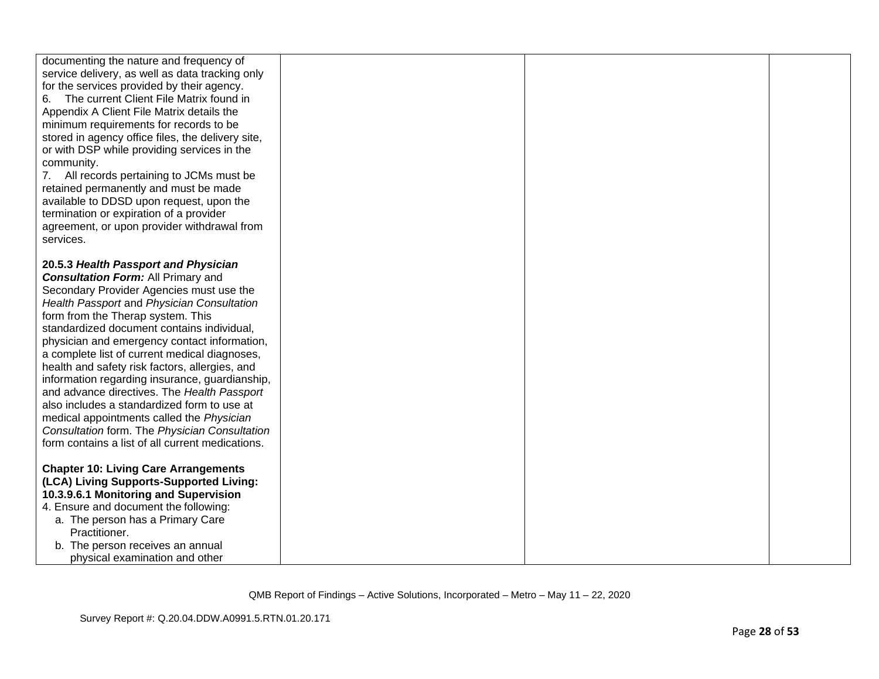| | | | |
|---|---|---|---|
| documenting the nature and frequency of service delivery, as well as data tracking only for the services provided by their agency.<br>6. The current Client File Matrix found in Appendix A Client File Matrix details the minimum requirements for records to be stored in agency office files, the delivery site, or with DSP while providing services in the community.<br>7. All records pertaining to JCMs must be retained permanently and must be made available to DDSD upon request, upon the termination or expiration of a provider agreement, or upon provider withdrawal from services.<br><br>**20.5.3 *Health Passport and Physician Consultation Form:*** All Primary and Secondary Provider Agencies must use the *Health Passport* and *Physician Consultation* form from the Therap system. This standardized document contains individual, physician and emergency contact information, a complete list of current medical diagnoses, health and safety risk factors, allergies, and information regarding insurance, guardianship, and advance directives. The *Health Passport* also includes a standardized form to use at medical appointments called the *Physician Consultation* form. The *Physician Consultation* form contains a list of all current medications.<br><br>**Chapter 10: Living Care Arrangements (LCA) Living Supports-Supported Living: 10.3.9.6.1 Monitoring and Supervision**<br>4. Ensure and document the following:<br>a. The person has a Primary Care Practitioner.<br>b. The person receives an annual physical examination and other | | | |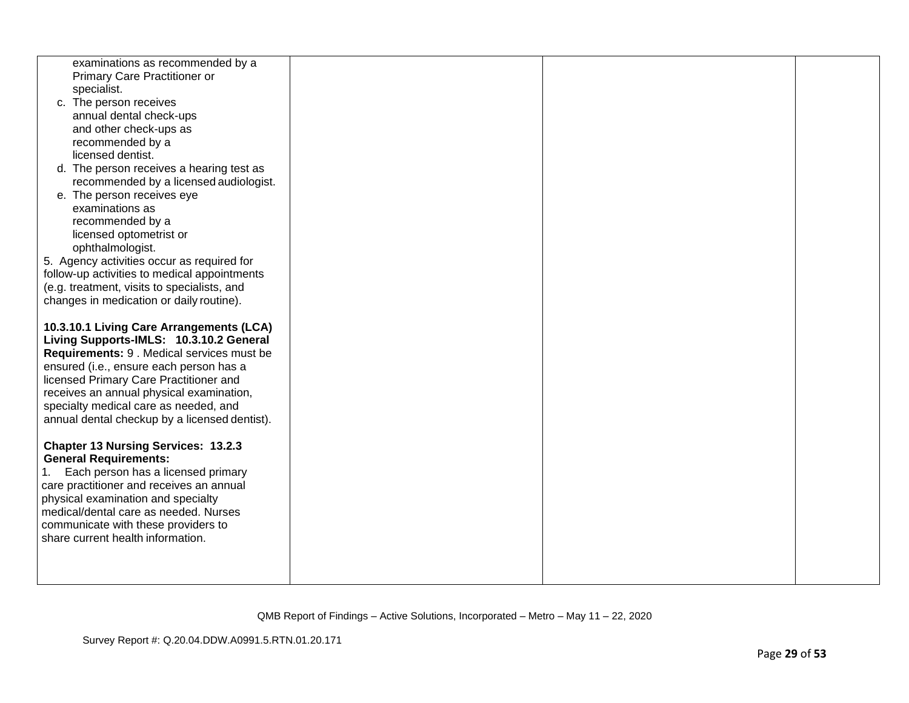| | | | |
|---|---|---|---|
| examinations as recommended by a Primary Care Practitioner or specialist.<br>c. The person receives annual dental check-ups and other check-ups as recommended by a licensed dentist.<br>d. The person receives a hearing test as recommended by a licensed audiologist.<br>e. The person receives eye examinations as recommended by a licensed optometrist or ophthalmologist.<br>5. Agency activities occur as required for follow-up activities to medical appointments (e.g. treatment, visits to specialists, and changes in medication or daily routine).<br><br>**10.3.10.1 Living Care Arrangements (LCA) Living Supports-IMLS: 10.3.10.2 General Requirements:** 9 . Medical services must be ensured (i.e., ensure each person has a licensed Primary Care Practitioner and receives an annual physical examination, specialty medical care as needed, and annual dental checkup by a licensed dentist).<br><br>**Chapter 13 Nursing Services: 13.2.3 General Requirements:**<br>1. Each person has a licensed primary care practitioner and receives an annual physical examination and specialty medical/dental care as needed. Nurses communicate with these providers to share current health information. | | | |

QMB Report of Findings – Active Solutions, Incorporated – Metro – May 11 – 22, 2020

Survey Report #: Q.20.04.DDW.A0991.5.RTN.01.20.171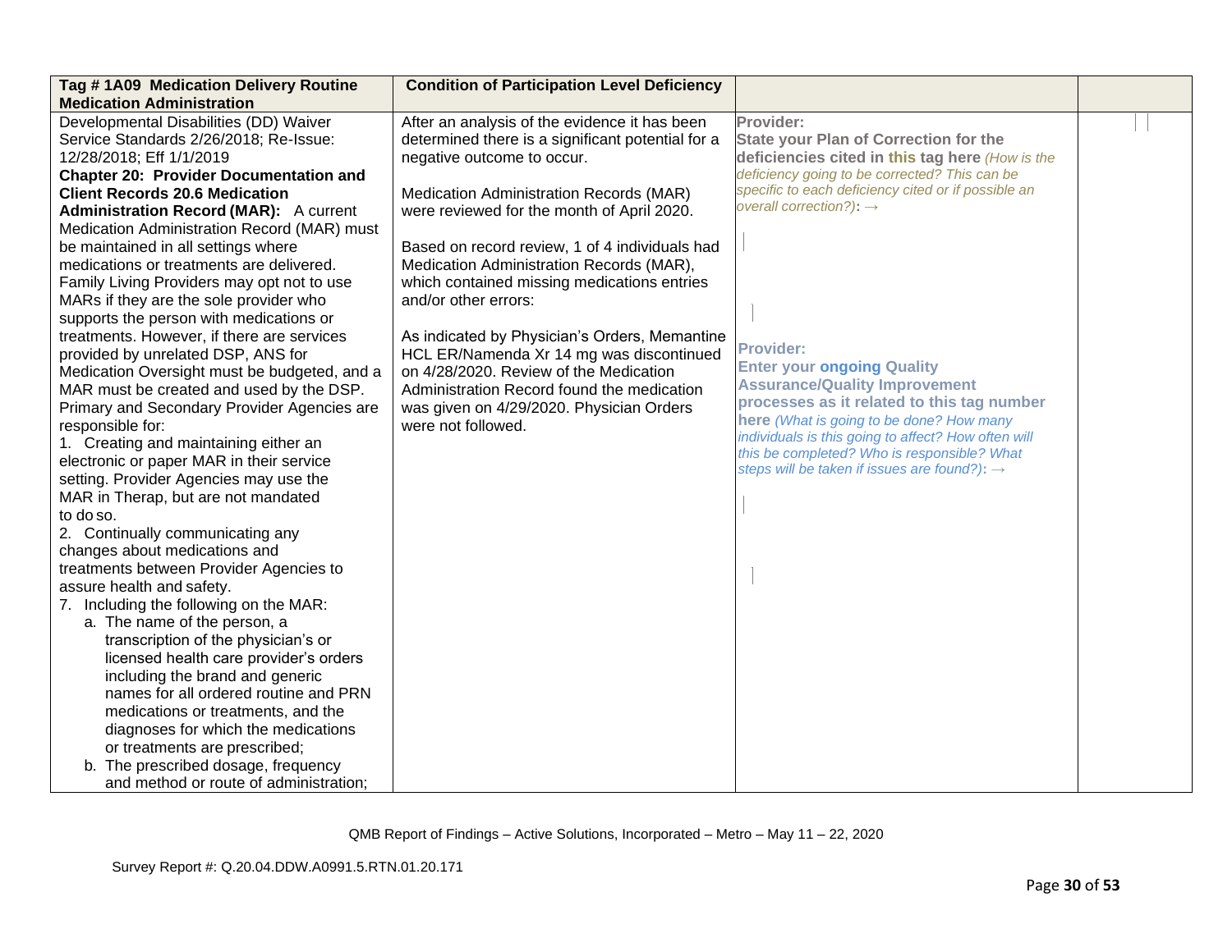| Tag # 1A09 Medication Delivery Routine Medication Administration | Condition of Participation Level Deficiency | | |
|---|---|---|---|
| Developmental Disabilities (DD) Waiver Service Standards 2/26/2018; Re-Issue: 12/28/2018; Eff 1/1/2019<br>**Chapter 20: Provider Documentation and Client Records 20.6 Medication Administration Record (MAR):** A current Medication Administration Record (MAR) must be maintained in all settings where medications or treatments are delivered. Family Living Providers may opt not to use MARs if they are the sole provider who supports the person with medications or treatments. However, if there are services provided by unrelated DSP, ANS for Medication Oversight must be budgeted, and a MAR must be created and used by the DSP. Primary and Secondary Provider Agencies are responsible for:<br>1. Creating and maintaining either an electronic or paper MAR in their service setting. Provider Agencies may use the MAR in Therap, but are not mandated to do so.<br>2. Continually communicating any changes about medications and treatments between Provider Agencies to assure health and safety.<br>7. Including the following on the MAR:<br>a. The name of the person, a transcription of the physician's or licensed health care provider's orders including the brand and generic names for all ordered routine and PRN medications or treatments, and the diagnoses for which the medications or treatments are prescribed;<br>b. The prescribed dosage, frequency and method or route of administration; | After an analysis of the evidence it has been determined there is a significant potential for a negative outcome to occur.<br><br>Medication Administration Records (MAR) were reviewed for the month of April 2020.<br><br>Based on record review, 1 of 4 individuals had Medication Administration Records (MAR), which contained missing medications entries and/or other errors:<br><br>As indicated by Physician's Orders, Memantine HCL ER/Namenda Xr 14 mg was discontinued on 4/28/2020. Review of the Medication Administration Record found the medication was given on 4/29/2020. Physician Orders were not followed. | **Provider:**<br>**State your Plan of Correction for the deficiencies cited in this tag here** *(How is the deficiency going to be corrected? This can be specific to each deficiency cited or if possible an overall correction?)*: →<br><br><br><br>**Provider:**<br>**Enter your ongoing Quality Assurance/Quality Improvement processes as it related to this tag number here** *(What is going to be done? How many individuals is this going to affect? How often will this be completed? Who is responsible? What steps will be taken if issues are found?)*: → | |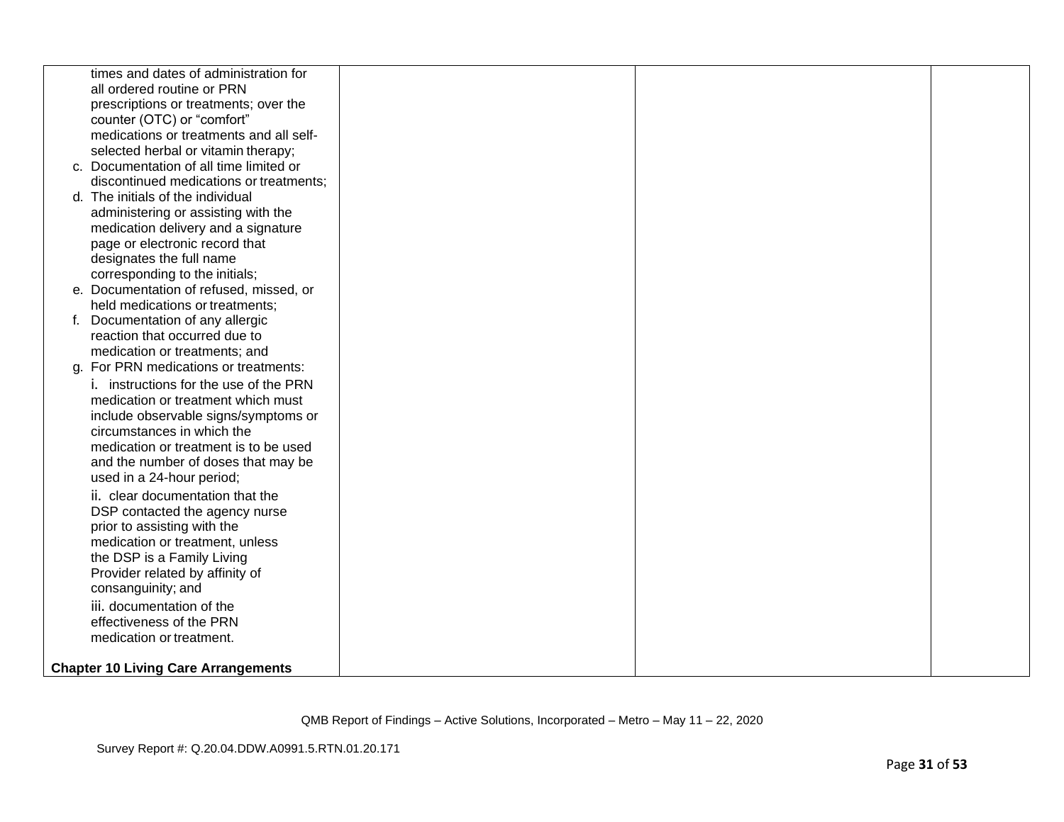| | | | |
|---|---|---|---|
| times and dates of administration for all ordered routine or PRN prescriptions or treatments; over the counter (OTC) or "comfort" medications or treatments and all self-selected herbal or vitamin therapy;<br>c. Documentation of all time limited or discontinued medications or treatments;<br>d. The initials of the individual administering or assisting with the medication delivery and a signature page or electronic record that designates the full name corresponding to the initials;<br>e. Documentation of refused, missed, or held medications or treatments;<br>f. Documentation of any allergic reaction that occurred due to medication or treatments; and<br>g. For PRN medications or treatments:<br>i. instructions for the use of the PRN medication or treatment which must include observable signs/symptoms or circumstances in which the medication or treatment is to be used and the number of doses that may be used in a 24-hour period;<br>ii. clear documentation that the DSP contacted the agency nurse prior to assisting with the medication or treatment, unless the DSP is a Family Living Provider related by affinity of consanguinity; and<br>iii. documentation of the effectiveness of the PRN medication or treatment.<br><br>**Chapter 10 Living Care Arrangements** | | | |

QMB Report of Findings – Active Solutions, Incorporated – Metro – May 11 – 22, 2020

Survey Report #: Q.20.04.DDW.A0991.5.RTN.01.20.171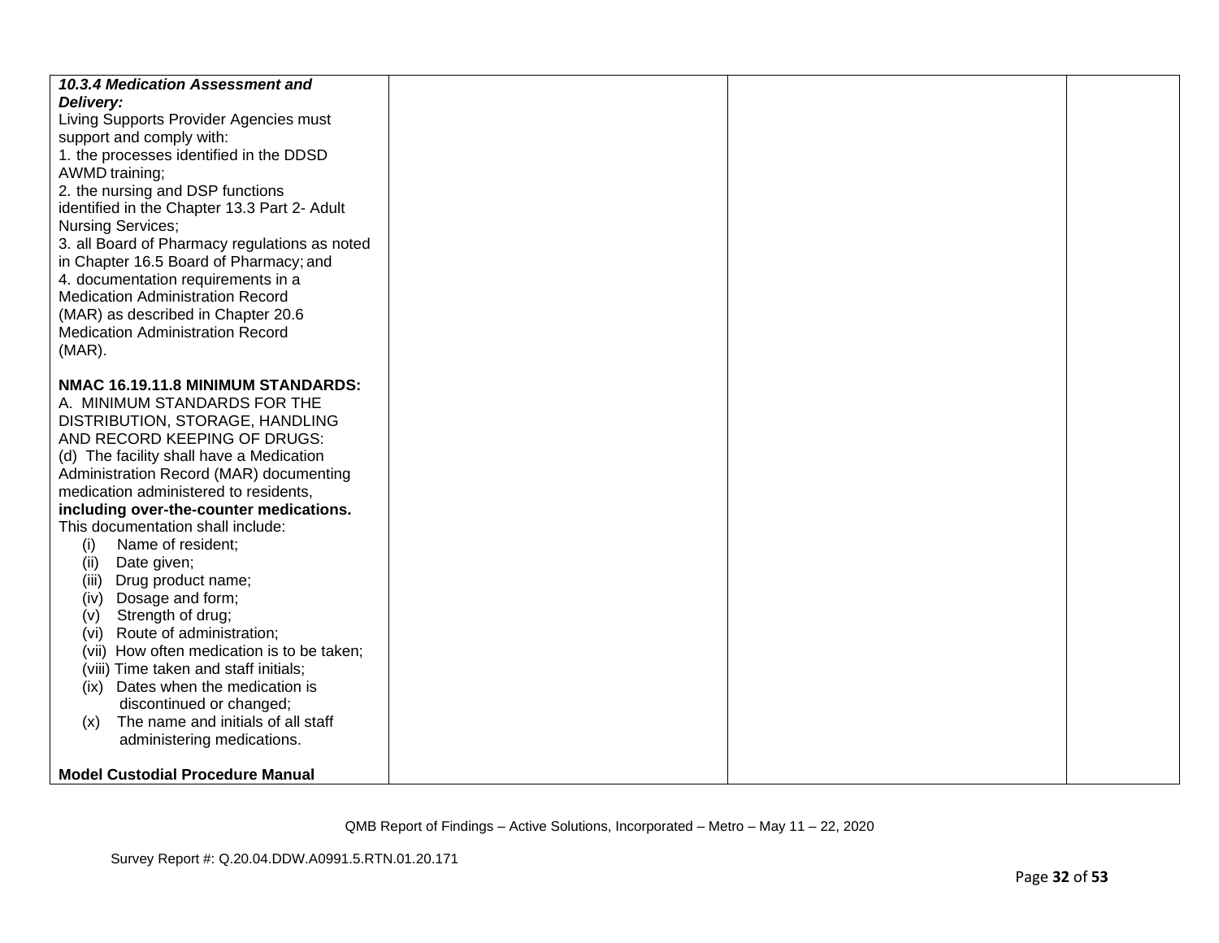| | | | |
|---|---|---|---|
| ***10.3.4 Medication Assessment and Delivery:***<br>Living Supports Provider Agencies must support and comply with:<br>1. the processes identified in the DDSD AWMD training;<br>2. the nursing and DSP functions identified in the Chapter 13.3 Part 2- Adult Nursing Services;<br>3. all Board of Pharmacy regulations as noted in Chapter 16.5 Board of Pharmacy; and<br>4. documentation requirements in a Medication Administration Record (MAR) as described in Chapter 20.6 Medication Administration Record (MAR).<br><br>**NMAC 16.19.11.8 MINIMUM STANDARDS:**<br>A. MINIMUM STANDARDS FOR THE DISTRIBUTION, STORAGE, HANDLING AND RECORD KEEPING OF DRUGS:<br>(d) The facility shall have a Medication Administration Record (MAR) documenting medication administered to residents, **including over-the-counter medications.** This documentation shall include:<br>(i) Name of resident;<br>(ii) Date given;<br>(iii) Drug product name;<br>(iv) Dosage and form;<br>(v) Strength of drug;<br>(vi) Route of administration;<br>(vii) How often medication is to be taken;<br>(viii) Time taken and staff initials;<br>(ix) Dates when the medication is discontinued or changed;<br>(x) The name and initials of all staff administering medications.<br><br>**Model Custodial Procedure Manual** | | | |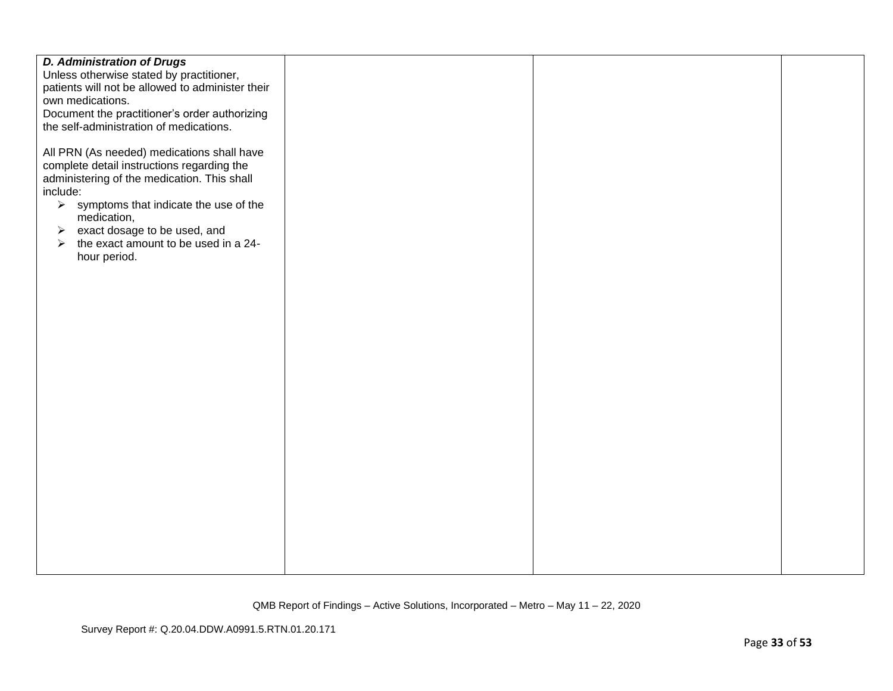| | | | |
|---|---|---|---|
| ***D. Administration of Drugs***<br>Unless otherwise stated by practitioner, patients will not be allowed to administer their own medications.<br>Document the practitioner's order authorizing the self-administration of medications.<br><br>All PRN (As needed) medications shall have complete detail instructions regarding the administering of the medication. This shall include:<br>➢ symptoms that indicate the use of the medication,<br>➢ exact dosage to be used, and<br>➢ the exact amount to be used in a 24-hour period. | | | |

QMB Report of Findings – Active Solutions, Incorporated – Metro – May 11 – 22, 2020

Survey Report #: Q.20.04.DDW.A0991.5.RTN.01.20.171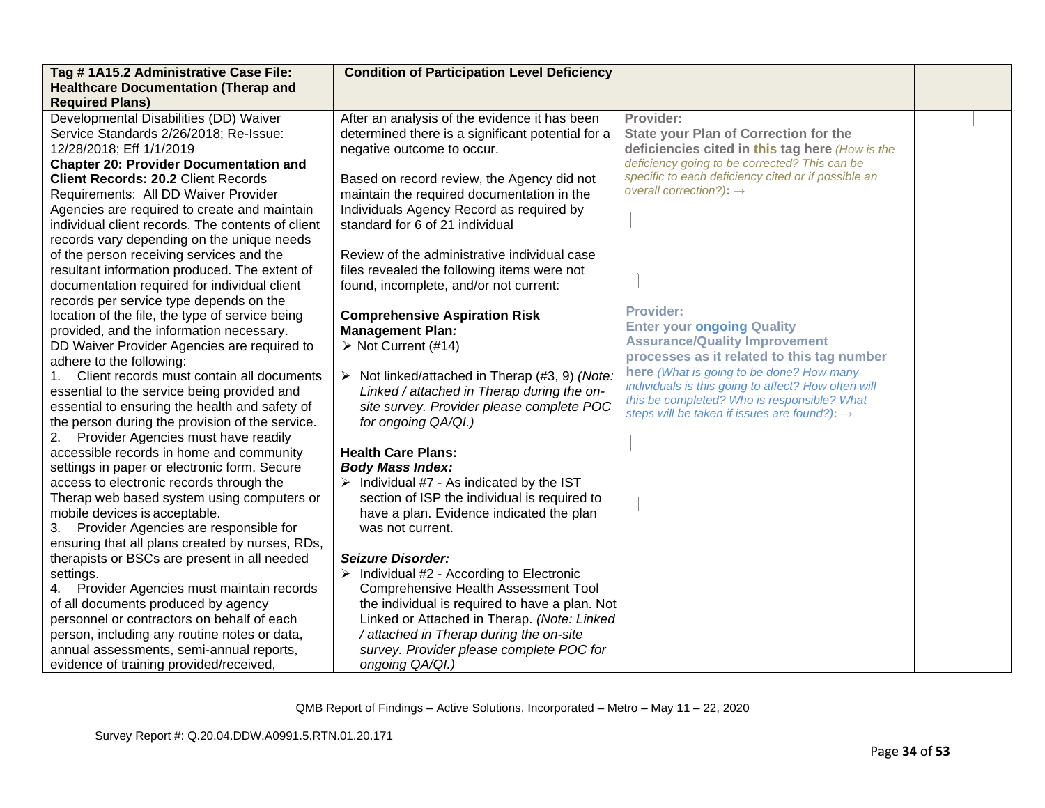| Tag # 1A15.2 Administrative Case File: Healthcare Documentation (Therap and Required Plans) | Condition of Participation Level Deficiency | | |
|---|---|---|---|
| Developmental Disabilities (DD) Waiver Service Standards 2/26/2018; Re-Issue: 12/28/2018; Eff 1/1/2019<br>**Chapter 20: Provider Documentation and Client Records: 20.2** Client Records Requirements: All DD Waiver Provider Agencies are required to create and maintain individual client records. The contents of client records vary depending on the unique needs of the person receiving services and the resultant information produced. The extent of documentation required for individual client records per service type depends on the location of the file, the type of service being provided, and the information necessary.<br>DD Waiver Provider Agencies are required to adhere to the following:<br>1. Client records must contain all documents essential to the service being provided and essential to ensuring the health and safety of the person during the provision of the service.<br>2. Provider Agencies must have readily accessible records in home and community settings in paper or electronic form. Secure access to electronic records through the Therap web based system using computers or mobile devices is acceptable.<br>3. Provider Agencies are responsible for ensuring that all plans created by nurses, RDs, therapists or BSCs are present in all needed settings.<br>4. Provider Agencies must maintain records of all documents produced by agency personnel or contractors on behalf of each person, including any routine notes or data, annual assessments, semi-annual reports, evidence of training provided/received, | After an analysis of the evidence it has been determined there is a significant potential for a negative outcome to occur.<br><br>Based on record review, the Agency did not maintain the required documentation in the Individuals Agency Record as required by standard for 6 of 21 individual<br><br>Review of the administrative individual case files revealed the following items were not found, incomplete, and/or not current:<br><br>**Comprehensive Aspiration Risk Management Plan*:***<br>➢ Not Current (#14)<br><br>➢ Not linked/attached in Therap (#3, 9) *(Note: Linked / attached in Therap during the on-site survey. Provider please complete POC for ongoing QA/QI.)*<br><br>**Health Care Plans:**<br>***Body Mass Index:***<br>➢ Individual #7 - As indicated by the IST section of ISP the individual is required to have a plan. Evidence indicated the plan was not current.<br><br>***Seizure Disorder:***<br>➢ Individual #2 - According to Electronic Comprehensive Health Assessment Tool the individual is required to have a plan. Not Linked or Attached in Therap. *(Note: Linked / attached in Therap during the on-site survey. Provider please complete POC for ongoing QA/QI.)* | **Provider:**<br>**State your Plan of Correction for the deficiencies cited in this tag here** *(How is the deficiency going to be corrected? This can be specific to each deficiency cited or if possible an overall correction?)*: →<br><br>**Provider:**<br>**Enter your ongoing Quality Assurance/Quality Improvement processes as it related to this tag number here** *(What is going to be done? How many individuals is this going to affect? How often will this be completed? Who is responsible? What steps will be taken if issues are found?)*: → | |

QMB Report of Findings – Active Solutions, Incorporated – Metro – May 11 – 22, 2020

Survey Report #: Q.20.04.DDW.A0991.5.RTN.01.20.171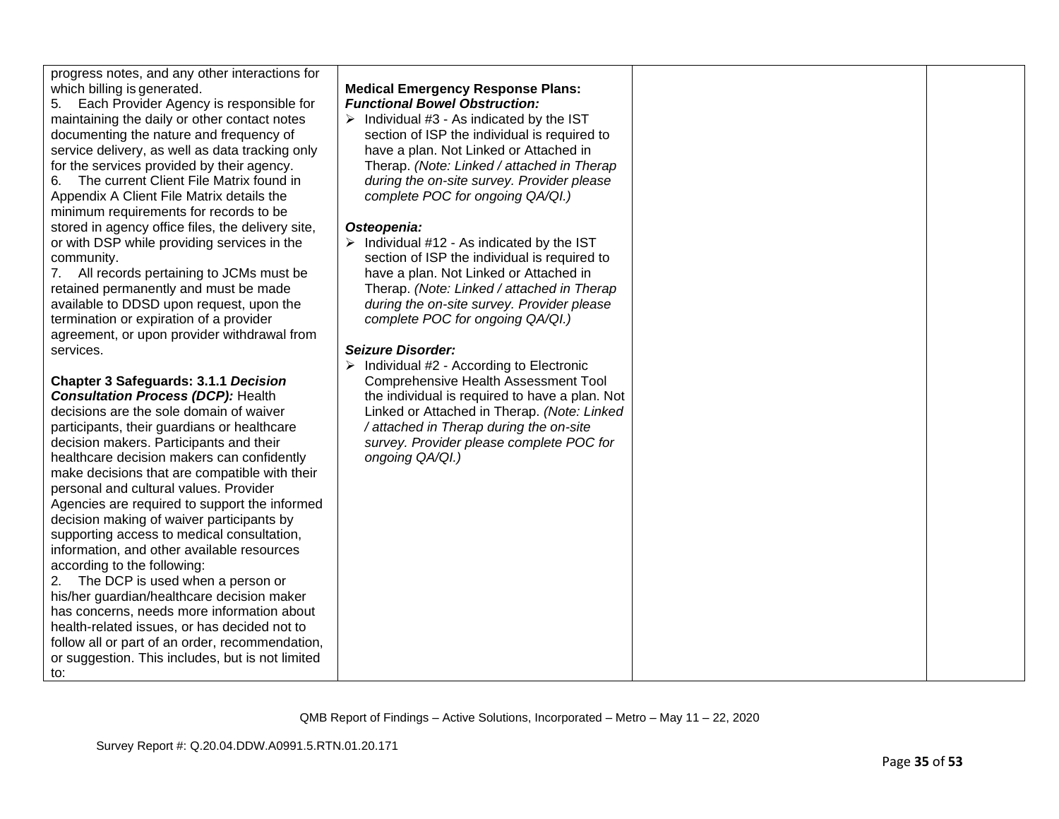| | | | |
|---|---|---|---|
| progress notes, and any other interactions for which billing is generated.<br>5. Each Provider Agency is responsible for maintaining the daily or other contact notes documenting the nature and frequency of service delivery, as well as data tracking only for the services provided by their agency.<br>6. The current Client File Matrix found in Appendix A Client File Matrix details the minimum requirements for records to be stored in agency office files, the delivery site, or with DSP while providing services in the community.<br>7. All records pertaining to JCMs must be retained permanently and must be made available to DDSD upon request, upon the termination or expiration of a provider agreement, or upon provider withdrawal from services.<br><br>**Chapter 3 Safeguards: 3.1.1 *Decision Consultation Process (DCP):*** Health decisions are the sole domain of waiver participants, their guardians or healthcare decision makers. Participants and their healthcare decision makers can confidently make decisions that are compatible with their personal and cultural values. Provider Agencies are required to support the informed decision making of waiver participants by supporting access to medical consultation, information, and other available resources according to the following:<br>2. The DCP is used when a person or his/her guardian/healthcare decision maker has concerns, needs more information about health-related issues, or has decided not to follow all or part of an order, recommendation, or suggestion. This includes, but is not limited to: | **Medical Emergency Response Plans:**<br>***Functional Bowel Obstruction:***<br>➢ Individual #3 - As indicated by the IST section of ISP the individual is required to have a plan. Not Linked or Attached in Therap. *(Note: Linked / attached in Therap during the on-site survey. Provider please complete POC for ongoing QA/QI.)*<br><br>***Osteopenia:***<br>➢ Individual #12 - As indicated by the IST section of ISP the individual is required to have a plan. Not Linked or Attached in Therap. *(Note: Linked / attached in Therap during the on-site survey. Provider please complete POC for ongoing QA/QI.)*<br><br>***Seizure Disorder:***<br>➢ Individual #2 - According to Electronic Comprehensive Health Assessment Tool the individual is required to have a plan. Not Linked or Attached in Therap. *(Note: Linked / attached in Therap during the on-site survey. Provider please complete POC for ongoing QA/QI.)* | | |

QMB Report of Findings – Active Solutions, Incorporated – Metro – May 11 – 22, 2020

Survey Report #: Q.20.04.DDW.A0991.5.RTN.01.20.171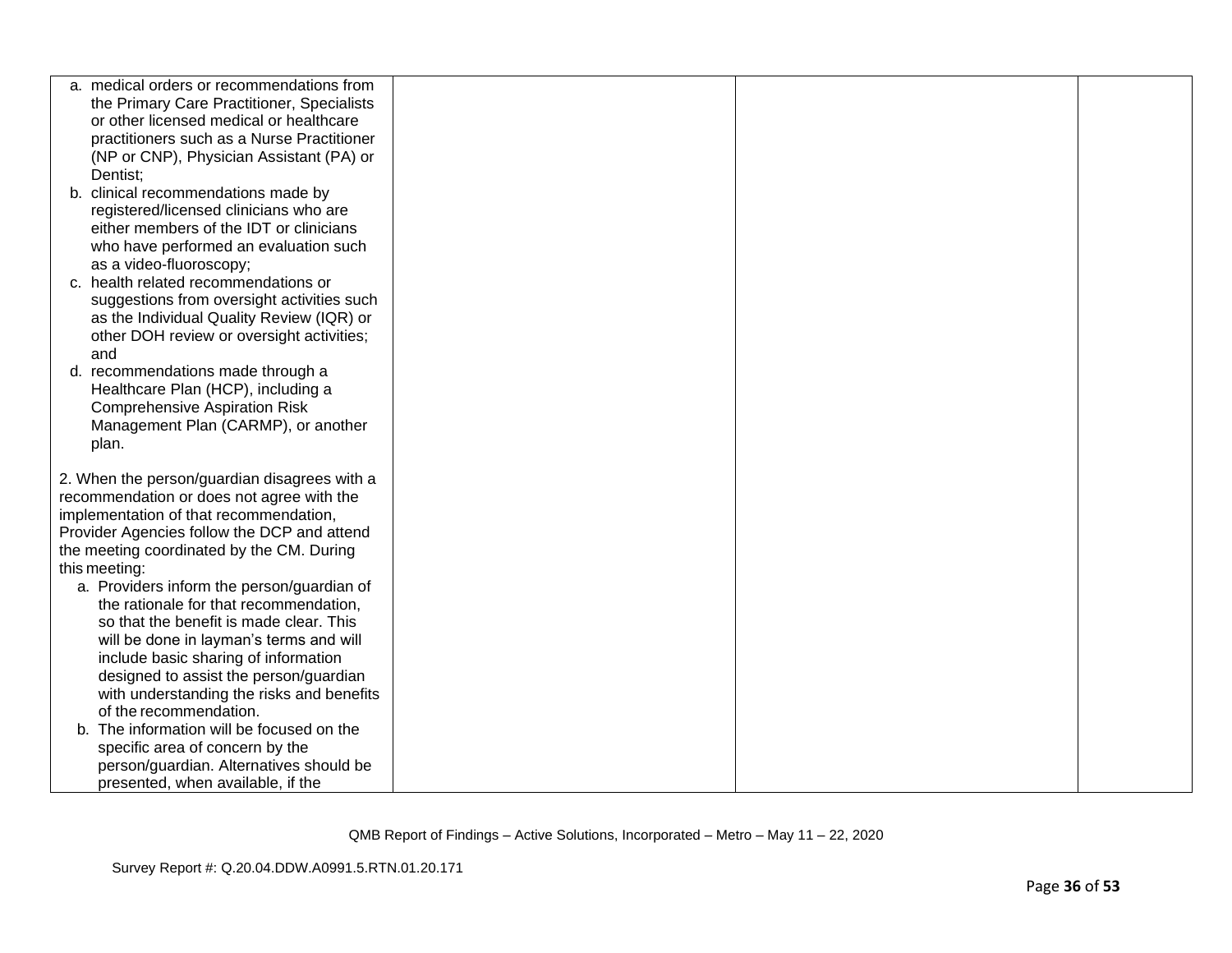| | | | |
|---|---|---|---|
| a. medical orders or recommendations from the Primary Care Practitioner, Specialists or other licensed medical or healthcare practitioners such as a Nurse Practitioner (NP or CNP), Physician Assistant (PA) or Dentist;<br>b. clinical recommendations made by registered/licensed clinicians who are either members of the IDT or clinicians who have performed an evaluation such as a video-fluoroscopy;<br>c. health related recommendations or suggestions from oversight activities such as the Individual Quality Review (IQR) or other DOH review or oversight activities; and<br>d. recommendations made through a Healthcare Plan (HCP), including a Comprehensive Aspiration Risk Management Plan (CARMP), or another plan.<br><br>2. When the person/guardian disagrees with a recommendation or does not agree with the implementation of that recommendation, Provider Agencies follow the DCP and attend the meeting coordinated by the CM. During this meeting:<br>a. Providers inform the person/guardian of the rationale for that recommendation, so that the benefit is made clear. This will be done in layman's terms and will include basic sharing of information designed to assist the person/guardian with understanding the risks and benefits of the recommendation.<br>b. The information will be focused on the specific area of concern by the person/guardian. Alternatives should be presented, when available, if the | | | |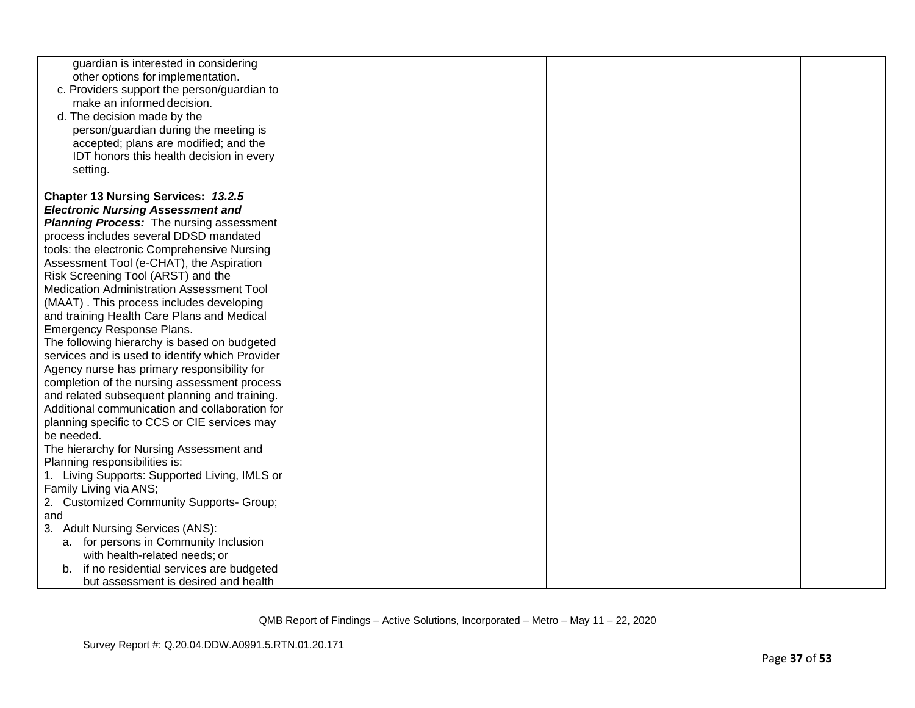| | | | |
|---|---|---|---|
| guardian is interested in considering other options for implementation.<br>c. Providers support the person/guardian to make an informed decision.<br>d. The decision made by the person/guardian during the meeting is accepted; plans are modified; and the IDT honors this health decision in every setting.<br><br>**Chapter 13 Nursing Services: *13.2.5 Electronic Nursing Assessment and Planning Process:*** The nursing assessment process includes several DDSD mandated tools: the electronic Comprehensive Nursing Assessment Tool (e-CHAT), the Aspiration Risk Screening Tool (ARST) and the Medication Administration Assessment Tool (MAAT) . This process includes developing and training Health Care Plans and Medical Emergency Response Plans.<br>The following hierarchy is based on budgeted services and is used to identify which Provider Agency nurse has primary responsibility for completion of the nursing assessment process and related subsequent planning and training. Additional communication and collaboration for planning specific to CCS or CIE services may be needed.<br>The hierarchy for Nursing Assessment and Planning responsibilities is:<br>1. Living Supports: Supported Living, IMLS or Family Living via ANS;<br>2. Customized Community Supports- Group; and<br>3. Adult Nursing Services (ANS):<br>a. for persons in Community Inclusion with health-related needs; or<br>b. if no residential services are budgeted but assessment is desired and health | | | |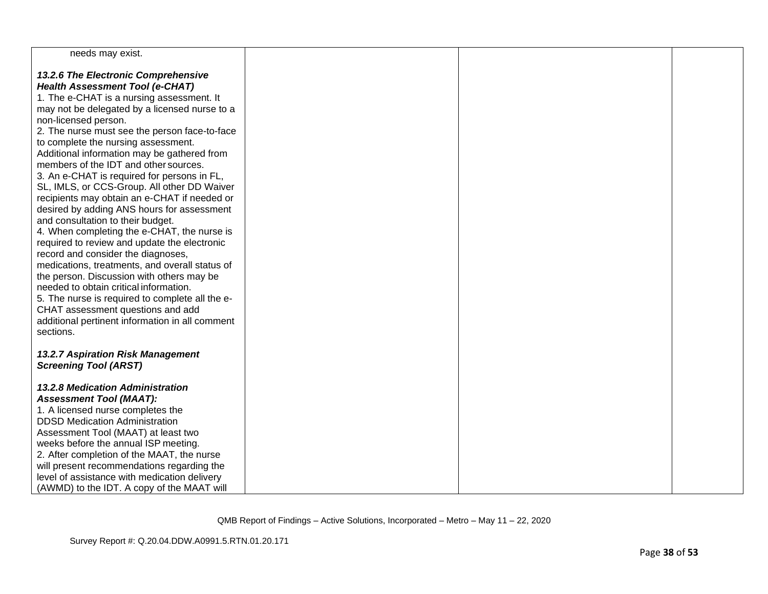| | | | |
|---|---|---|---|
| needs may exist.<br><br>***13.2.6 The Electronic Comprehensive Health Assessment Tool (e-CHAT)***<br>1. The e-CHAT is a nursing assessment. It may not be delegated by a licensed nurse to a non-licensed person.<br>2. The nurse must see the person face-to-face to complete the nursing assessment. Additional information may be gathered from members of the IDT and other sources.<br>3. An e-CHAT is required for persons in FL, SL, IMLS, or CCS-Group. All other DD Waiver recipients may obtain an e-CHAT if needed or desired by adding ANS hours for assessment and consultation to their budget.<br>4. When completing the e-CHAT, the nurse is required to review and update the electronic record and consider the diagnoses, medications, treatments, and overall status of the person. Discussion with others may be needed to obtain critical information.<br>5. The nurse is required to complete all the e-CHAT assessment questions and add additional pertinent information in all comment sections.<br><br>***13.2.7 Aspiration Risk Management Screening Tool (ARST)***<br><br>***13.2.8 Medication Administration Assessment Tool (MAAT):***<br>1. A licensed nurse completes the DDSD Medication Administration Assessment Tool (MAAT) at least two weeks before the annual ISP meeting.<br>2. After completion of the MAAT, the nurse will present recommendations regarding the level of assistance with medication delivery (AWMD) to the IDT. A copy of the MAAT will | | | |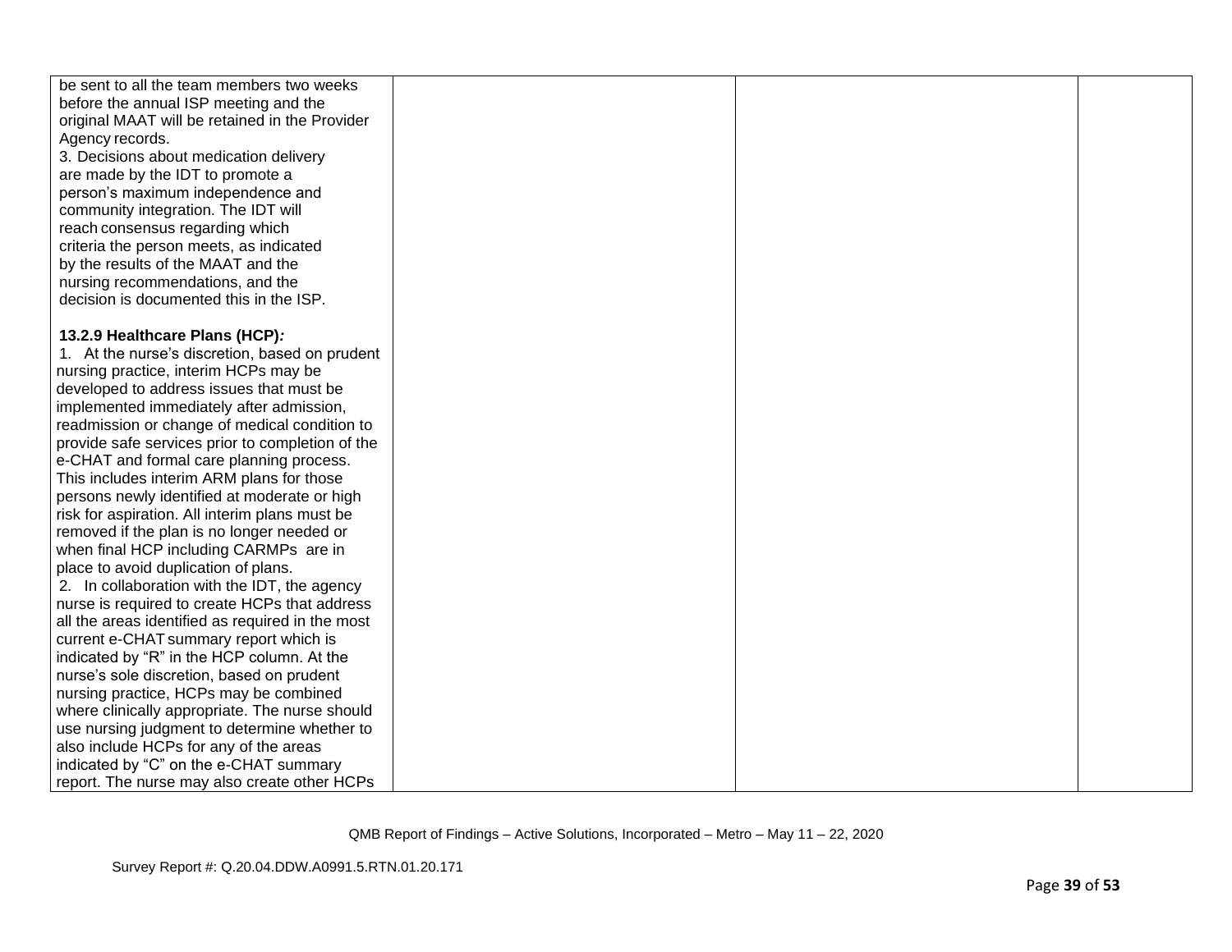| | | | |
|---|---|---|---|
| be sent to all the team members two weeks before the annual ISP meeting and the original MAAT will be retained in the Provider Agency records.<br>3. Decisions about medication delivery are made by the IDT to promote a person's maximum independence and community integration. The IDT will reach consensus regarding which criteria the person meets, as indicated by the results of the MAAT and the nursing recommendations, and the decision is documented this in the ISP.<br><br>**13.2.9 Healthcare Plans (HCP)*:***<br>1. At the nurse's discretion, based on prudent nursing practice, interim HCPs may be developed to address issues that must be implemented immediately after admission, readmission or change of medical condition to provide safe services prior to completion of the e-CHAT and formal care planning process. This includes interim ARM plans for those persons newly identified at moderate or high risk for aspiration. All interim plans must be removed if the plan is no longer needed or when final HCP including CARMPs are in place to avoid duplication of plans.<br>2. In collaboration with the IDT, the agency nurse is required to create HCPs that address all the areas identified as required in the most current e-CHAT summary report which is indicated by "R" in the HCP column. At the nurse's sole discretion, based on prudent nursing practice, HCPs may be combined where clinically appropriate. The nurse should use nursing judgment to determine whether to also include HCPs for any of the areas indicated by "C" on the e-CHAT summary report. The nurse may also create other HCPs | | | |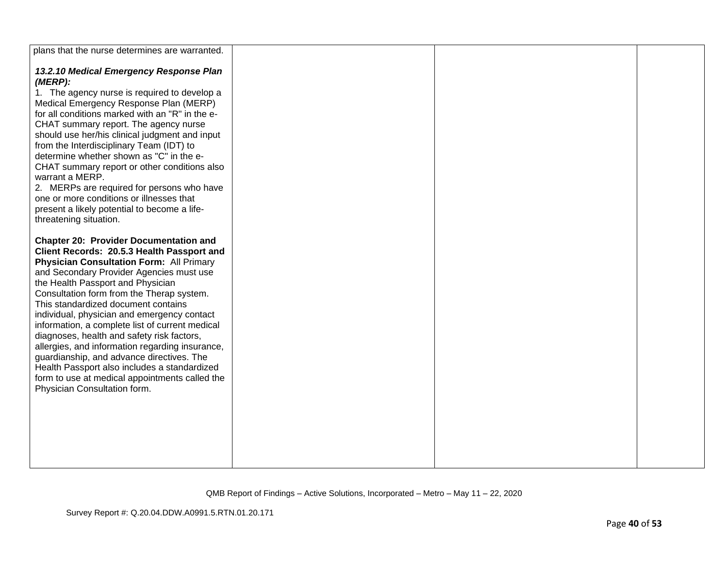| | | | |
|---|---|---|---|
| plans that the nurse determines are warranted.<br><br>***13.2.10 Medical Emergency Response Plan (MERP):***<br>1. The agency nurse is required to develop a Medical Emergency Response Plan (MERP) for all conditions marked with an "R" in the e-CHAT summary report. The agency nurse should use her/his clinical judgment and input from the Interdisciplinary Team (IDT) to determine whether shown as "C" in the e-CHAT summary report or other conditions also warrant a MERP.<br>2. MERPs are required for persons who have one or more conditions or illnesses that present a likely potential to become a life-threatening situation.<br><br>**Chapter 20: Provider Documentation and Client Records: 20.5.3 Health Passport and Physician Consultation Form:** All Primary and Secondary Provider Agencies must use the Health Passport and Physician Consultation form from the Therap system. This standardized document contains individual, physician and emergency contact information, a complete list of current medical diagnoses, health and safety risk factors, allergies, and information regarding insurance, guardianship, and advance directives. The Health Passport also includes a standardized form to use at medical appointments called the Physician Consultation form. | | | |

QMB Report of Findings – Active Solutions, Incorporated – Metro – May 11 – 22, 2020

Survey Report #: Q.20.04.DDW.A0991.5.RTN.01.20.171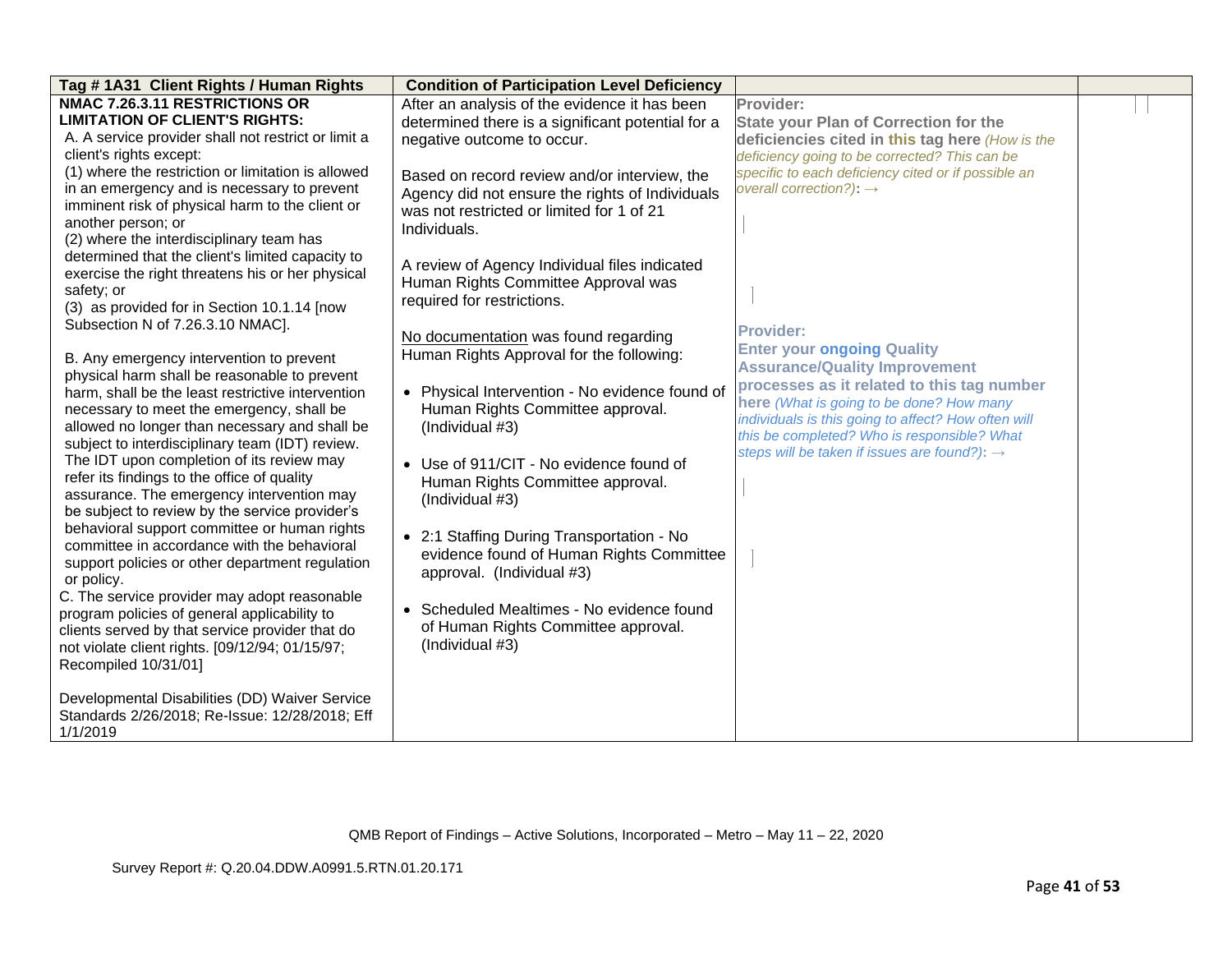| Tag # 1A31 Client Rights / Human Rights | Condition of Participation Level Deficiency | | |
|---|---|---|---|
| **NMAC 7.26.3.11 RESTRICTIONS OR LIMITATION OF CLIENT'S RIGHTS:**<br>A. A service provider shall not restrict or limit a client's rights except:<br>(1) where the restriction or limitation is allowed in an emergency and is necessary to prevent imminent risk of physical harm to the client or another person; or<br>(2) where the interdisciplinary team has determined that the client's limited capacity to exercise the right threatens his or her physical safety; or<br>(3) as provided for in Section 10.1.14 [now Subsection N of 7.26.3.10 NMAC].<br><br>B. Any emergency intervention to prevent physical harm shall be reasonable to prevent harm, shall be the least restrictive intervention necessary to meet the emergency, shall be allowed no longer than necessary and shall be subject to interdisciplinary team (IDT) review. The IDT upon completion of its review may refer its findings to the office of quality assurance. The emergency intervention may be subject to review by the service provider's behavioral support committee or human rights committee in accordance with the behavioral support policies or other department regulation or policy.<br>C. The service provider may adopt reasonable program policies of general applicability to clients served by that service provider that do not violate client rights. [09/12/94; 01/15/97; Recompiled 10/31/01]<br><br>Developmental Disabilities (DD) Waiver Service Standards 2/26/2018; Re-Issue: 12/28/2018; Eff 1/1/2019 | After an analysis of the evidence it has been determined there is a significant potential for a negative outcome to occur.<br><br>Based on record review and/or interview, the Agency did not ensure the rights of Individuals was not restricted or limited for 1 of 21 Individuals.<br><br>A review of Agency Individual files indicated Human Rights Committee Approval was required for restrictions.<br><br>No documentation was found regarding Human Rights Approval for the following:<br><br>• Physical Intervention - No evidence found of Human Rights Committee approval. (Individual #3)<br><br>• Use of 911/CIT - No evidence found of Human Rights Committee approval. (Individual #3)<br><br>• 2:1 Staffing During Transportation - No evidence found of Human Rights Committee approval. (Individual #3)<br><br>• Scheduled Mealtimes - No evidence found of Human Rights Committee approval. (Individual #3) | **Provider:**<br>**State your Plan of Correction for the deficiencies cited in this tag here** *(How is the deficiency going to be corrected? This can be specific to each deficiency cited or if possible an overall correction?)*: →<br><br><br><br>**Provider:**<br>**Enter your ongoing Quality Assurance/Quality Improvement processes as it related to this tag number here** *(What is going to be done? How many individuals is this going to affect? How often will this be completed? Who is responsible? What steps will be taken if issues are found?)*: → | |

QMB Report of Findings – Active Solutions, Incorporated – Metro – May 11 – 22, 2020

Survey Report #: Q.20.04.DDW.A0991.5.RTN.01.20.171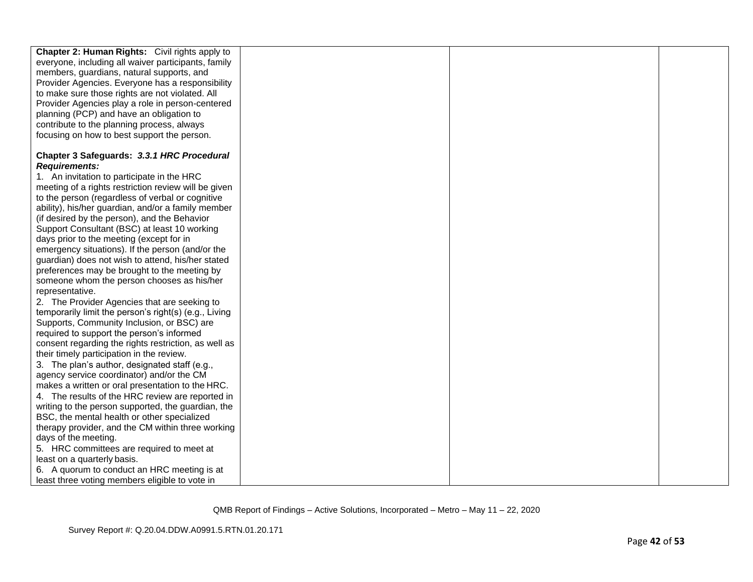| | | | |
|---|---|---|---|
| **Chapter 2: Human Rights:** Civil rights apply to everyone, including all waiver participants, family members, guardians, natural supports, and Provider Agencies. Everyone has a responsibility to make sure those rights are not violated. All Provider Agencies play a role in person-centered planning (PCP) and have an obligation to contribute to the planning process, always focusing on how to best support the person.<br><br>**Chapter 3 Safeguards: *3.3.1 HRC Procedural Requirements:***<br>1. An invitation to participate in the HRC meeting of a rights restriction review will be given to the person (regardless of verbal or cognitive ability), his/her guardian, and/or a family member (if desired by the person), and the Behavior Support Consultant (BSC) at least 10 working days prior to the meeting (except for in emergency situations). If the person (and/or the guardian) does not wish to attend, his/her stated preferences may be brought to the meeting by someone whom the person chooses as his/her representative.<br>2. The Provider Agencies that are seeking to temporarily limit the person's right(s) (e.g., Living Supports, Community Inclusion, or BSC) are required to support the person's informed consent regarding the rights restriction, as well as their timely participation in the review.<br>3. The plan's author, designated staff (e.g., agency service coordinator) and/or the CM makes a written or oral presentation to the HRC.<br>4. The results of the HRC review are reported in writing to the person supported, the guardian, the BSC, the mental health or other specialized therapy provider, and the CM within three working days of the meeting.<br>5. HRC committees are required to meet at least on a quarterly basis.<br>6. A quorum to conduct an HRC meeting is at least three voting members eligible to vote in | | | |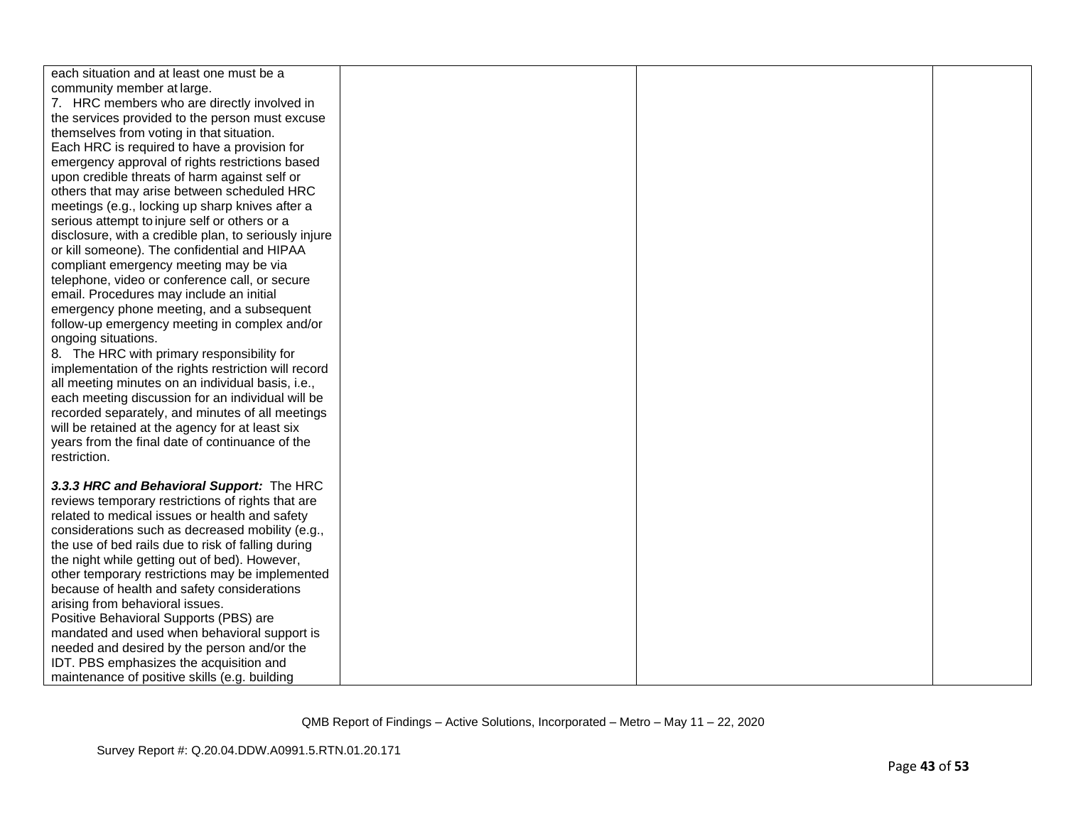| | | | |
|---|---|---|---|
| each situation and at least one must be a community member at large.<br>7. HRC members who are directly involved in the services provided to the person must excuse themselves from voting in that situation.<br>Each HRC is required to have a provision for emergency approval of rights restrictions based upon credible threats of harm against self or others that may arise between scheduled HRC meetings (e.g., locking up sharp knives after a serious attempt to injure self or others or a disclosure, with a credible plan, to seriously injure or kill someone). The confidential and HIPAA compliant emergency meeting may be via telephone, video or conference call, or secure email. Procedures may include an initial emergency phone meeting, and a subsequent follow-up emergency meeting in complex and/or ongoing situations.<br>8. The HRC with primary responsibility for implementation of the rights restriction will record all meeting minutes on an individual basis, i.e., each meeting discussion for an individual will be recorded separately, and minutes of all meetings will be retained at the agency for at least six years from the final date of continuance of the restriction.<br><br>***3.3.3 HRC and Behavioral Support:*** The HRC reviews temporary restrictions of rights that are related to medical issues or health and safety considerations such as decreased mobility (e.g., the use of bed rails due to risk of falling during the night while getting out of bed). However, other temporary restrictions may be implemented because of health and safety considerations arising from behavioral issues.<br>Positive Behavioral Supports (PBS) are mandated and used when behavioral support is needed and desired by the person and/or the IDT. PBS emphasizes the acquisition and maintenance of positive skills (e.g. building | | | |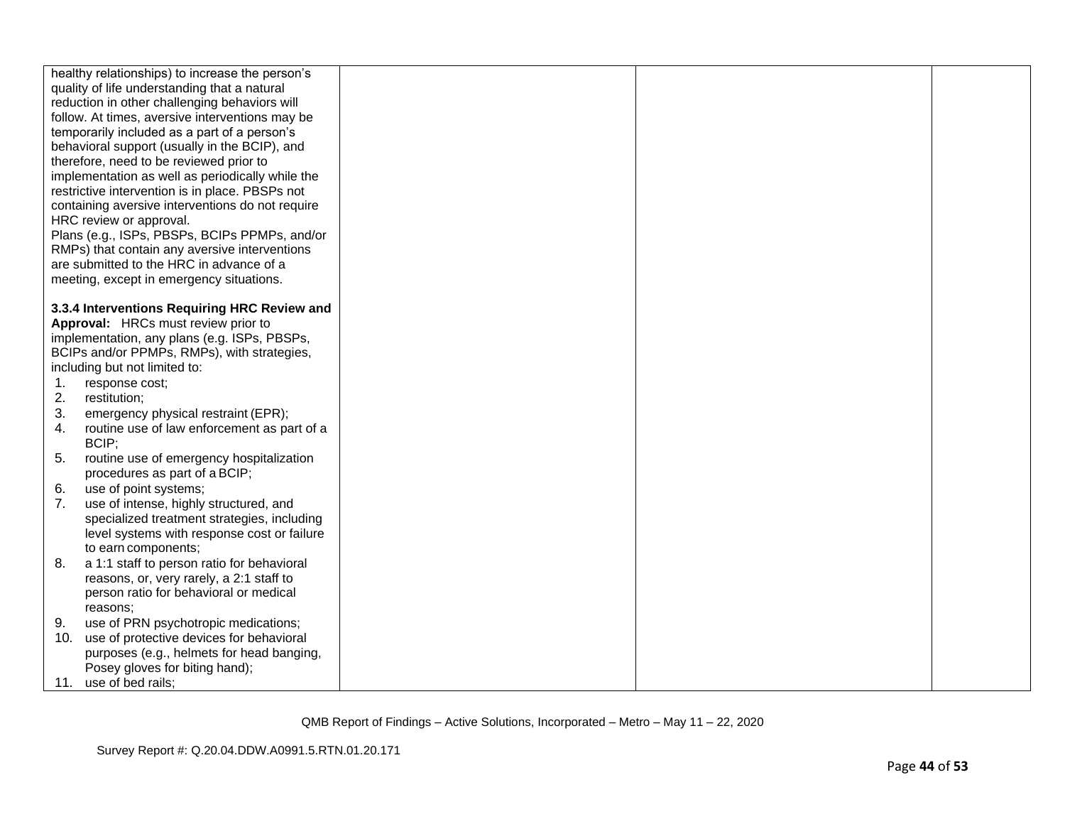| | | | |
|---|---|---|---|
| healthy relationships) to increase the person's quality of life understanding that a natural reduction in other challenging behaviors will follow. At times, aversive interventions may be temporarily included as a part of a person's behavioral support (usually in the BCIP), and therefore, need to be reviewed prior to implementation as well as periodically while the restrictive intervention is in place. PBSPs not containing aversive interventions do not require HRC review or approval.<br>Plans (e.g., ISPs, PBSPs, BCIPs PPMPs, and/or RMPs) that contain any aversive interventions are submitted to the HRC in advance of a meeting, except in emergency situations.<br><br>**3.3.4 Interventions Requiring HRC Review and Approval:** HRCs must review prior to implementation, any plans (e.g. ISPs, PBSPs, BCIPs and/or PPMPs, RMPs), with strategies, including but not limited to:<br>1. response cost;<br>2. restitution;<br>3. emergency physical restraint (EPR);<br>4. routine use of law enforcement as part of a BCIP;<br>5. routine use of emergency hospitalization procedures as part of a BCIP;<br>6. use of point systems;<br>7. use of intense, highly structured, and specialized treatment strategies, including level systems with response cost or failure to earn components;<br>8. a 1:1 staff to person ratio for behavioral reasons, or, very rarely, a 2:1 staff to person ratio for behavioral or medical reasons;<br>9. use of PRN psychotropic medications;<br>10. use of protective devices for behavioral purposes (e.g., helmets for head banging, Posey gloves for biting hand);<br>11. use of bed rails; | | | |

QMB Report of Findings – Active Solutions, Incorporated – Metro – May 11 – 22, 2020

Survey Report #: Q.20.04.DDW.A0991.5.RTN.01.20.171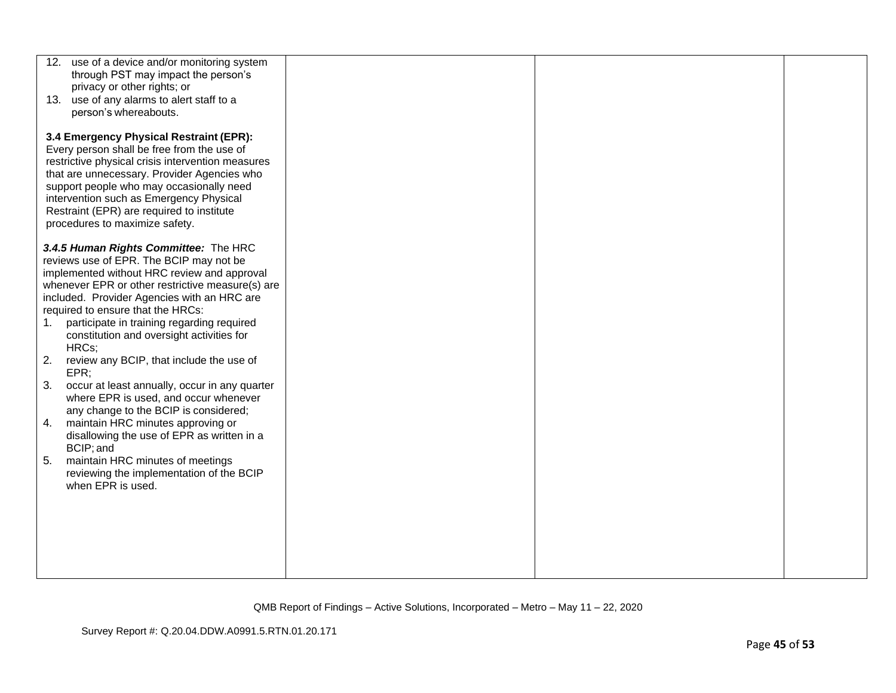| | | | |
|---|---|---|---|
| 12. use of a device and/or monitoring system through PST may impact the person's privacy or other rights; or<br>13. use of any alarms to alert staff to a person's whereabouts.<br><br>**3.4 Emergency Physical Restraint (EPR):** Every person shall be free from the use of restrictive physical crisis intervention measures that are unnecessary. Provider Agencies who support people who may occasionally need intervention such as Emergency Physical Restraint (EPR) are required to institute procedures to maximize safety.<br><br>***3.4.5 Human Rights Committee:*** The HRC reviews use of EPR. The BCIP may not be implemented without HRC review and approval whenever EPR or other restrictive measure(s) are included. Provider Agencies with an HRC are required to ensure that the HRCs:<br>1. participate in training regarding required constitution and oversight activities for HRCs;<br>2. review any BCIP, that include the use of EPR;<br>3. occur at least annually, occur in any quarter where EPR is used, and occur whenever any change to the BCIP is considered;<br>4. maintain HRC minutes approving or disallowing the use of EPR as written in a BCIP; and<br>5. maintain HRC minutes of meetings reviewing the implementation of the BCIP when EPR is used. | | | |

QMB Report of Findings – Active Solutions, Incorporated – Metro – May 11 – 22, 2020

Survey Report #: Q.20.04.DDW.A0991.5.RTN.01.20.171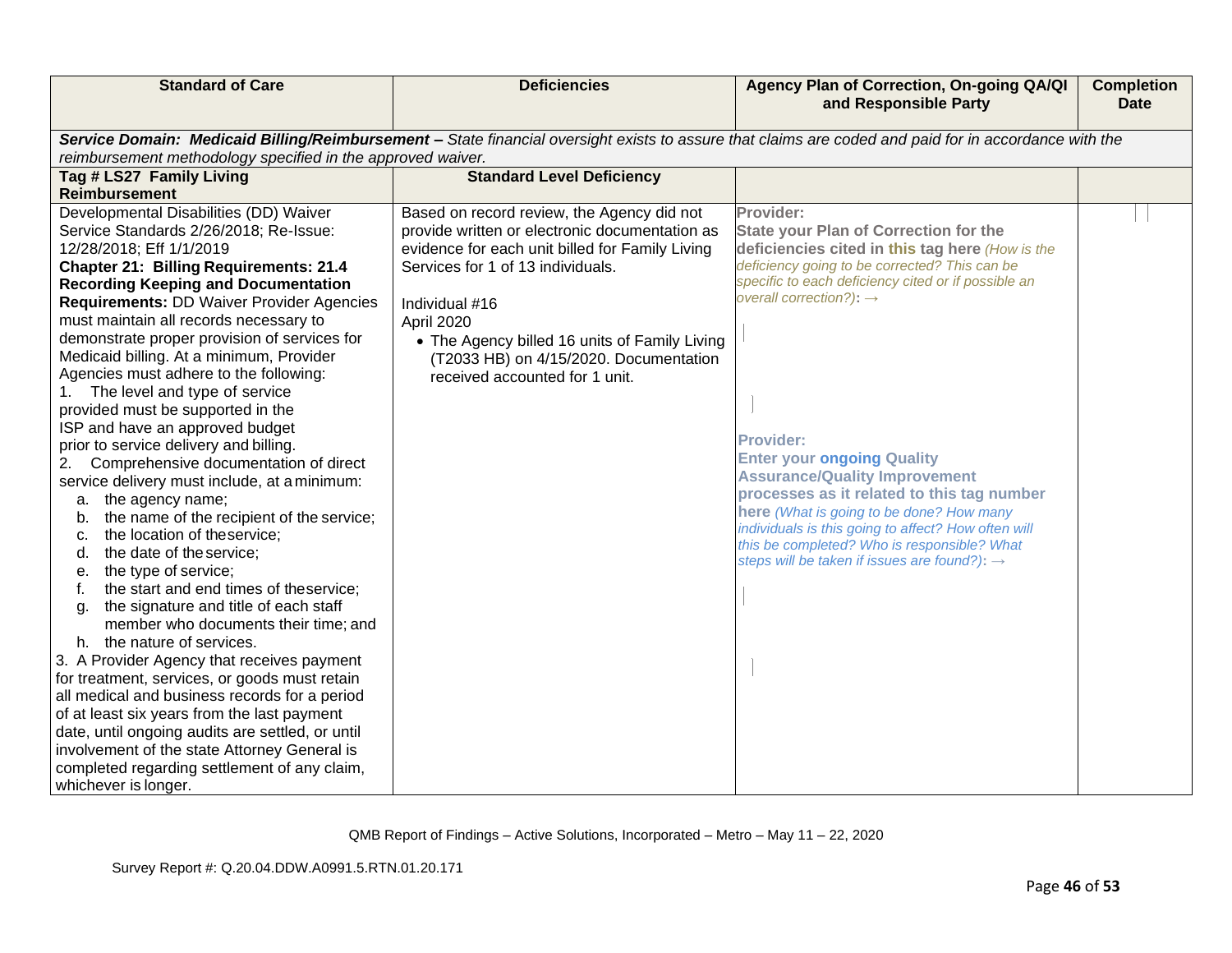| Standard of Care | Deficiencies | Agency Plan of Correction, On-going QA/QI and Responsible Party | Completion Date |
|---|---|---|---|
| ***Service Domain: Medicaid Billing/Reimbursement –*** *State financial oversight exists to assure that claims are coded and paid for in accordance with the reimbursement methodology specified in the approved waiver.* | | | |
| **Tag # LS27 Family Living Reimbursement** | **Standard Level Deficiency** | | |
| Developmental Disabilities (DD) Waiver Service Standards 2/26/2018; Re-Issue: 12/28/2018; Eff 1/1/2019<br>**Chapter 21: Billing Requirements: 21.4 Recording Keeping and Documentation Requirements:** DD Waiver Provider Agencies must maintain all records necessary to demonstrate proper provision of services for Medicaid billing. At a minimum, Provider Agencies must adhere to the following:<br>1. The level and type of service provided must be supported in the ISP and have an approved budget prior to service delivery and billing.<br>2. Comprehensive documentation of direct service delivery must include, at a minimum:<br>a. the agency name;<br>b. the name of the recipient of the service;<br>c. the location of the service;<br>d. the date of the service;<br>e. the type of service;<br>f. the start and end times of the service;<br>g. the signature and title of each staff member who documents their time; and<br>h. the nature of services.<br>3. A Provider Agency that receives payment for treatment, services, or goods must retain all medical and business records for a period of at least six years from the last payment date, until ongoing audits are settled, or until involvement of the state Attorney General is completed regarding settlement of any claim, whichever is longer. | Based on record review, the Agency did not provide written or electronic documentation as evidence for each unit billed for Family Living Services for 1 of 13 individuals.<br><br>Individual #16<br>April 2020<br>• The Agency billed 16 units of Family Living (T2033 HB) on 4/15/2020. Documentation received accounted for 1 unit. | **Provider:**<br>**State your Plan of Correction for the deficiencies cited in this tag here** *(How is the deficiency going to be corrected? This can be specific to each deficiency cited or if possible an overall correction?)*: →<br><br>**Provider:**<br>**Enter your ongoing Quality Assurance/Quality Improvement processes as it related to this tag number here** *(What is going to be done? How many individuals is this going to affect? How often will this be completed? Who is responsible? What steps will be taken if issues are found?)*: → | |

QMB Report of Findings – Active Solutions, Incorporated – Metro – May 11 – 22, 2020

Survey Report #: Q.20.04.DDW.A0991.5.RTN.01.20.171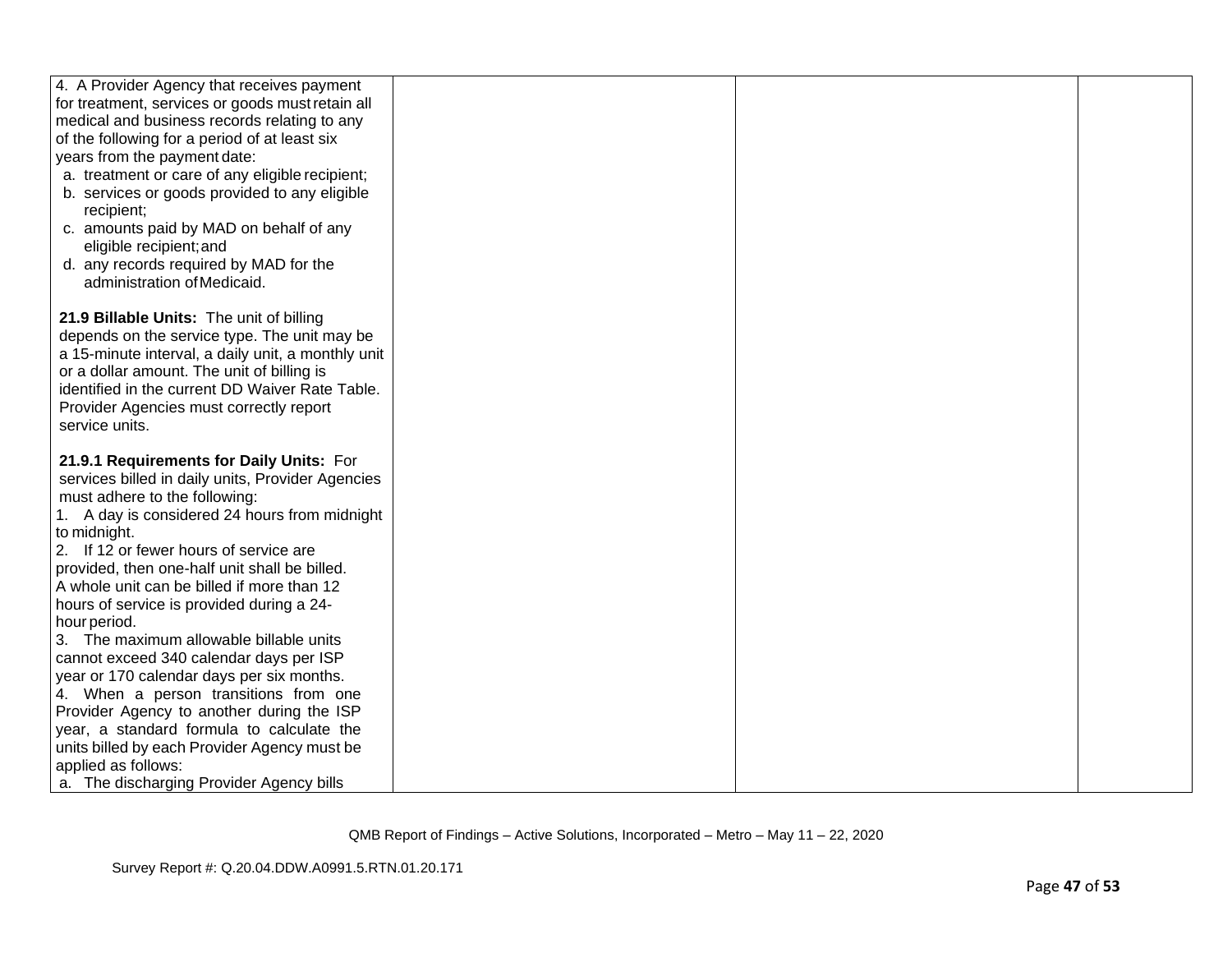| | | | |
|---|---|---|---|
| 4. A Provider Agency that receives payment for treatment, services or goods must retain all medical and business records relating to any of the following for a period of at least six years from the payment date:<br>a. treatment or care of any eligible recipient;<br>b. services or goods provided to any eligible recipient;<br>c. amounts paid by MAD on behalf of any eligible recipient; and<br>d. any records required by MAD for the administration of Medicaid.<br><br>**21.9 Billable Units:** The unit of billing depends on the service type. The unit may be a 15-minute interval, a daily unit, a monthly unit or a dollar amount. The unit of billing is identified in the current DD Waiver Rate Table. Provider Agencies must correctly report service units.<br><br>**21.9.1 Requirements for Daily Units:** For services billed in daily units, Provider Agencies must adhere to the following:<br>1. A day is considered 24 hours from midnight to midnight.<br>2. If 12 or fewer hours of service are provided, then one-half unit shall be billed. A whole unit can be billed if more than 12 hours of service is provided during a 24-hour period.<br>3. The maximum allowable billable units cannot exceed 340 calendar days per ISP year or 170 calendar days per six months.<br>4. When a person transitions from one Provider Agency to another during the ISP year, a standard formula to calculate the units billed by each Provider Agency must be applied as follows:<br>a. The discharging Provider Agency bills | | | |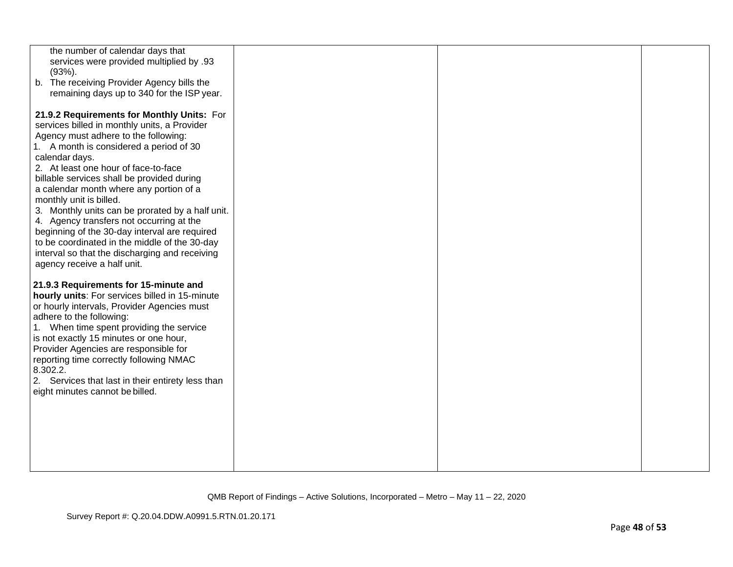| | | | |
|---|---|---|---|
| the number of calendar days that services were provided multiplied by .93 (93%).<br>b. The receiving Provider Agency bills the remaining days up to 340 for the ISP year.<br><br>**21.9.2 Requirements for Monthly Units:** For services billed in monthly units, a Provider Agency must adhere to the following:<br>1. A month is considered a period of 30 calendar days.<br>2. At least one hour of face-to-face billable services shall be provided during a calendar month where any portion of a monthly unit is billed.<br>3. Monthly units can be prorated by a half unit.<br>4. Agency transfers not occurring at the beginning of the 30-day interval are required to be coordinated in the middle of the 30-day interval so that the discharging and receiving agency receive a half unit.<br><br>**21.9.3 Requirements for 15-minute and hourly units**: For services billed in 15-minute or hourly intervals, Provider Agencies must adhere to the following:<br>1. When time spent providing the service is not exactly 15 minutes or one hour, Provider Agencies are responsible for reporting time correctly following NMAC 8.302.2.<br>2. Services that last in their entirety less than eight minutes cannot be billed. | | | |

QMB Report of Findings – Active Solutions, Incorporated – Metro – May 11 – 22, 2020

Survey Report #: Q.20.04.DDW.A0991.5.RTN.01.20.171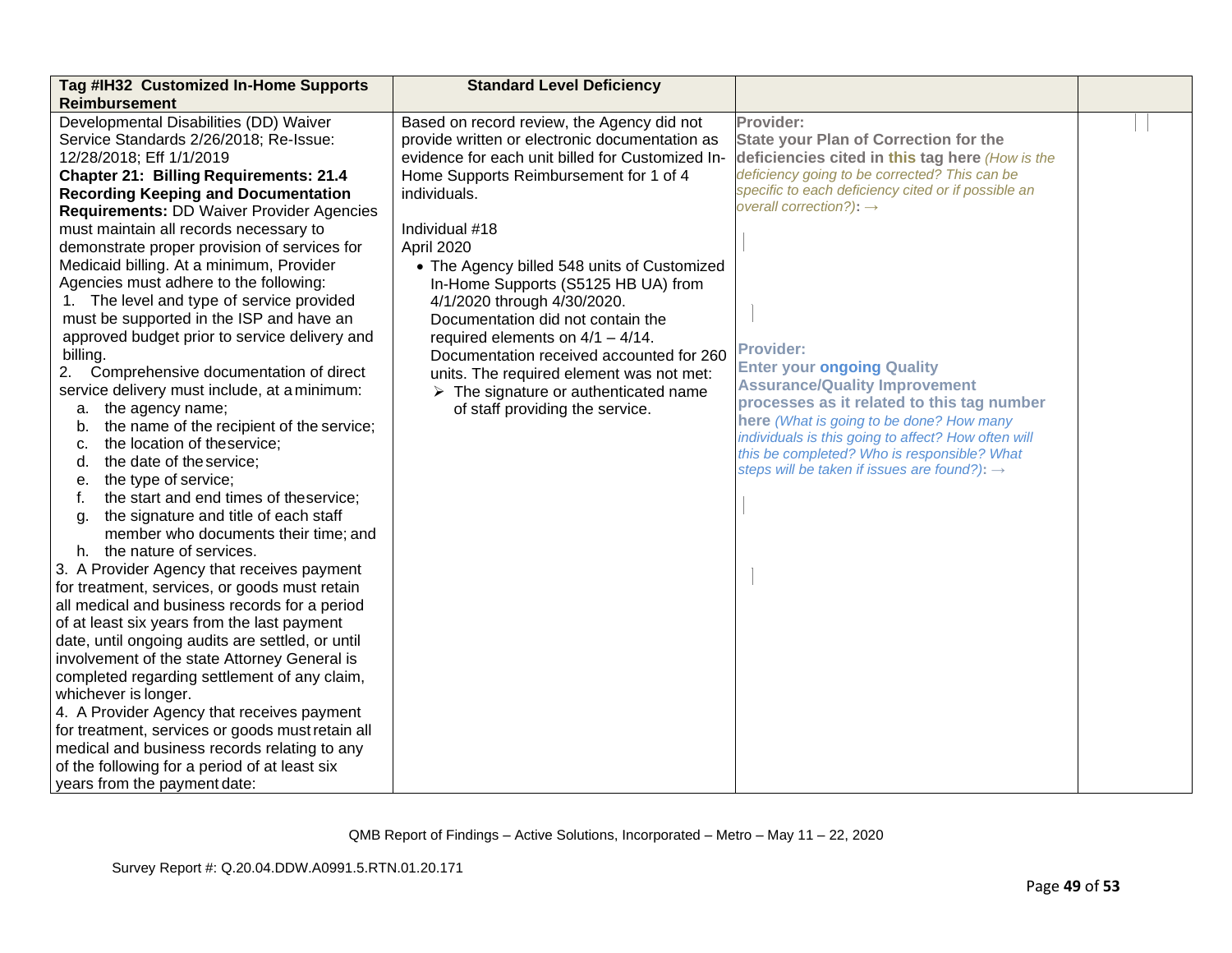| Tag #IH32 Customized In-Home Supports Reimbursement | Standard Level Deficiency | | |
|---|---|---|---|
| Developmental Disabilities (DD) Waiver Service Standards 2/26/2018; Re-Issue: 12/28/2018; Eff 1/1/2019<br>**Chapter 21: Billing Requirements: 21.4 Recording Keeping and Documentation Requirements:** DD Waiver Provider Agencies must maintain all records necessary to demonstrate proper provision of services for Medicaid billing. At a minimum, Provider Agencies must adhere to the following:<br>1. The level and type of service provided must be supported in the ISP and have an approved budget prior to service delivery and billing.<br>2. Comprehensive documentation of direct service delivery must include, at a minimum:<br>a. the agency name;<br>b. the name of the recipient of the service;<br>c. the location of the service;<br>d. the date of the service;<br>e. the type of service;<br>f. the start and end times of the service;<br>g. the signature and title of each staff member who documents their time; and<br>h. the nature of services.<br>3. A Provider Agency that receives payment for treatment, services, or goods must retain all medical and business records for a period of at least six years from the last payment date, until ongoing audits are settled, or until involvement of the state Attorney General is completed regarding settlement of any claim, whichever is longer.<br>4. A Provider Agency that receives payment for treatment, services or goods must retain all medical and business records relating to any of the following for a period of at least six years from the payment date: | Based on record review, the Agency did not provide written or electronic documentation as evidence for each unit billed for Customized In-Home Supports Reimbursement for 1 of 4 individuals.<br><br>Individual #18<br>April 2020<br>• The Agency billed 548 units of Customized In-Home Supports (S5125 HB UA) from 4/1/2020 through 4/30/2020. Documentation did not contain the required elements on 4/1 – 4/14. Documentation received accounted for 260 units. The required element was not met:<br>➢ The signature or authenticated name of staff providing the service. | **Provider:**<br>**State your Plan of Correction for the deficiencies cited in this tag here** *(How is the deficiency going to be corrected? This can be specific to each deficiency cited or if possible an overall correction?)*: →<br><br><br><br>**Provider:**<br>**Enter your ongoing Quality Assurance/Quality Improvement processes as it related to this tag number here** *(What is going to be done? How many individuals is this going to affect? How often will this be completed? Who is responsible? What steps will be taken if issues are found?)*: → | |

QMB Report of Findings – Active Solutions, Incorporated – Metro – May 11 – 22, 2020

Survey Report #: Q.20.04.DDW.A0991.5.RTN.01.20.171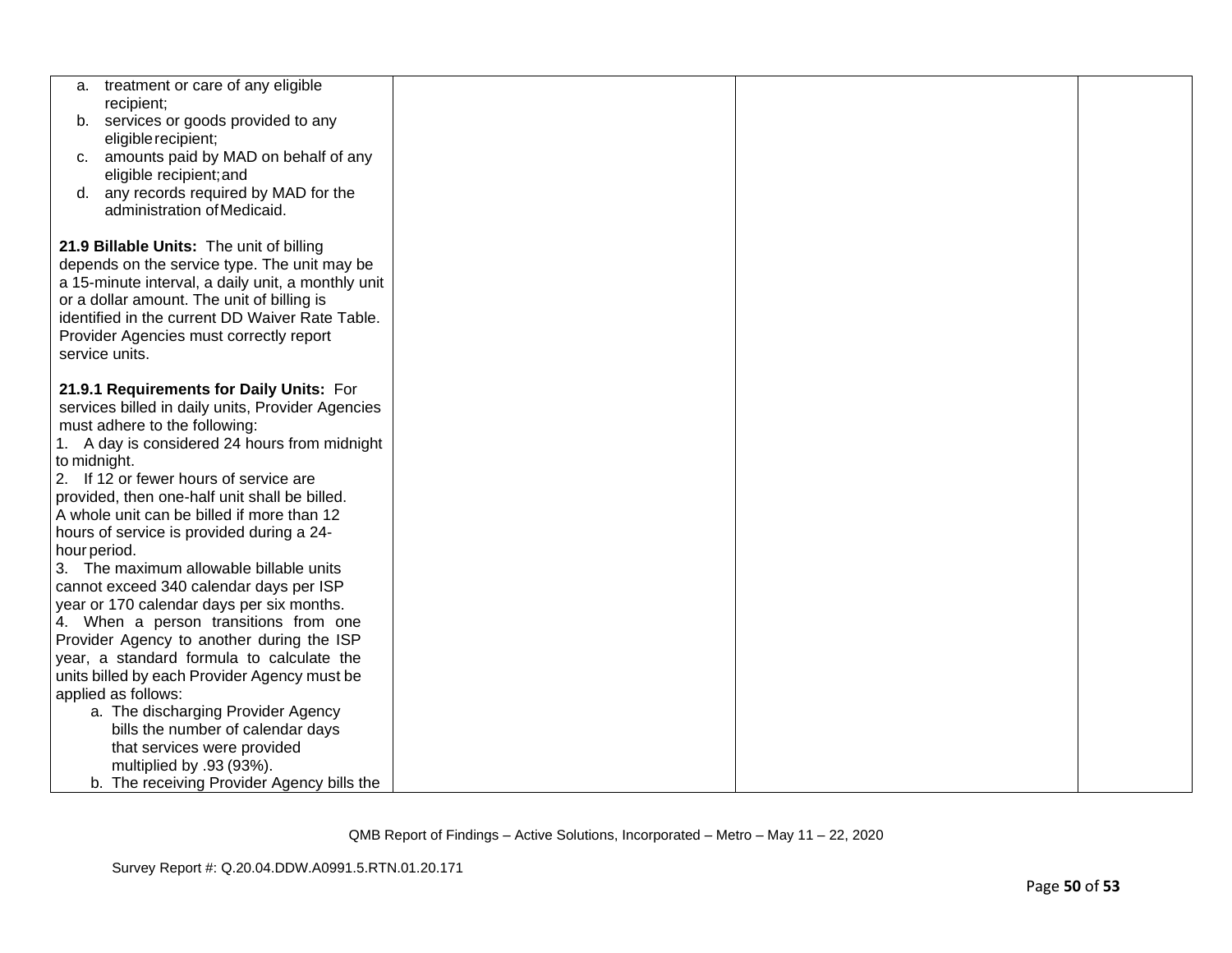| | | | |
|---|---|---|---|
| a. treatment or care of any eligible recipient;<br>b. services or goods provided to any eligible recipient;<br>c. amounts paid by MAD on behalf of any eligible recipient; and<br>d. any records required by MAD for the administration of Medicaid.<br><br>**21.9 Billable Units:** The unit of billing depends on the service type. The unit may be a 15-minute interval, a daily unit, a monthly unit or a dollar amount. The unit of billing is identified in the current DD Waiver Rate Table. Provider Agencies must correctly report service units.<br><br>**21.9.1 Requirements for Daily Units:** For services billed in daily units, Provider Agencies must adhere to the following:<br>1. A day is considered 24 hours from midnight to midnight.<br>2. If 12 or fewer hours of service are provided, then one-half unit shall be billed. A whole unit can be billed if more than 12 hours of service is provided during a 24-hour period.<br>3. The maximum allowable billable units cannot exceed 340 calendar days per ISP year or 170 calendar days per six months.<br>4. When a person transitions from one Provider Agency to another during the ISP year, a standard formula to calculate the units billed by each Provider Agency must be applied as follows:<br>a. The discharging Provider Agency bills the number of calendar days that services were provided multiplied by .93 (93%).<br>b. The receiving Provider Agency bills the | | | |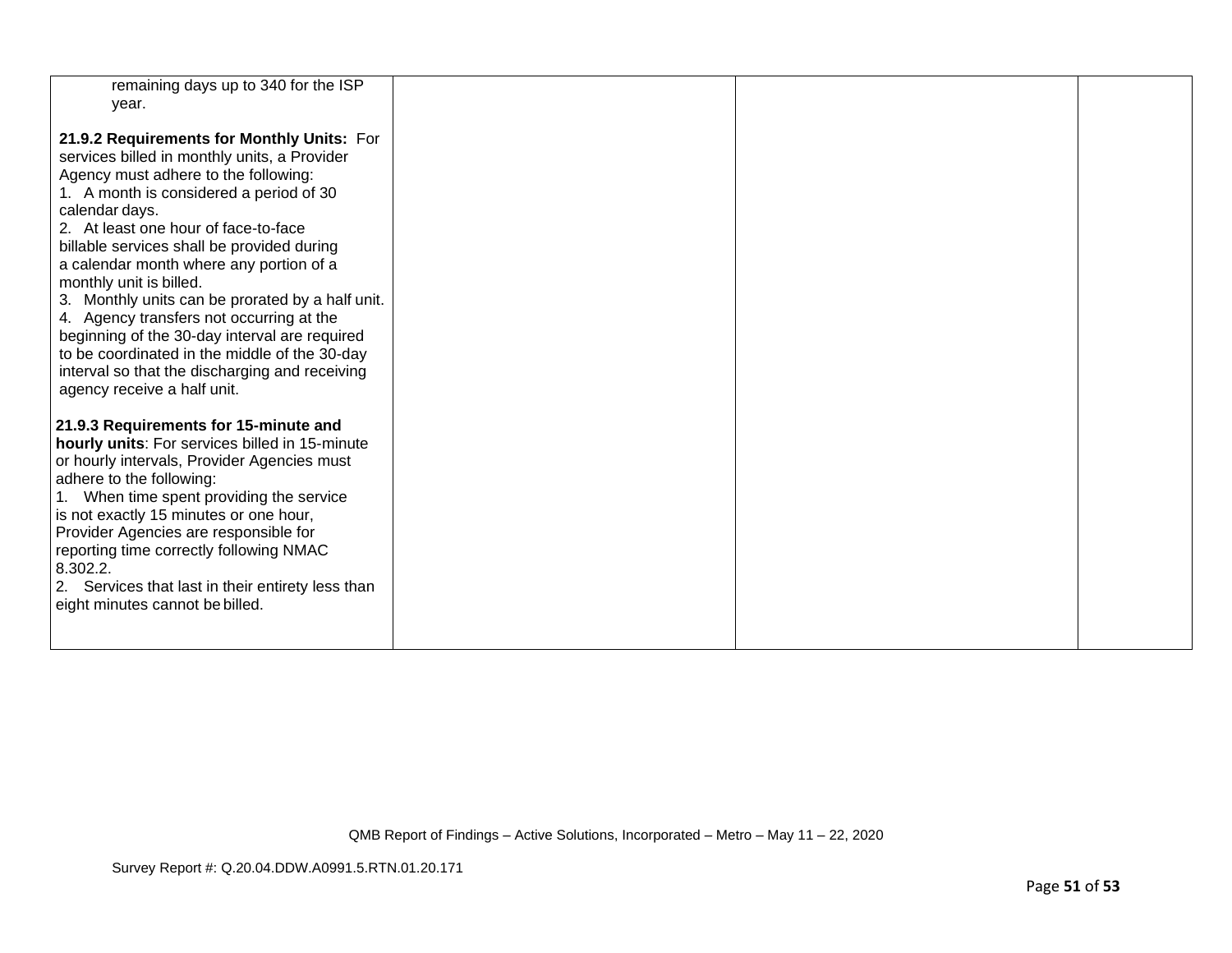| | | | |
|---|---|---|---|
| remaining days up to 340 for the ISP year.<br><br>**21.9.2 Requirements for Monthly Units:** For services billed in monthly units, a Provider Agency must adhere to the following:<br>1. A month is considered a period of 30 calendar days.<br>2. At least one hour of face-to-face billable services shall be provided during a calendar month where any portion of a monthly unit is billed.<br>3. Monthly units can be prorated by a half unit.<br>4. Agency transfers not occurring at the beginning of the 30-day interval are required to be coordinated in the middle of the 30-day interval so that the discharging and receiving agency receive a half unit.<br><br>**21.9.3 Requirements for 15-minute and hourly units**: For services billed in 15-minute or hourly intervals, Provider Agencies must adhere to the following:<br>1. When time spent providing the service is not exactly 15 minutes or one hour, Provider Agencies are responsible for reporting time correctly following NMAC 8.302.2.<br>2. Services that last in their entirety less than eight minutes cannot be billed. | | | |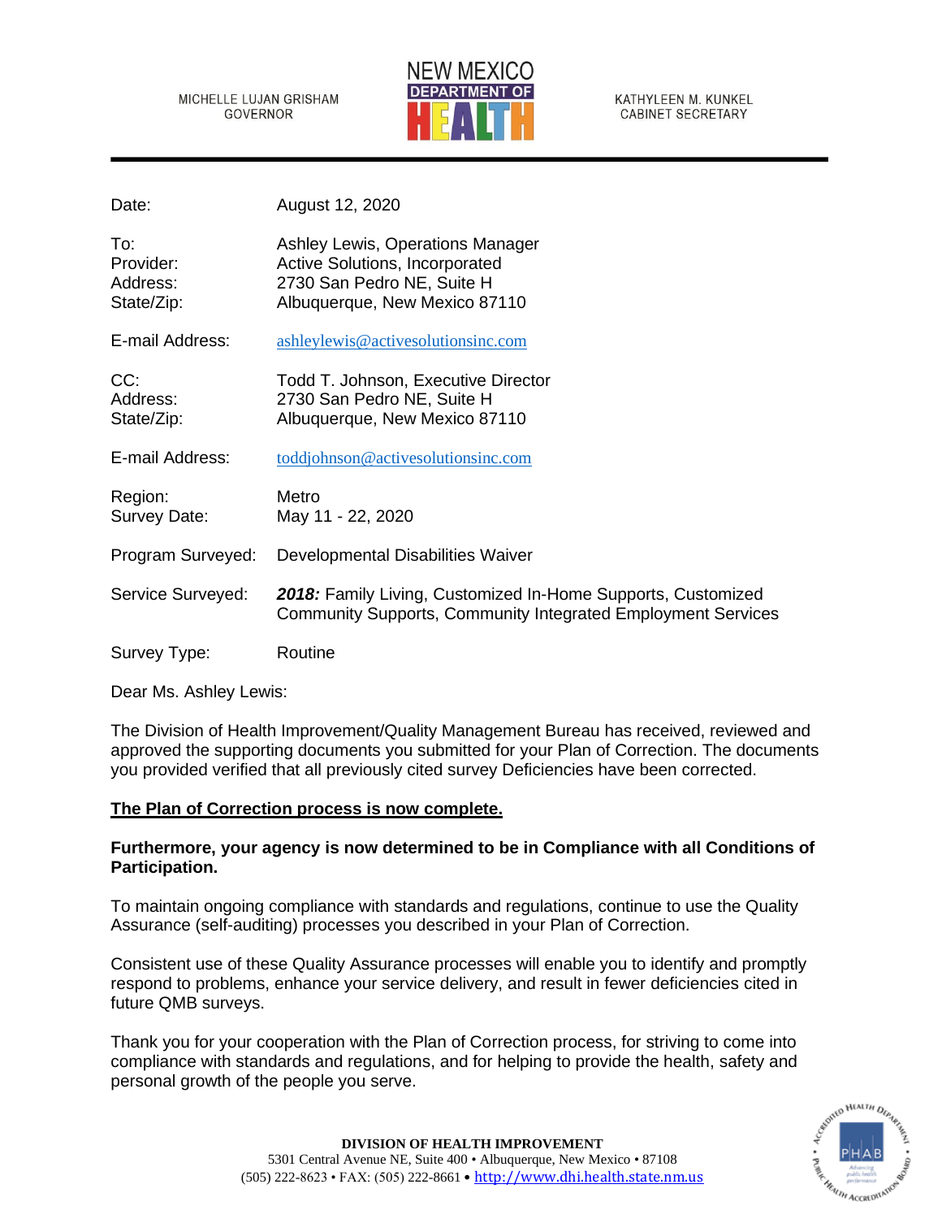MICHELLE LUJAN GRISHAM
GOVERNOR

NEW MEXICO
DEPARTMENT OF
HEALTH

KATHYLEEN M. KUNKEL
CABINET SECRETARY

Date: August 12, 2020

To: Ashley Lewis, Operations Manager
Provider: Active Solutions, Incorporated
Address: 2730 San Pedro NE, Suite H
State/Zip: Albuquerque, New Mexico 87110

E-mail Address: ashleylewis@activesolutionsinc.com

CC: Todd T. Johnson, Executive Director
Address: 2730 San Pedro NE, Suite H
State/Zip: Albuquerque, New Mexico 87110

E-mail Address: toddjohnson@activesolutionsinc.com

Region: Metro
Survey Date: May 11 - 22, 2020

Program Surveyed: Developmental Disabilities Waiver

Service Surveyed: ***2018:*** Family Living, Customized In-Home Supports, Customized Community Supports, Community Integrated Employment Services

Survey Type: Routine

Dear Ms. Ashley Lewis:

The Division of Health Improvement/Quality Management Bureau has received, reviewed and approved the supporting documents you submitted for your Plan of Correction. The documents you provided verified that all previously cited survey Deficiencies have been corrected.

**<u>The Plan of Correction process is now complete.</u>**

**Furthermore, your agency is now determined to be in Compliance with all Conditions of Participation.**

To maintain ongoing compliance with standards and regulations, continue to use the Quality Assurance (self-auditing) processes you described in your Plan of Correction.

Consistent use of these Quality Assurance processes will enable you to identify and promptly respond to problems, enhance your service delivery, and result in fewer deficiencies cited in future QMB surveys.

Thank you for your cooperation with the Plan of Correction process, for striving to come into compliance with standards and regulations, and for helping to provide the health, safety and personal growth of the people you serve.

**DIVISION OF HEALTH IMPROVEMENT**
5301 Central Avenue NE, Suite 400 • Albuquerque, New Mexico • 87108
(505) 222-8623 • FAX: (505) 222-8661 • http://www.dhi.health.state.nm.us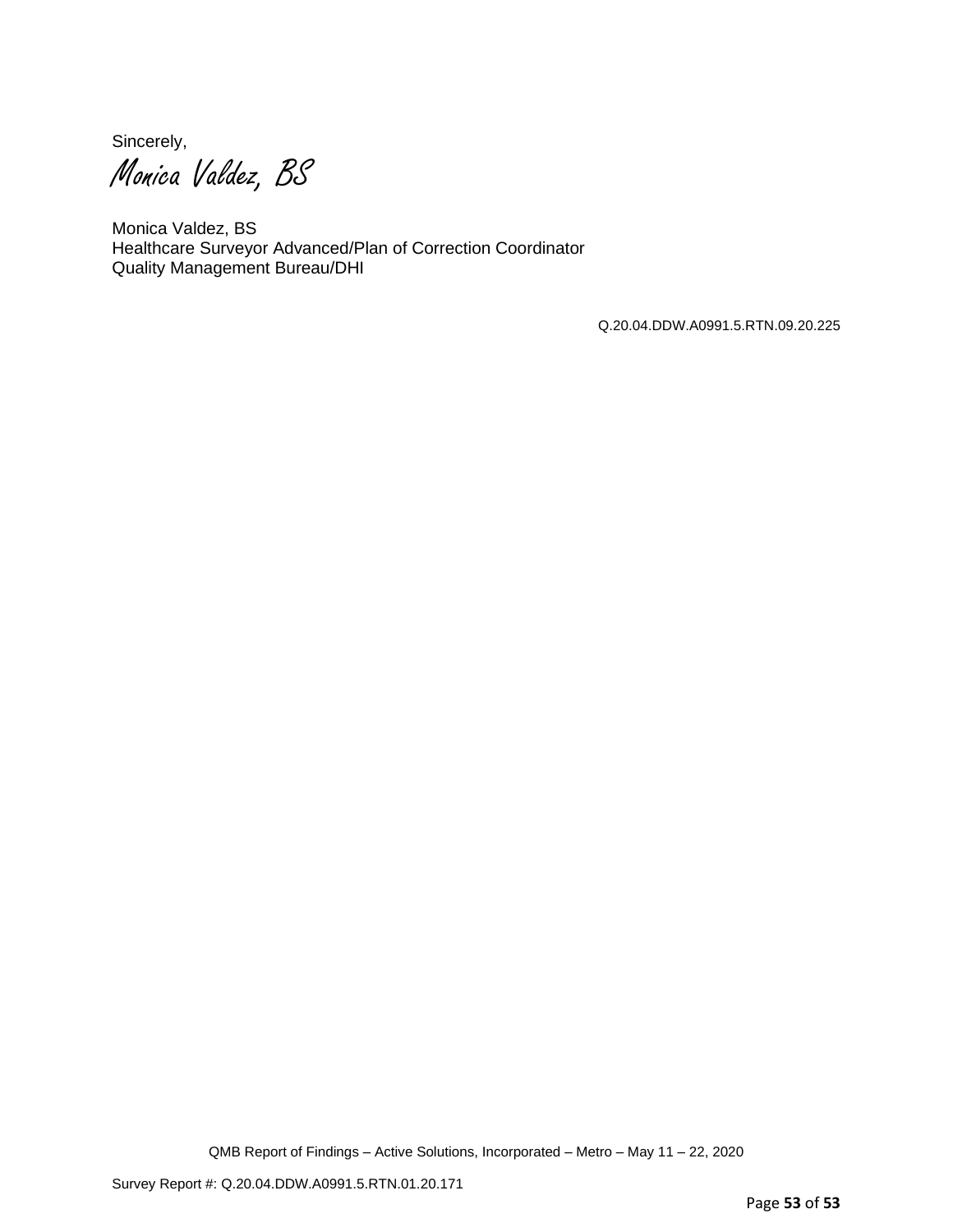Sincerely,

*Monica Valdez, BS*

Monica Valdez, BS
Healthcare Surveyor Advanced/Plan of Correction Coordinator
Quality Management Bureau/DHI

Q.20.04.DDW.A0991.5.RTN.09.20.225